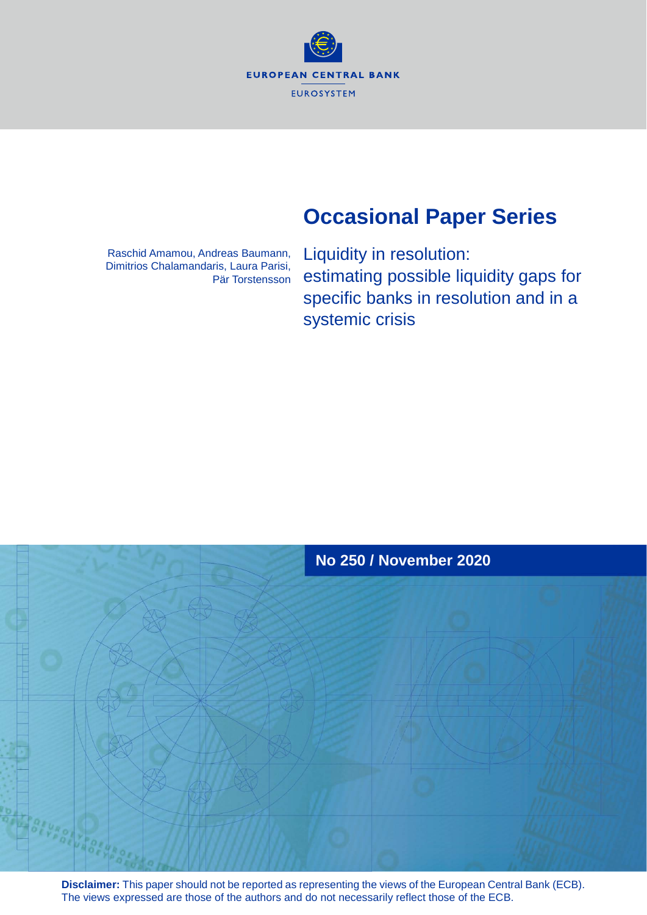EUROPEAN CENTRAL BANK

EUROSYSTEM

# Occasional Paper Series

Raschid Amamou, Andreas Baumann, Dimitrios Chalamandaris, Laura Parisi, Pär Torstensson

## Liquidity in resolution: estimating possible liquidity gaps for specific banks in resolution and in a systemic crisis

**No 250 / November 2020**

**Disclaimer:** This paper should not be reported as representing the views of the European Central Bank (ECB). The views expressed are those of the authors and do not necessarily reflect those of the ECB.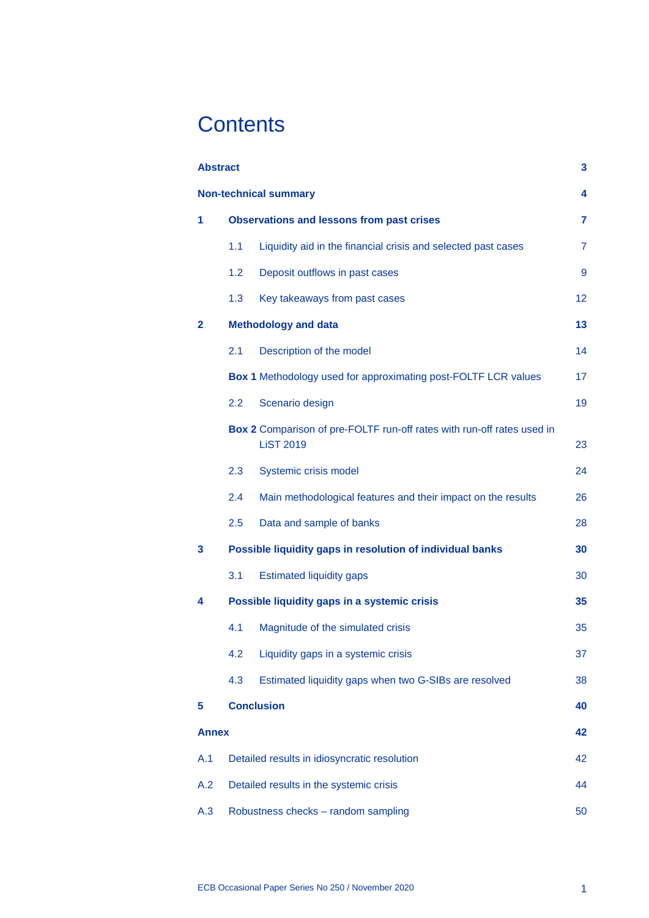# Contents

| | |
|---|---|
| **Abstract** | **3** |
| **Non-technical summary** | **4** |
| **1 Observations and lessons from past crises** | **7** |
| 1.1 Liquidity aid in the financial crisis and selected past cases | 7 |
| 1.2 Deposit outflows in past cases | 9 |
| 1.3 Key takeaways from past cases | 12 |
| **2 Methodology and data** | **13** |
| 2.1 Description of the model | 14 |
| **Box 1** Methodology used for approximating post-FOLTF LCR values | 17 |
| 2.2 Scenario design | 19 |
| **Box 2** Comparison of pre-FOLTF run-off rates with run-off rates used in LiST 2019 | 23 |
| 2.3 Systemic crisis model | 24 |
| 2.4 Main methodological features and their impact on the results | 26 |
| 2.5 Data and sample of banks | 28 |
| **3 Possible liquidity gaps in resolution of individual banks** | **30** |
| 3.1 Estimated liquidity gaps | 30 |
| **4 Possible liquidity gaps in a systemic crisis** | **35** |
| 4.1 Magnitude of the simulated crisis | 35 |
| 4.2 Liquidity gaps in a systemic crisis | 37 |
| 4.3 Estimated liquidity gaps when two G-SIBs are resolved | 38 |
| **5 Conclusion** | **40** |
| **Annex** | **42** |
| A.1 Detailed results in idiosyncratic resolution | 42 |
| A.2 Detailed results in the systemic crisis | 44 |
| A.3 Robustness checks – random sampling | 50 |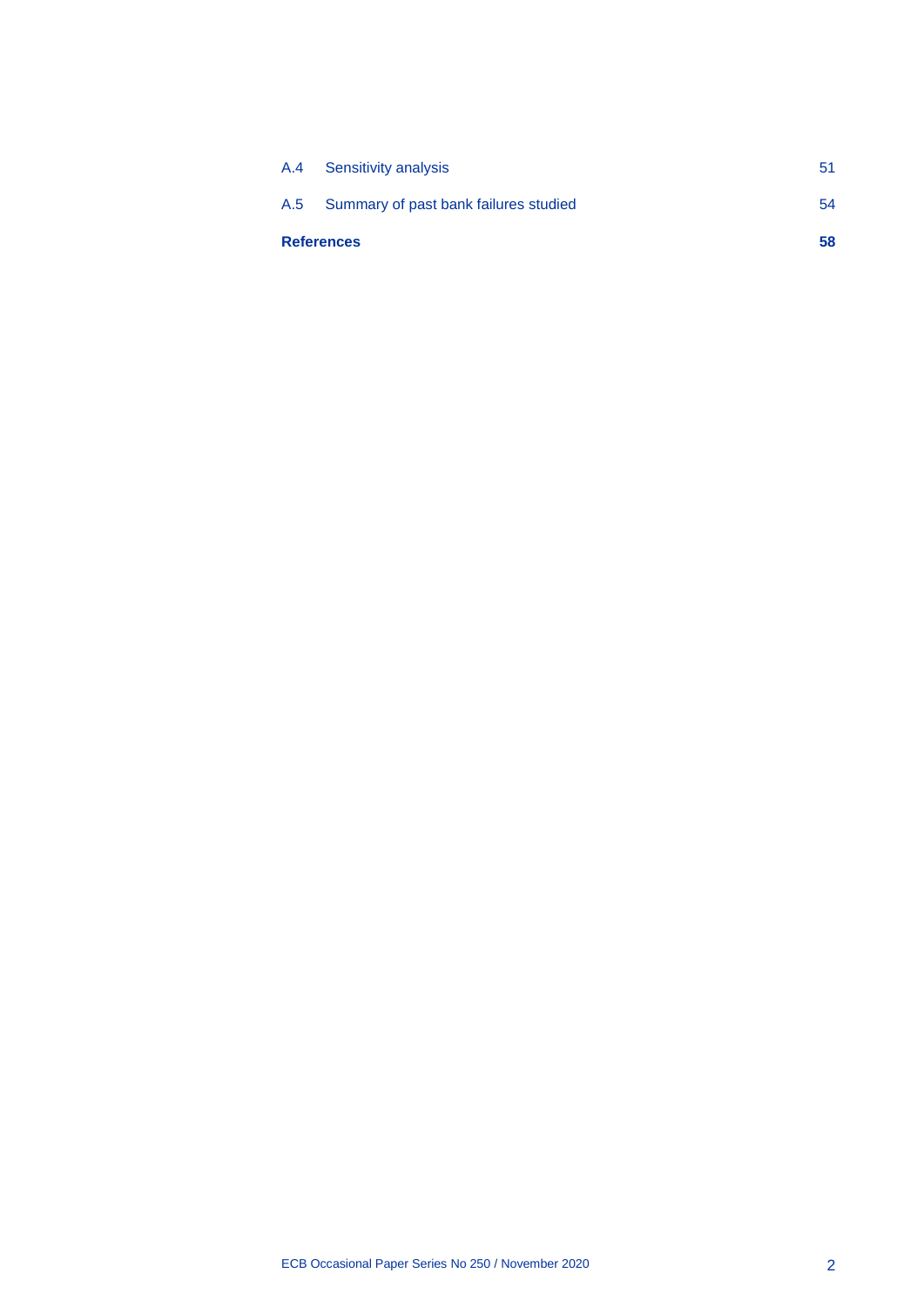| | | |
|---|---|---|
| A.4 | Sensitivity analysis | 51 |
| A.5 | Summary of past bank failures studied | 54 |
| **References** | | **58** |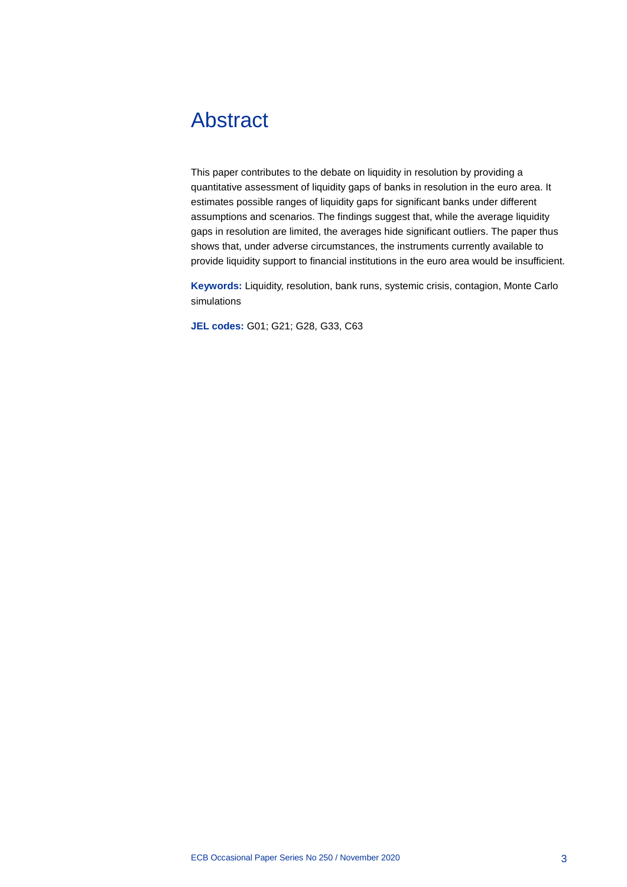# Abstract

This paper contributes to the debate on liquidity in resolution by providing a quantitative assessment of liquidity gaps of banks in resolution in the euro area. It estimates possible ranges of liquidity gaps for significant banks under different assumptions and scenarios. The findings suggest that, while the average liquidity gaps in resolution are limited, the averages hide significant outliers. The paper thus shows that, under adverse circumstances, the instruments currently available to provide liquidity support to financial institutions in the euro area would be insufficient.

**Keywords:** Liquidity, resolution, bank runs, systemic crisis, contagion, Monte Carlo simulations

**JEL codes:** G01; G21; G28, G33, C63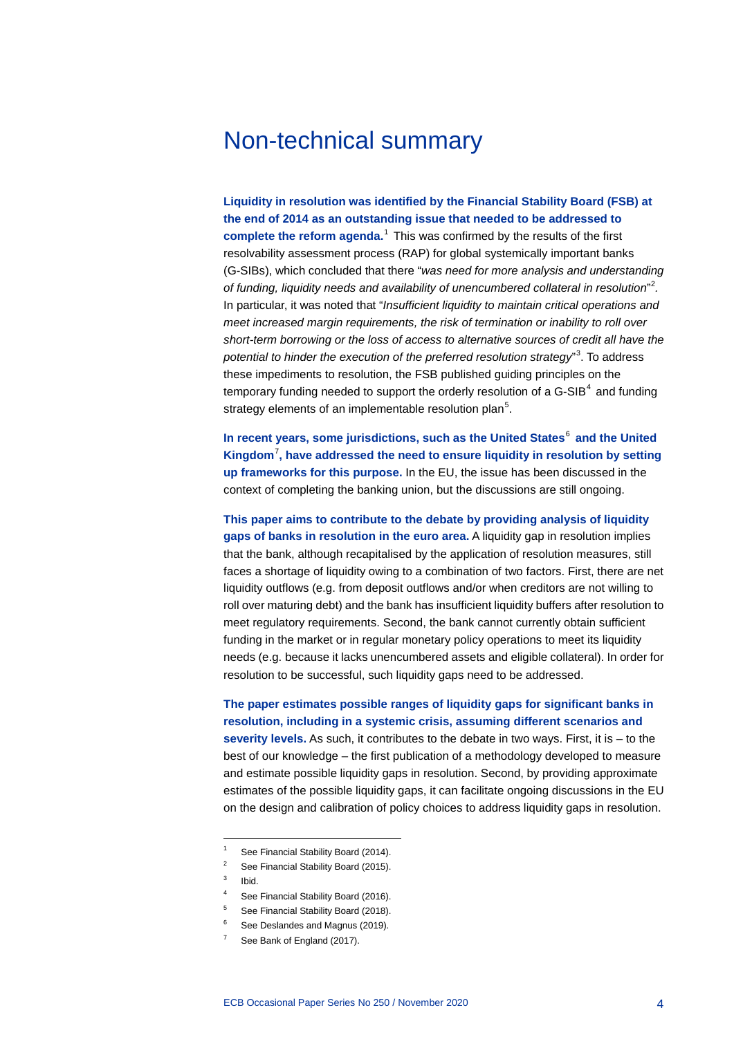# Non-technical summary

**Liquidity in resolution was identified by the Financial Stability Board (FSB) at the end of 2014 as an outstanding issue that needed to be addressed to complete the reform agenda.**[1] This was confirmed by the results of the first resolvability assessment process (RAP) for global systemically important banks (G-SIBs), which concluded that there "*was need for more analysis and understanding of funding, liquidity needs and availability of unencumbered collateral in resolution*"[2]. In particular, it was noted that "*Insufficient liquidity to maintain critical operations and meet increased margin requirements, the risk of termination or inability to roll over short-term borrowing or the loss of access to alternative sources of credit all have the potential to hinder the execution of the preferred resolution strategy*"[3]. To address these impediments to resolution, the FSB published guiding principles on the temporary funding needed to support the orderly resolution of a G-SIB[4] and funding strategy elements of an implementable resolution plan[5].

**In recent years, some jurisdictions, such as the United States[6] and the United Kingdom[7], have addressed the need to ensure liquidity in resolution by setting up frameworks for this purpose.** In the EU, the issue has been discussed in the context of completing the banking union, but the discussions are still ongoing.

**This paper aims to contribute to the debate by providing analysis of liquidity gaps of banks in resolution in the euro area.** A liquidity gap in resolution implies that the bank, although recapitalised by the application of resolution measures, still faces a shortage of liquidity owing to a combination of two factors. First, there are net liquidity outflows (e.g. from deposit outflows and/or when creditors are not willing to roll over maturing debt) and the bank has insufficient liquidity buffers after resolution to meet regulatory requirements. Second, the bank cannot currently obtain sufficient funding in the market or in regular monetary policy operations to meet its liquidity needs (e.g. because it lacks unencumbered assets and eligible collateral). In order for resolution to be successful, such liquidity gaps need to be addressed.

**The paper estimates possible ranges of liquidity gaps for significant banks in resolution, including in a systemic crisis, assuming different scenarios and severity levels.** As such, it contributes to the debate in two ways. First, it is – to the best of our knowledge – the first publication of a methodology developed to measure and estimate possible liquidity gaps in resolution. Second, by providing approximate estimates of the possible liquidity gaps, it can facilitate ongoing discussions in the EU on the design and calibration of policy choices to address liquidity gaps in resolution.

---

1. See Financial Stability Board (2014).
2. See Financial Stability Board (2015).
3. Ibid.
4. See Financial Stability Board (2016).
5. See Financial Stability Board (2018).
6. See Deslandes and Magnus (2019).
7. See Bank of England (2017).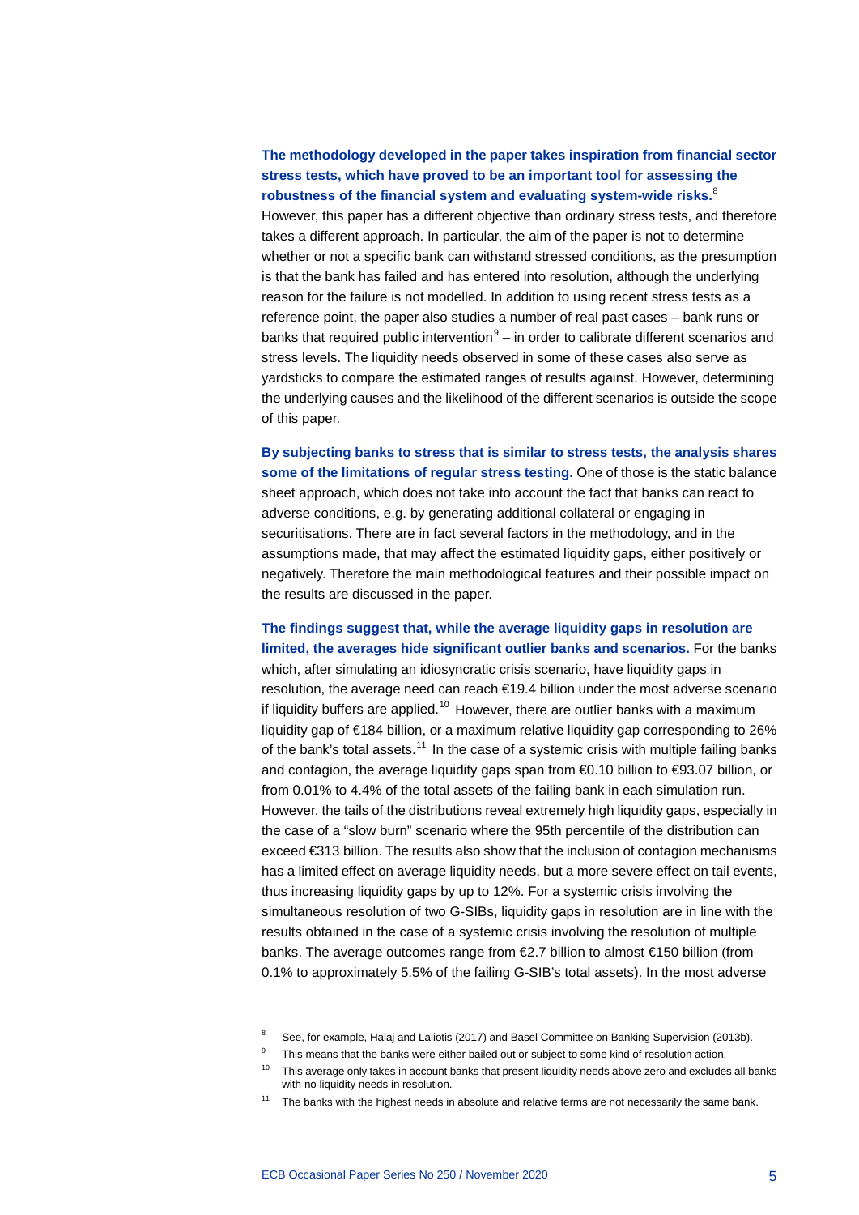**The methodology developed in the paper takes inspiration from financial sector stress tests, which have proved to be an important tool for assessing the robustness of the financial system and evaluating system-wide risks.**[8] However, this paper has a different objective than ordinary stress tests, and therefore takes a different approach. In particular, the aim of the paper is not to determine whether or not a specific bank can withstand stressed conditions, as the presumption is that the bank has failed and has entered into resolution, although the underlying reason for the failure is not modelled. In addition to using recent stress tests as a reference point, the paper also studies a number of real past cases – bank runs or banks that required public intervention[9] – in order to calibrate different scenarios and stress levels. The liquidity needs observed in some of these cases also serve as yardsticks to compare the estimated ranges of results against. However, determining the underlying causes and the likelihood of the different scenarios is outside the scope of this paper.

**By subjecting banks to stress that is similar to stress tests, the analysis shares some of the limitations of regular stress testing.** One of those is the static balance sheet approach, which does not take into account the fact that banks can react to adverse conditions, e.g. by generating additional collateral or engaging in securitisations. There are in fact several factors in the methodology, and in the assumptions made, that may affect the estimated liquidity gaps, either positively or negatively. Therefore the main methodological features and their possible impact on the results are discussed in the paper.

**The findings suggest that, while the average liquidity gaps in resolution are limited, the averages hide significant outlier banks and scenarios.** For the banks which, after simulating an idiosyncratic crisis scenario, have liquidity gaps in resolution, the average need can reach €19.4 billion under the most adverse scenario if liquidity buffers are applied.[10] However, there are outlier banks with a maximum liquidity gap of €184 billion, or a maximum relative liquidity gap corresponding to 26% of the bank's total assets.[11] In the case of a systemic crisis with multiple failing banks and contagion, the average liquidity gaps span from €0.10 billion to €93.07 billion, or from 0.01% to 4.4% of the total assets of the failing bank in each simulation run. However, the tails of the distributions reveal extremely high liquidity gaps, especially in the case of a "slow burn" scenario where the 95th percentile of the distribution can exceed €313 billion. The results also show that the inclusion of contagion mechanisms has a limited effect on average liquidity needs, but a more severe effect on tail events, thus increasing liquidity gaps by up to 12%. For a systemic crisis involving the simultaneous resolution of two G-SIBs, liquidity gaps in resolution are in line with the results obtained in the case of a systemic crisis involving the resolution of multiple banks. The average outcomes range from €2.7 billion to almost €150 billion (from 0.1% to approximately 5.5% of the failing G-SIB's total assets). In the most adverse

---

[8] See, for example, Halaj and Laliotis (2017) and Basel Committee on Banking Supervision (2013b).

[9] This means that the banks were either bailed out or subject to some kind of resolution action.

[10] This average only takes in account banks that present liquidity needs above zero and excludes all banks with no liquidity needs in resolution.

[11] The banks with the highest needs in absolute and relative terms are not necessarily the same bank.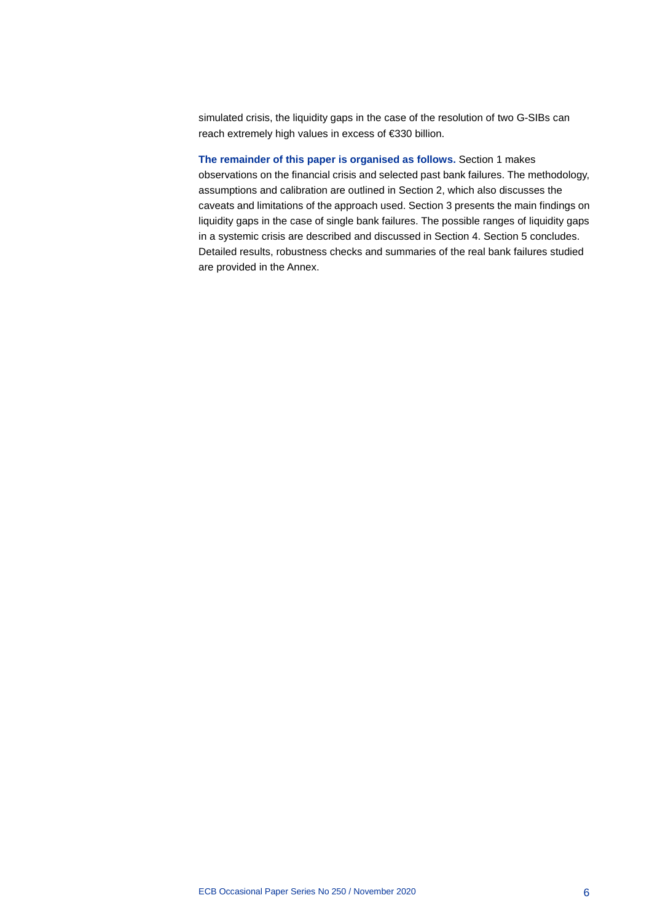simulated crisis, the liquidity gaps in the case of the resolution of two G-SIBs can reach extremely high values in excess of €330 billion.

**The remainder of this paper is organised as follows.** Section 1 makes observations on the financial crisis and selected past bank failures. The methodology, assumptions and calibration are outlined in Section 2, which also discusses the caveats and limitations of the approach used. Section 3 presents the main findings on liquidity gaps in the case of single bank failures. The possible ranges of liquidity gaps in a systemic crisis are described and discussed in Section 4. Section 5 concludes. Detailed results, robustness checks and summaries of the real bank failures studied are provided in the Annex.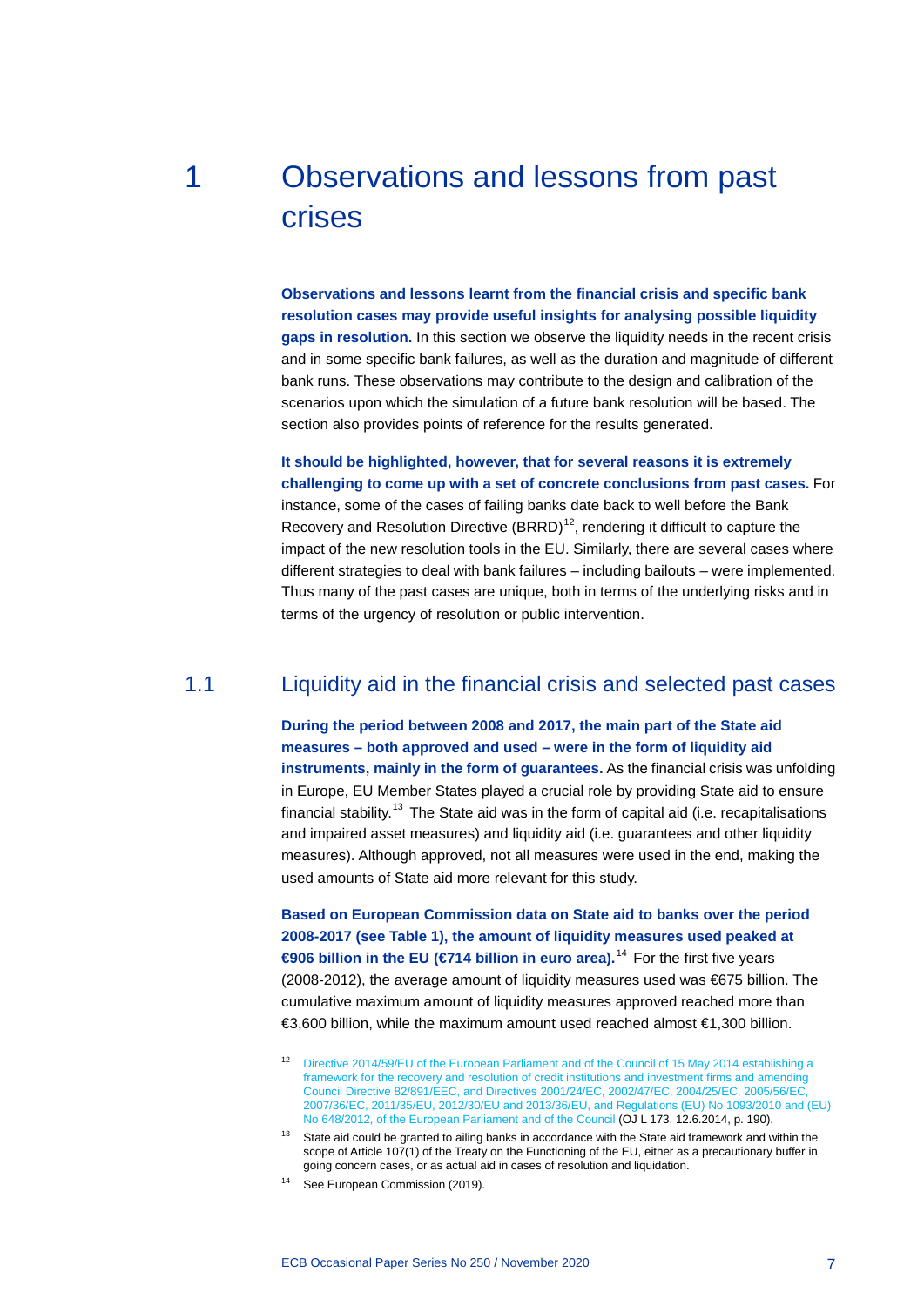# 1 Observations and lessons from past crises

**Observations and lessons learnt from the financial crisis and specific bank resolution cases may provide useful insights for analysing possible liquidity gaps in resolution.** In this section we observe the liquidity needs in the recent crisis and in some specific bank failures, as well as the duration and magnitude of different bank runs. These observations may contribute to the design and calibration of the scenarios upon which the simulation of a future bank resolution will be based. The section also provides points of reference for the results generated.

**It should be highlighted, however, that for several reasons it is extremely challenging to come up with a set of concrete conclusions from past cases.** For instance, some of the cases of failing banks date back to well before the Bank Recovery and Resolution Directive (BRRD)[12], rendering it difficult to capture the impact of the new resolution tools in the EU. Similarly, there are several cases where different strategies to deal with bank failures – including bailouts – were implemented. Thus many of the past cases are unique, both in terms of the underlying risks and in terms of the urgency of resolution or public intervention.

## 1.1 Liquidity aid in the financial crisis and selected past cases

**During the period between 2008 and 2017, the main part of the State aid measures – both approved and used – were in the form of liquidity aid instruments, mainly in the form of guarantees.** As the financial crisis was unfolding in Europe, EU Member States played a crucial role by providing State aid to ensure financial stability.[13] The State aid was in the form of capital aid (i.e. recapitalisations and impaired asset measures) and liquidity aid (i.e. guarantees and other liquidity measures). Although approved, not all measures were used in the end, making the used amounts of State aid more relevant for this study.

**Based on European Commission data on State aid to banks over the period 2008-2017 (see Table 1), the amount of liquidity measures used peaked at €906 billion in the EU (€714 billion in euro area).**[14] For the first five years (2008-2012), the average amount of liquidity measures used was €675 billion. The cumulative maximum amount of liquidity measures approved reached more than €3,600 billion, while the maximum amount used reached almost €1,300 billion.

---

[12] Directive 2014/59/EU of the European Parliament and of the Council of 15 May 2014 establishing a framework for the recovery and resolution of credit institutions and investment firms and amending Council Directive 82/891/EEC, and Directives 2001/24/EC, 2002/47/EC, 2004/25/EC, 2005/56/EC, 2007/36/EC, 2011/35/EU, 2012/30/EU and 2013/36/EU, and Regulations (EU) No 1093/2010 and (EU) No 648/2012, of the European Parliament and of the Council (OJ L 173, 12.6.2014, p. 190).

[13] State aid could be granted to ailing banks in accordance with the State aid framework and within the scope of Article 107(1) of the Treaty on the Functioning of the EU, either as a precautionary buffer in going concern cases, or as actual aid in cases of resolution and liquidation.

[14] See European Commission (2019).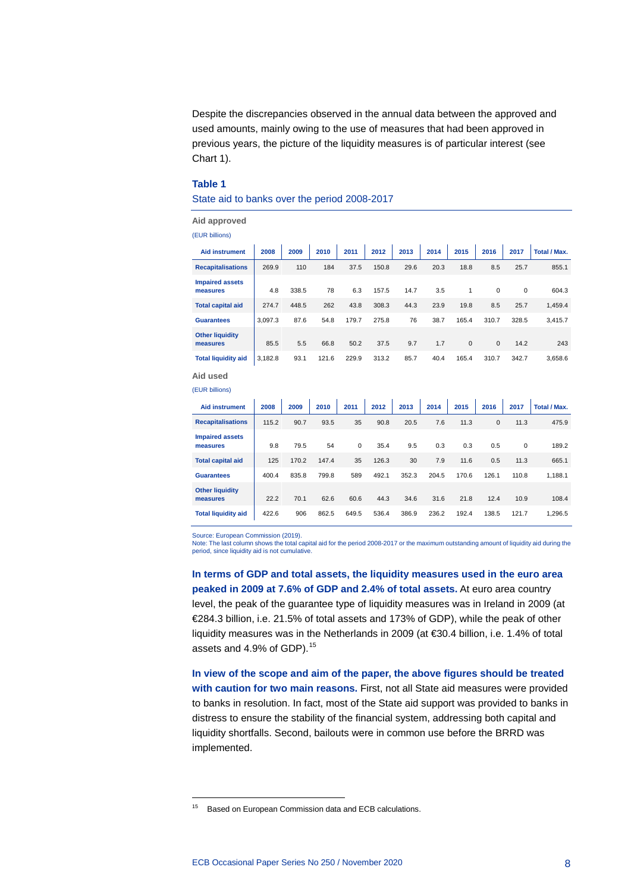Despite the discrepancies observed in the annual data between the approved and used amounts, mainly owing to the use of measures that had been approved in previous years, the picture of the liquidity measures is of particular interest (see Chart 1).

**Table 1**

State aid to banks over the period 2008-2017

**Aid approved**

(EUR billions)

| Aid instrument | 2008 | 2009 | 2010 | 2011 | 2012 | 2013 | 2014 | 2015 | 2016 | 2017 | Total / Max. |
|---|---|---|---|---|---|---|---|---|---|---|---|
| Recapitalisations | 269.9 | 110 | 184 | 37.5 | 150.8 | 29.6 | 20.3 | 18.8 | 8.5 | 25.7 | 855.1 |
| Impaired assets measures | 4.8 | 338.5 | 78 | 6.3 | 157.5 | 14.7 | 3.5 | 1 | 0 | 0 | 604.3 |
| Total capital aid | 274.7 | 448.5 | 262 | 43.8 | 308.3 | 44.3 | 23.9 | 19.8 | 8.5 | 25.7 | 1,459.4 |
| Guarantees | 3,097.3 | 87.6 | 54.8 | 179.7 | 275.8 | 76 | 38.7 | 165.4 | 310.7 | 328.5 | 3,415.7 |
| Other liquidity measures | 85.5 | 5.5 | 66.8 | 50.2 | 37.5 | 9.7 | 1.7 | 0 | 0 | 14.2 | 243 |
| Total liquidity aid | 3,182.8 | 93.1 | 121.6 | 229.9 | 313.2 | 85.7 | 40.4 | 165.4 | 310.7 | 342.7 | 3,658.6 |

**Aid used**

(EUR billions)

| Aid instrument | 2008 | 2009 | 2010 | 2011 | 2012 | 2013 | 2014 | 2015 | 2016 | 2017 | Total / Max. |
|---|---|---|---|---|---|---|---|---|---|---|---|
| Recapitalisations | 115.2 | 90.7 | 93.5 | 35 | 90.8 | 20.5 | 7.6 | 11.3 | 0 | 11.3 | 475.9 |
| Impaired assets measures | 9.8 | 79.5 | 54 | 0 | 35.4 | 9.5 | 0.3 | 0.3 | 0.5 | 0 | 189.2 |
| Total capital aid | 125 | 170.2 | 147.4 | 35 | 126.3 | 30 | 7.9 | 11.6 | 0.5 | 11.3 | 665.1 |
| Guarantees | 400.4 | 835.8 | 799.8 | 589 | 492.1 | 352.3 | 204.5 | 170.6 | 126.1 | 110.8 | 1,188.1 |
| Other liquidity measures | 22.2 | 70.1 | 62.6 | 60.6 | 44.3 | 34.6 | 31.6 | 21.8 | 12.4 | 10.9 | 108.4 |
| Total liquidity aid | 422.6 | 906 | 862.5 | 649.5 | 536.4 | 386.9 | 236.2 | 192.4 | 138.5 | 121.7 | 1,296.5 |

Source: European Commission (2019).
Note: The last column shows the total capital aid for the period 2008-2017 or the maximum outstanding amount of liquidity aid during the period, since liquidity aid is not cumulative.

**In terms of GDP and total assets, the liquidity measures used in the euro area peaked in 2009 at 7.6% of GDP and 2.4% of total assets.** At euro area country level, the peak of the guarantee type of liquidity measures was in Ireland in 2009 (at €284.3 billion, i.e. 21.5% of total assets and 173% of GDP), while the peak of other liquidity measures was in the Netherlands in 2009 (at €30.4 billion, i.e. 1.4% of total assets and 4.9% of GDP).[15]

**In view of the scope and aim of the paper, the above figures should be treated with caution for two main reasons.** First, not all State aid measures were provided to banks in resolution. In fact, most of the State aid support was provided to banks in distress to ensure the stability of the financial system, addressing both capital and liquidity shortfalls. Second, bailouts were in common use before the BRRD was implemented.

[15] Based on European Commission data and ECB calculations.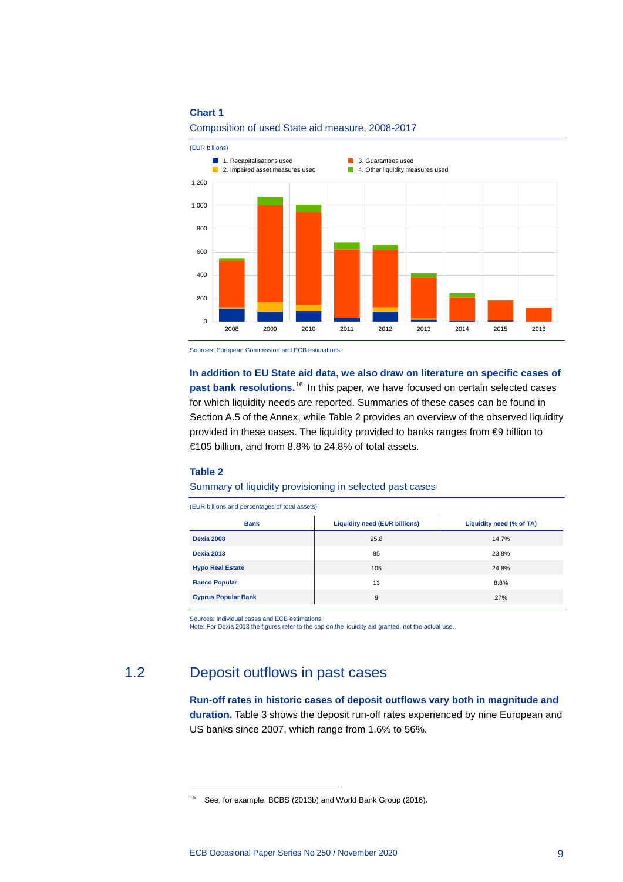**Chart 1**

Composition of used State aid measure, 2008-2017

(EUR billions)

Sources: European Commission and ECB estimations.

**In addition to EU State aid data, we also draw on literature on specific cases of past bank resolutions.**[16] In this paper, we have focused on certain selected cases for which liquidity needs are reported. Summaries of these cases can be found in Section A.5 of the Annex, while Table 2 provides an overview of the observed liquidity provided in these cases. The liquidity provided to banks ranges from €9 billion to €105 billion, and from 8.8% to 24.8% of total assets.

**Table 2**

Summary of liquidity provisioning in selected past cases

(EUR billions and percentages of total assets)

| Bank | Liquidity need (EUR billions) | Liquidity need (% of TA) |
|---|---|---|
| **Dexia 2008** | 95.8 | 14.7% |
| **Dexia 2013** | 85 | 23.8% |
| **Hypo Real Estate** | 105 | 24.8% |
| **Banco Popular** | 13 | 8.8% |
| **Cyprus Popular Bank** | 9 | 27% |

Sources: Individual cases and ECB estimations.
Note: For Dexia 2013 the figures refer to the cap on the liquidity aid granted, not the actual use.

## 1.2 Deposit outflows in past cases

**Run-off rates in historic cases of deposit outflows vary both in magnitude and duration.** Table 3 shows the deposit run-off rates experienced by nine European and US banks since 2007, which range from 1.6% to 56%.

[16] See, for example, BCBS (2013b) and World Bank Group (2016).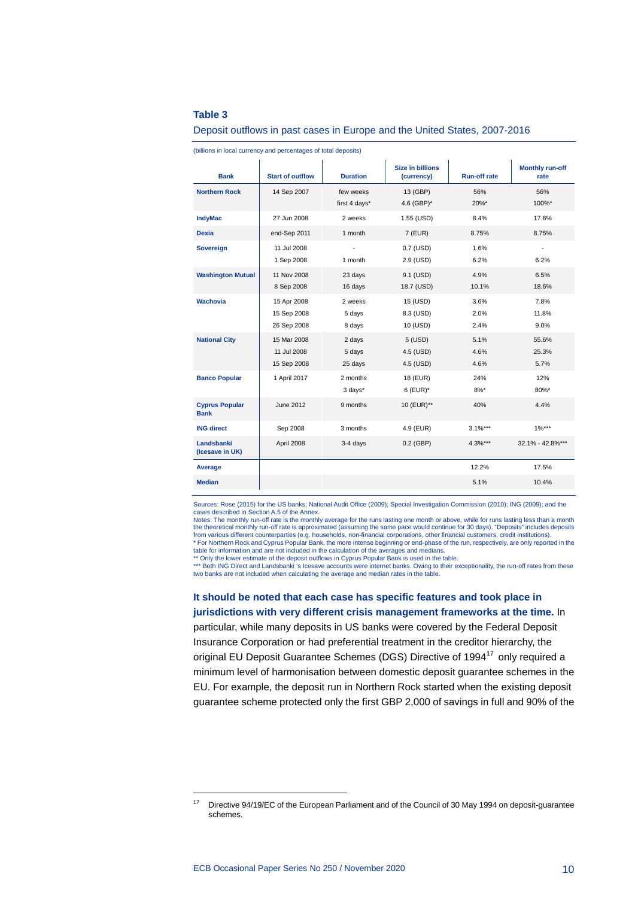**Table 3**

Deposit outflows in past cases in Europe and the United States, 2007-2016

(billions in local currency and percentages of total deposits)

| Bank | Start of outflow | Duration | Size in billions (currency) | Run-off rate | Monthly run-off rate |
|---|---|---|---|---|---|
| **Northern Rock** | 14 Sep 2007 | few weeks | 13 (GBP) | 56% | 56% |
| | | first 4 days* | 4.6 (GBP)* | 20%* | 100%* |
| **IndyMac** | 27 Jun 2008 | 2 weeks | 1.55 (USD) | 8.4% | 17.6% |
| **Dexia** | end-Sep 2011 | 1 month | 7 (EUR) | 8.75% | 8.75% |
| **Sovereign** | 11 Jul 2008 | - | 0.7 (USD) | 1.6% | - |
| | 1 Sep 2008 | 1 month | 2.9 (USD) | 6.2% | 6.2% |
| **Washington Mutual** | 11 Nov 2008 | 23 days | 9.1 (USD) | 4.9% | 6.5% |
| | 8 Sep 2008 | 16 days | 18.7 (USD) | 10.1% | 18.6% |
| **Wachovia** | 15 Apr 2008 | 2 weeks | 15 (USD) | 3.6% | 7.8% |
| | 15 Sep 2008 | 5 days | 8.3 (USD) | 2.0% | 11.8% |
| | 26 Sep 2008 | 8 days | 10 (USD) | 2.4% | 9.0% |
| **National City** | 15 Mar 2008 | 2 days | 5 (USD) | 5.1% | 55.6% |
| | 11 Jul 2008 | 5 days | 4.5 (USD) | 4.6% | 25.3% |
| | 15 Sep 2008 | 25 days | 4.5 (USD) | 4.6% | 5.7% |
| **Banco Popular** | 1 April 2017 | 2 months | 18 (EUR) | 24% | 12% |
| | | 3 days* | 6 (EUR)* | 8%* | 80%* |
| **Cyprus Popular Bank** | June 2012 | 9 months | 10 (EUR)** | 40% | 4.4% |
| **ING direct** | Sep 2008 | 3 months | 4.9 (EUR) | 3.1%*** | 1%*** |
| **Landsbanki (Icesave in UK)** | April 2008 | 3-4 days | 0.2 (GBP) | 4.3%*** | 32.1% - 42.8%*** |
| **Average** | | | | 12.2% | 17.5% |
| **Median** | | | | 5.1% | 10.4% |

Sources: Rose (2015) for the US banks; National Audit Office (2009); Special Investigation Commission (2010); ING (2009); and the cases described in Section A.5 of the Annex.
Notes: The monthly run-off rate is the monthly average for the runs lasting one month or above, while for runs lasting less than a month the theoretical monthly run-off rate is approximated (assuming the same pace would continue for 30 days). "Deposits" includes deposits from various different counterparties (e.g. households, non-financial corporations, other financial customers, credit institutions).
* For Northern Rock and Cyprus Popular Bank, the more intense beginning or end-phase of the run, respectively, are only reported in the table for information and are not included in the calculation of the averages and medians.
** Only the lower estimate of the deposit outflows in Cyprus Popular Bank is used in the table.
*** Both ING Direct and Landsbanki 's Icesave accounts were internet banks. Owing to their exceptionality, the run-off rates from these two banks are not included when calculating the average and median rates in the table.

**It should be noted that each case has specific features and took place in jurisdictions with very different crisis management frameworks at the time.** In particular, while many deposits in US banks were covered by the Federal Deposit Insurance Corporation or had preferential treatment in the creditor hierarchy, the original EU Deposit Guarantee Schemes (DGS) Directive of 1994[17] only required a minimum level of harmonisation between domestic deposit guarantee schemes in the EU. For example, the deposit run in Northern Rock started when the existing deposit guarantee scheme protected only the first GBP 2,000 of savings in full and 90% of the

[17] Directive 94/19/EC of the European Parliament and of the Council of 30 May 1994 on deposit-guarantee schemes.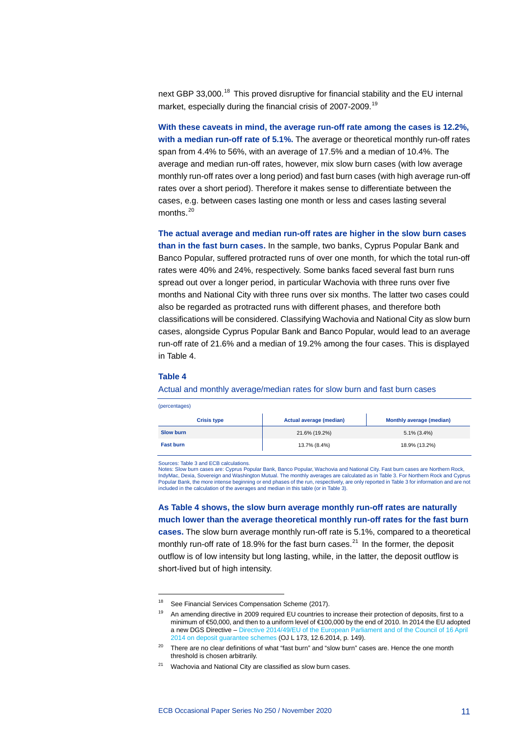next GBP 33,000.[18] This proved disruptive for financial stability and the EU internal market, especially during the financial crisis of 2007-2009.[19]

**With these caveats in mind, the average run-off rate among the cases is 12.2%, with a median run-off rate of 5.1%.** The average or theoretical monthly run-off rates span from 4.4% to 56%, with an average of 17.5% and a median of 10.4%. The average and median run-off rates, however, mix slow burn cases (with low average monthly run-off rates over a long period) and fast burn cases (with high average run-off rates over a short period). Therefore it makes sense to differentiate between the cases, e.g. between cases lasting one month or less and cases lasting several months.[20]

**The actual average and median run-off rates are higher in the slow burn cases than in the fast burn cases.** In the sample, two banks, Cyprus Popular Bank and Banco Popular, suffered protracted runs of over one month, for which the total run-off rates were 40% and 24%, respectively. Some banks faced several fast burn runs spread out over a longer period, in particular Wachovia with three runs over five months and National City with three runs over six months. The latter two cases could also be regarded as protracted runs with different phases, and therefore both classifications will be considered. Classifying Wachovia and National City as slow burn cases, alongside Cyprus Popular Bank and Banco Popular, would lead to an average run-off rate of 21.6% and a median of 19.2% among the four cases. This is displayed in Table 4.

**Table 4**

Actual and monthly average/median rates for slow burn and fast burn cases

(percentages)

| Crisis type | Actual average (median) | Monthly average (median) |
|---|---|---|
| Slow burn | 21.6% (19.2%) | 5.1% (3.4%) |
| Fast burn | 13.7% (8.4%) | 18.9% (13.2%) |

Sources: Table 3 and ECB calculations.
Notes: Slow burn cases are: Cyprus Popular Bank, Banco Popular, Wachovia and National City. Fast burn cases are Northern Rock, IndyMac, Dexia, Sovereign and Washington Mutual. The monthly averages are calculated as in Table 3. For Northern Rock and Cyprus Popular Bank, the more intense beginning or end phases of the run, respectively, are only reported in Table 3 for information and are not included in the calculation of the averages and median in this table (or in Table 3).

**As Table 4 shows, the slow burn average monthly run-off rates are naturally much lower than the average theoretical monthly run-off rates for the fast burn cases.** The slow burn average monthly run-off rate is 5.1%, compared to a theoretical monthly run-off rate of 18.9% for the fast burn cases.[21] In the former, the deposit outflow is of low intensity but long lasting, while, in the latter, the deposit outflow is short-lived but of high intensity.

---

[18] See Financial Services Compensation Scheme (2017).

[19] An amending directive in 2009 required EU countries to increase their protection of deposits, first to a minimum of €50,000, and then to a uniform level of €100,000 by the end of 2010. In 2014 the EU adopted a new DGS Directive – Directive 2014/49/EU of the European Parliament and of the Council of 16 April 2014 on deposit guarantee schemes (OJ L 173, 12.6.2014, p. 149).

[20] There are no clear definitions of what "fast burn" and "slow burn" cases are. Hence the one month threshold is chosen arbitrarily.

[21] Wachovia and National City are classified as slow burn cases.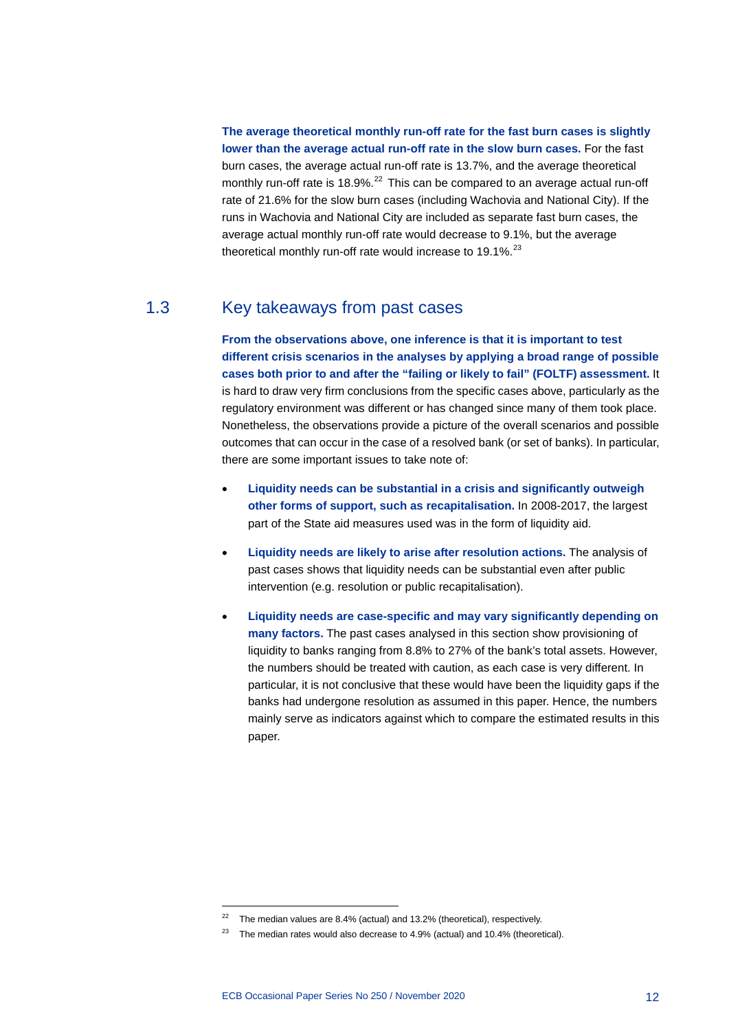**The average theoretical monthly run-off rate for the fast burn cases is slightly lower than the average actual run-off rate in the slow burn cases.** For the fast burn cases, the average actual run-off rate is 13.7%, and the average theoretical monthly run-off rate is 18.9%.[22] This can be compared to an average actual run-off rate of 21.6% for the slow burn cases (including Wachovia and National City). If the runs in Wachovia and National City are included as separate fast burn cases, the average actual monthly run-off rate would decrease to 9.1%, but the average theoretical monthly run-off rate would increase to 19.1%.[23]

## 1.3 Key takeaways from past cases

**From the observations above, one inference is that it is important to test different crisis scenarios in the analyses by applying a broad range of possible cases both prior to and after the "failing or likely to fail" (FOLTF) assessment.** It is hard to draw very firm conclusions from the specific cases above, particularly as the regulatory environment was different or has changed since many of them took place. Nonetheless, the observations provide a picture of the overall scenarios and possible outcomes that can occur in the case of a resolved bank (or set of banks). In particular, there are some important issues to take note of:

- **Liquidity needs can be substantial in a crisis and significantly outweigh other forms of support, such as recapitalisation.** In 2008-2017, the largest part of the State aid measures used was in the form of liquidity aid.
- **Liquidity needs are likely to arise after resolution actions.** The analysis of past cases shows that liquidity needs can be substantial even after public intervention (e.g. resolution or public recapitalisation).
- **Liquidity needs are case-specific and may vary significantly depending on many factors.** The past cases analysed in this section show provisioning of liquidity to banks ranging from 8.8% to 27% of the bank's total assets. However, the numbers should be treated with caution, as each case is very different. In particular, it is not conclusive that these would have been the liquidity gaps if the banks had undergone resolution as assumed in this paper. Hence, the numbers mainly serve as indicators against which to compare the estimated results in this paper.

---

[22] The median values are 8.4% (actual) and 13.2% (theoretical), respectively.

[23] The median rates would also decrease to 4.9% (actual) and 10.4% (theoretical).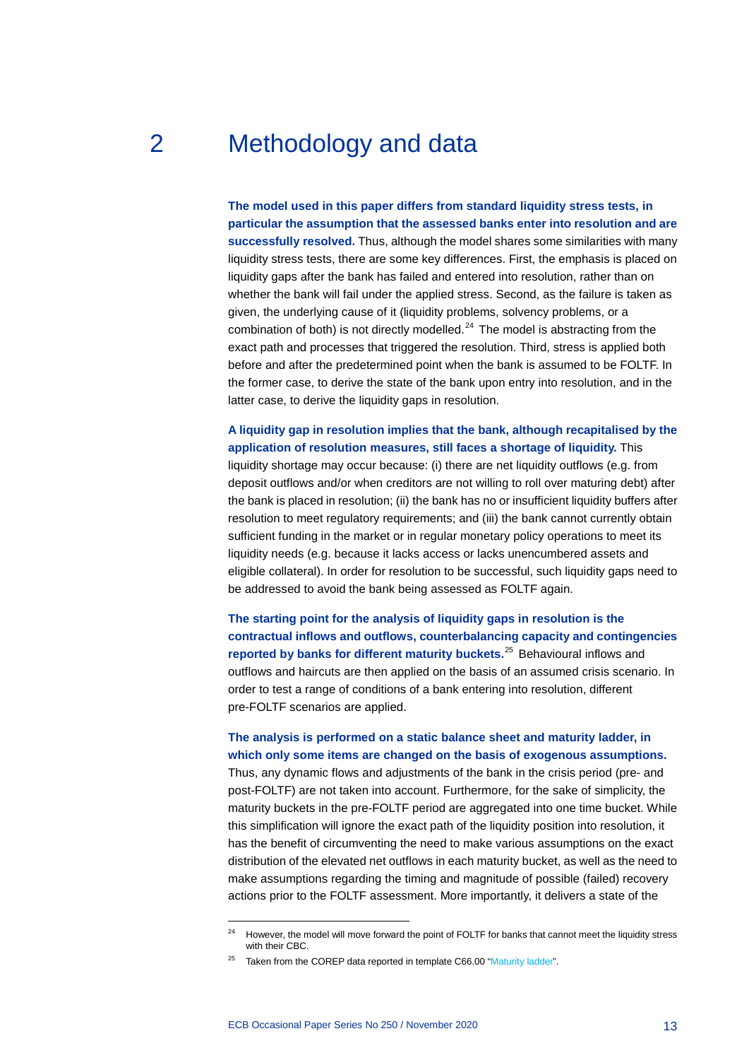# 2 Methodology and data

**The model used in this paper differs from standard liquidity stress tests, in particular the assumption that the assessed banks enter into resolution and are successfully resolved.** Thus, although the model shares some similarities with many liquidity stress tests, there are some key differences. First, the emphasis is placed on liquidity gaps after the bank has failed and entered into resolution, rather than on whether the bank will fail under the applied stress. Second, as the failure is taken as given, the underlying cause of it (liquidity problems, solvency problems, or a combination of both) is not directly modelled.[24] The model is abstracting from the exact path and processes that triggered the resolution. Third, stress is applied both before and after the predetermined point when the bank is assumed to be FOLTF. In the former case, to derive the state of the bank upon entry into resolution, and in the latter case, to derive the liquidity gaps in resolution.

**A liquidity gap in resolution implies that the bank, although recapitalised by the application of resolution measures, still faces a shortage of liquidity.** This liquidity shortage may occur because: (i) there are net liquidity outflows (e.g. from deposit outflows and/or when creditors are not willing to roll over maturing debt) after the bank is placed in resolution; (ii) the bank has no or insufficient liquidity buffers after resolution to meet regulatory requirements; and (iii) the bank cannot currently obtain sufficient funding in the market or in regular monetary policy operations to meet its liquidity needs (e.g. because it lacks access or lacks unencumbered assets and eligible collateral). In order for resolution to be successful, such liquidity gaps need to be addressed to avoid the bank being assessed as FOLTF again.

**The starting point for the analysis of liquidity gaps in resolution is the contractual inflows and outflows, counterbalancing capacity and contingencies reported by banks for different maturity buckets.**[25] Behavioural inflows and outflows and haircuts are then applied on the basis of an assumed crisis scenario. In order to test a range of conditions of a bank entering into resolution, different pre-FOLTF scenarios are applied.

**The analysis is performed on a static balance sheet and maturity ladder, in which only some items are changed on the basis of exogenous assumptions.** Thus, any dynamic flows and adjustments of the bank in the crisis period (pre- and post-FOLTF) are not taken into account. Furthermore, for the sake of simplicity, the maturity buckets in the pre-FOLTF period are aggregated into one time bucket. While this simplification will ignore the exact path of the liquidity position into resolution, it has the benefit of circumventing the need to make various assumptions on the exact distribution of the elevated net outflows in each maturity bucket, as well as the need to make assumptions regarding the timing and magnitude of possible (failed) recovery actions prior to the FOLTF assessment. More importantly, it delivers a state of the

---

[24] However, the model will move forward the point of FOLTF for banks that cannot meet the liquidity stress with their CBC.

[25] Taken from the COREP data reported in template C66.00 "Maturity ladder".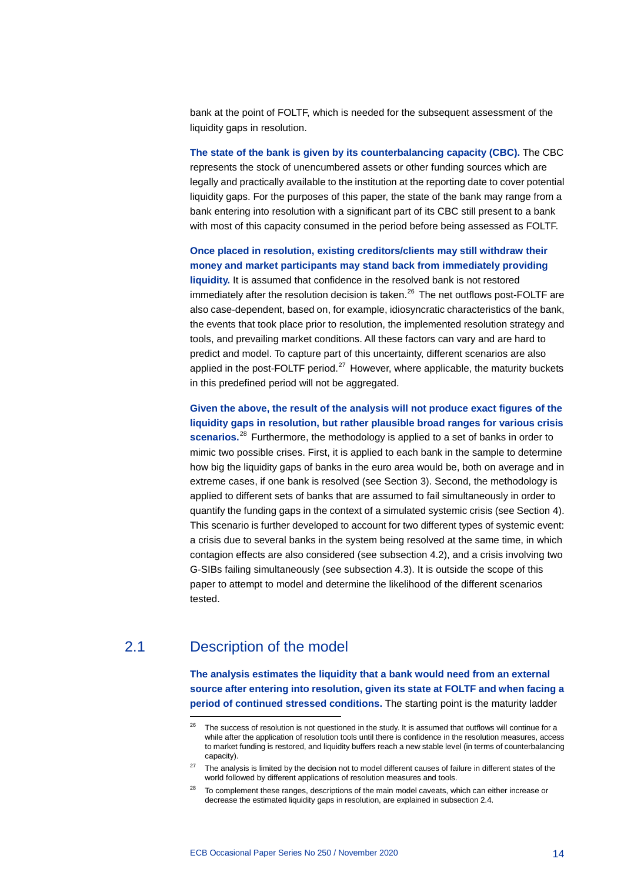bank at the point of FOLTF, which is needed for the subsequent assessment of the liquidity gaps in resolution.

**The state of the bank is given by its counterbalancing capacity (CBC).** The CBC represents the stock of unencumbered assets or other funding sources which are legally and practically available to the institution at the reporting date to cover potential liquidity gaps. For the purposes of this paper, the state of the bank may range from a bank entering into resolution with a significant part of its CBC still present to a bank with most of this capacity consumed in the period before being assessed as FOLTF.

**Once placed in resolution, existing creditors/clients may still withdraw their money and market participants may stand back from immediately providing liquidity.** It is assumed that confidence in the resolved bank is not restored immediately after the resolution decision is taken.[26] The net outflows post-FOLTF are also case-dependent, based on, for example, idiosyncratic characteristics of the bank, the events that took place prior to resolution, the implemented resolution strategy and tools, and prevailing market conditions. All these factors can vary and are hard to predict and model. To capture part of this uncertainty, different scenarios are also applied in the post-FOLTF period.[27] However, where applicable, the maturity buckets in this predefined period will not be aggregated.

**Given the above, the result of the analysis will not produce exact figures of the liquidity gaps in resolution, but rather plausible broad ranges for various crisis scenarios.**[28] Furthermore, the methodology is applied to a set of banks in order to mimic two possible crises. First, it is applied to each bank in the sample to determine how big the liquidity gaps of banks in the euro area would be, both on average and in extreme cases, if one bank is resolved (see Section 3). Second, the methodology is applied to different sets of banks that are assumed to fail simultaneously in order to quantify the funding gaps in the context of a simulated systemic crisis (see Section 4). This scenario is further developed to account for two different types of systemic event: a crisis due to several banks in the system being resolved at the same time, in which contagion effects are also considered (see subsection 4.2), and a crisis involving two G-SIBs failing simultaneously (see subsection 4.3). It is outside the scope of this paper to attempt to model and determine the likelihood of the different scenarios tested.

## 2.1 Description of the model

**The analysis estimates the liquidity that a bank would need from an external source after entering into resolution, given its state at FOLTF and when facing a period of continued stressed conditions.** The starting point is the maturity ladder

---

[26] The success of resolution is not questioned in the study. It is assumed that outflows will continue for a while after the application of resolution tools until there is confidence in the resolution measures, access to market funding is restored, and liquidity buffers reach a new stable level (in terms of counterbalancing capacity).

[27] The analysis is limited by the decision not to model different causes of failure in different states of the world followed by different applications of resolution measures and tools.

[28] To complement these ranges, descriptions of the main model caveats, which can either increase or decrease the estimated liquidity gaps in resolution, are explained in subsection 2.4.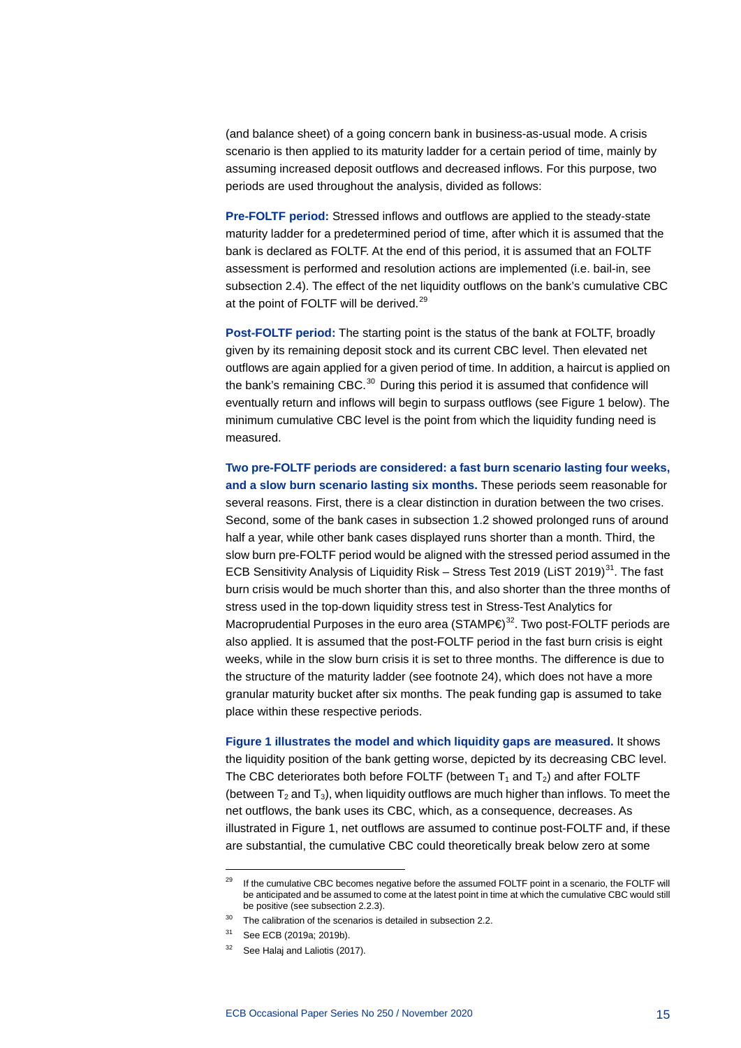(and balance sheet) of a going concern bank in business-as-usual mode. A crisis scenario is then applied to its maturity ladder for a certain period of time, mainly by assuming increased deposit outflows and decreased inflows. For this purpose, two periods are used throughout the analysis, divided as follows:

**Pre-FOLTF period:** Stressed inflows and outflows are applied to the steady-state maturity ladder for a predetermined period of time, after which it is assumed that the bank is declared as FOLTF. At the end of this period, it is assumed that an FOLTF assessment is performed and resolution actions are implemented (i.e. bail-in, see subsection 2.4). The effect of the net liquidity outflows on the bank's cumulative CBC at the point of FOLTF will be derived.[29]

**Post-FOLTF period:** The starting point is the status of the bank at FOLTF, broadly given by its remaining deposit stock and its current CBC level. Then elevated net outflows are again applied for a given period of time. In addition, a haircut is applied on the bank's remaining CBC.[30] During this period it is assumed that confidence will eventually return and inflows will begin to surpass outflows (see Figure 1 below). The minimum cumulative CBC level is the point from which the liquidity funding need is measured.

**Two pre-FOLTF periods are considered: a fast burn scenario lasting four weeks, and a slow burn scenario lasting six months.** These periods seem reasonable for several reasons. First, there is a clear distinction in duration between the two crises. Second, some of the bank cases in subsection 1.2 showed prolonged runs of around half a year, while other bank cases displayed runs shorter than a month. Third, the slow burn pre-FOLTF period would be aligned with the stressed period assumed in the ECB Sensitivity Analysis of Liquidity Risk – Stress Test 2019 (LiST 2019)[31]. The fast burn crisis would be much shorter than this, and also shorter than the three months of stress used in the top-down liquidity stress test in Stress-Test Analytics for Macroprudential Purposes in the euro area (STAMP€)[32]. Two post-FOLTF periods are also applied. It is assumed that the post-FOLTF period in the fast burn crisis is eight weeks, while in the slow burn crisis it is set to three months. The difference is due to the structure of the maturity ladder (see footnote 24), which does not have a more granular maturity bucket after six months. The peak funding gap is assumed to take place within these respective periods.

**Figure 1 illustrates the model and which liquidity gaps are measured.** It shows the liquidity position of the bank getting worse, depicted by its decreasing CBC level. The CBC deteriorates both before FOLTF (between $T_1$ and $T_2$) and after FOLTF (between $T_2$ and $T_3$), when liquidity outflows are much higher than inflows. To meet the net outflows, the bank uses its CBC, which, as a consequence, decreases. As illustrated in Figure 1, net outflows are assumed to continue post-FOLTF and, if these are substantial, the cumulative CBC could theoretically break below zero at some

---

[29] If the cumulative CBC becomes negative before the assumed FOLTF point in a scenario, the FOLTF will be anticipated and be assumed to come at the latest point in time at which the cumulative CBC would still be positive (see subsection 2.2.3).

[30] The calibration of the scenarios is detailed in subsection 2.2.

[31] See ECB (2019a; 2019b).

[32] See Halaj and Laliotis (2017).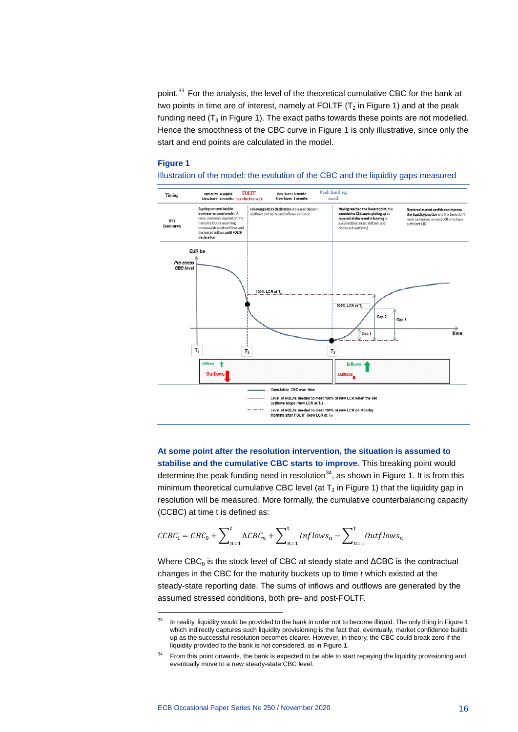point.[33] For the analysis, the level of the theoretical cumulative CBC for the bank at two points in time are of interest, namely at FOLTF ($T_2$ in Figure 1) and at the peak funding need ($T_3$ in Figure 1). The exact paths towards these points are not modelled. Hence the smoothness of the CBC curve in Figure 1 is only illustrative, since only the start and end points are calculated in the model.

**Figure 1**

Illustration of the model: the evolution of the CBC and the liquidity gaps measured

| Timing | Fast-burn: 4 weeks Slow-burn: 6 months | FOLTF resolution w/e | Fast-burn: 8 weeks Slow-burn: 3 months | Peak funding need |
|---|---|---|---|---|
| Key Junctures | A going concern bank in business-as-usual mode. A crisis scenario is applied on the maturity ladder assuming increased deposit outflows and decreased inflows until FOLTF declaration | Following FOLTF declaration increased deposit outflows and decreased inflows continue | Having reached the lowest point, the cumulative CBC starts picking up as reversal of the trend in funding is assumed (increased inflows and decreased outflows) | Restored market confidence improve the liquidity position and the bank don't need assistance to meet LCR or to have sufficient CBC |

EUR bn; Pre-stress CBC level; 100% LCR at $T_2$; 100% LCR at $T_3$; Gap 1; Gap 2; Gap 3; time; $T_1$; $T_2$; $T_3$; Inflows; Outflows; Inflows; Outflows

Cumulative CBC over time

Level of HQLAs needed to meet 100% of new LCR when the net outflows and inflows stops (New LCR at $T_3$)

Level of HQLAs needed to meet 100% of new LCR on Monday morning after FOLTF (New LCR at $T_2$)

**At some point after the resolution intervention, the situation is assumed to stabilise and the cumulative CBC starts to improve.** This breaking point would determine the peak funding need in resolution[34], as shown in Figure 1. It is from this minimum theoretical cumulative CBC level (at $T_3$ in Figure 1) that the liquidity gap in resolution will be measured. More formally, the cumulative counterbalancing capacity (CCBC) at time t is defined as:

$$CCBC_t = CBC_0 + \sum_{n=1}^{t} \Delta CBC_n + \sum_{n=1}^{t} Inflows_n - \sum_{n=1}^{t} Outflows_n$$

Where $CBC_0$ is the stock level of CBC at steady state and $\Delta$CBC is the contractual changes in the CBC for the maturity buckets up to time *t* which existed at the steady-state reporting date. The sums of inflows and outflows are generated by the assumed stressed conditions, both pre- and post-FOLTF.

[33] In reality, liquidity would be provided to the bank in order not to become illiquid. The only thing in Figure 1 which indirectly captures such liquidity provisioning is the fact that, eventually, market confidence builds up as the successful resolution becomes clearer. However, in theory, the CBC could break zero if the liquidity provided to the bank is not considered, as in Figure 1.

[34] From this point onwards, the bank is expected to be able to start repaying the liquidity provisioning and eventually move to a new steady-state CBC level.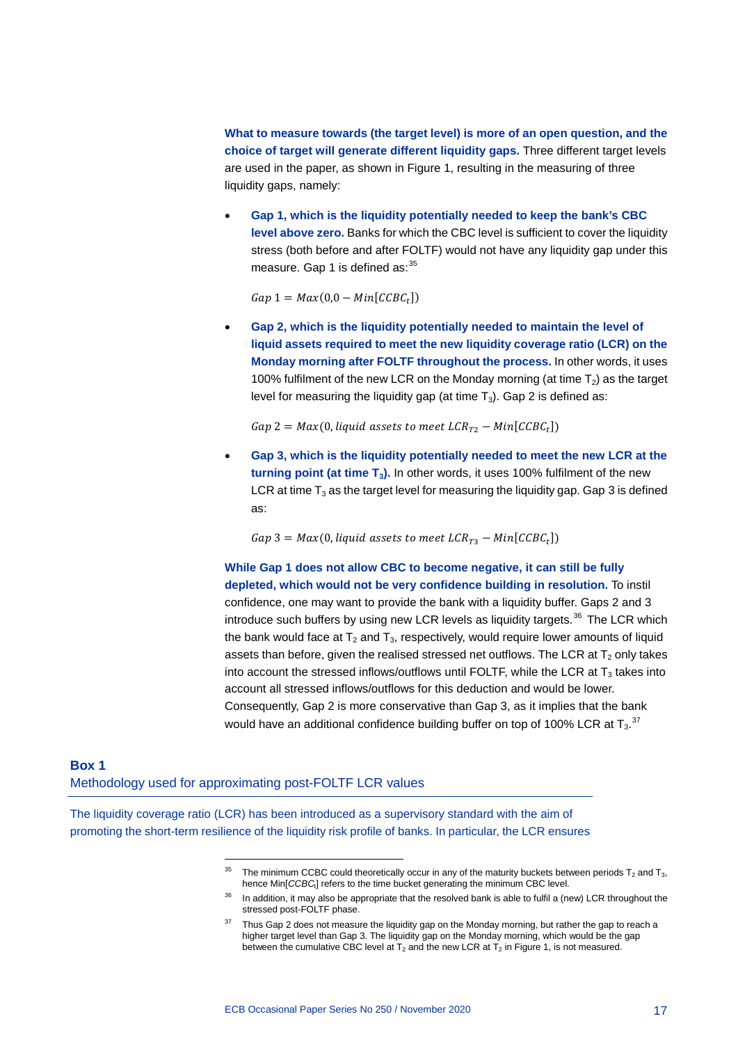**What to measure towards (the target level) is more of an open question, and the choice of target will generate different liquidity gaps.** Three different target levels are used in the paper, as shown in Figure 1, resulting in the measuring of three liquidity gaps, namely:

- **Gap 1, which is the liquidity potentially needed to keep the bank's CBC level above zero.** Banks for which the CBC level is sufficient to cover the liquidity stress (both before and after FOLTF) would not have any liquidity gap under this measure. Gap 1 is defined as:[35]

  $$Gap\ 1 = Max(0, 0 - Min[CCBC_t])$$

- **Gap 2, which is the liquidity potentially needed to maintain the level of liquid assets required to meet the new liquidity coverage ratio (LCR) on the Monday morning after FOLTF throughout the process.** In other words, it uses 100% fulfilment of the new LCR on the Monday morning (at time $T_2$) as the target level for measuring the liquidity gap (at time $T_3$). Gap 2 is defined as:

  $$Gap\ 2 = Max(0, liquid\ assets\ to\ meet\ LCR_{T2} - Min[CCBC_t])$$

- **Gap 3, which is the liquidity potentially needed to meet the new LCR at the turning point (at time $T_3$).** In other words, it uses 100% fulfilment of the new LCR at time $T_3$ as the target level for measuring the liquidity gap. Gap 3 is defined as:

  $$Gap\ 3 = Max(0, liquid\ assets\ to\ meet\ LCR_{T3} - Min[CCBC_t])$$

**While Gap 1 does not allow CBC to become negative, it can still be fully depleted, which would not be very confidence building in resolution.** To instil confidence, one may want to provide the bank with a liquidity buffer. Gaps 2 and 3 introduce such buffers by using new LCR levels as liquidity targets.[36] The LCR which the bank would face at $T_2$ and $T_3$, respectively, would require lower amounts of liquid assets than before, given the realised stressed net outflows. The LCR at $T_2$ only takes into account the stressed inflows/outflows until FOLTF, while the LCR at $T_3$ takes into account all stressed inflows/outflows for this deduction and would be lower. Consequently, Gap 2 is more conservative than Gap 3, as it implies that the bank would have an additional confidence building buffer on top of 100% LCR at $T_3$.[37]

## Box 1
### Methodology used for approximating post-FOLTF LCR values

The liquidity coverage ratio (LCR) has been introduced as a supervisory standard with the aim of promoting the short-term resilience of the liquidity risk profile of banks. In particular, the LCR ensures

---

[35] The minimum CCBC could theoretically occur in any of the maturity buckets between periods $T_2$ and $T_3$, hence Min[$CCBC_t$] refers to the time bucket generating the minimum CBC level.

[36] In addition, it may also be appropriate that the resolved bank is able to fulfil a (new) LCR throughout the stressed post-FOLTF phase.

[37] Thus Gap 2 does not measure the liquidity gap on the Monday morning, but rather the gap to reach a higher target level than Gap 3. The liquidity gap on the Monday morning, which would be the gap between the cumulative CBC level at $T_2$ and the new LCR at $T_2$ in Figure 1, is not measured.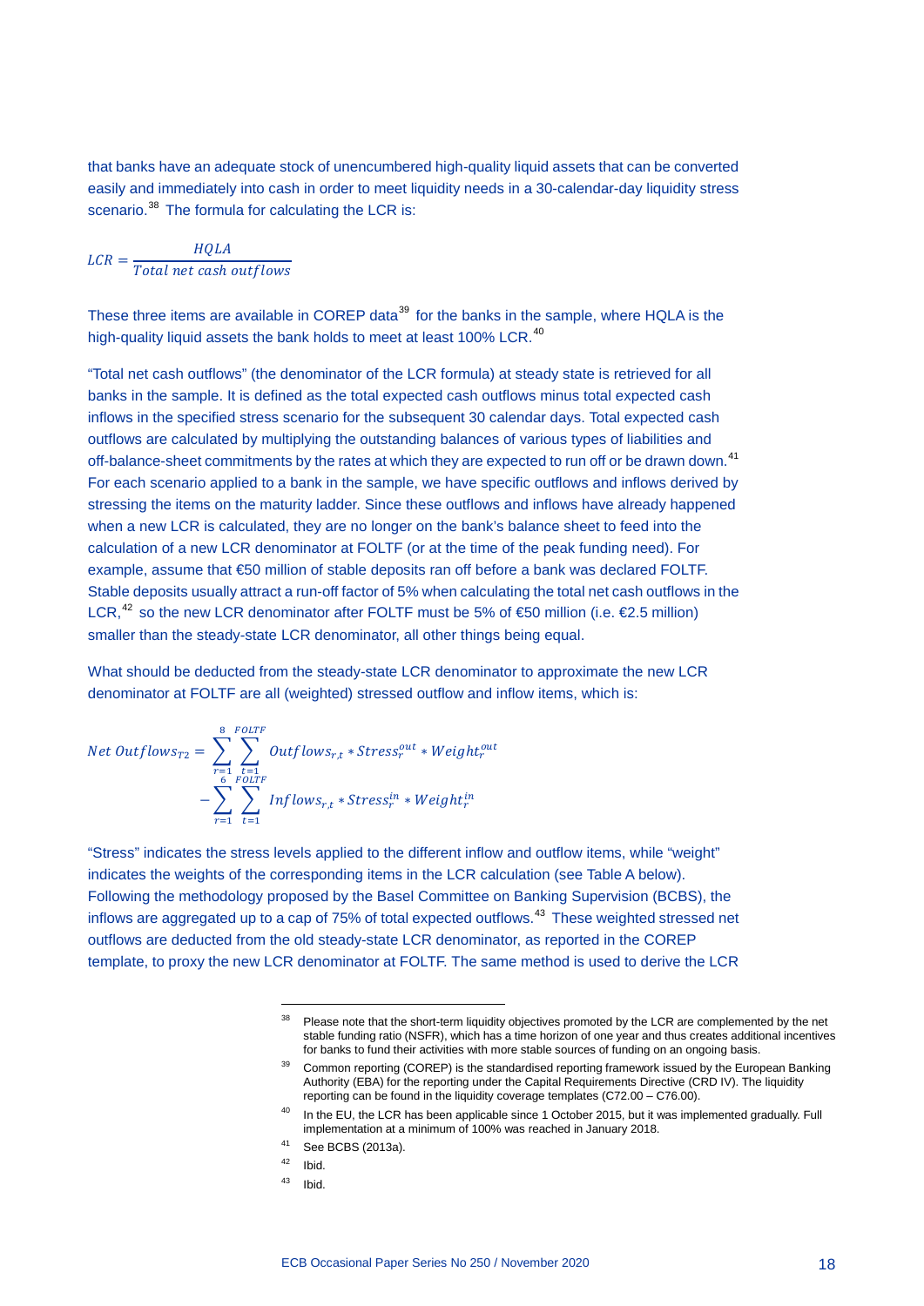that banks have an adequate stock of unencumbered high-quality liquid assets that can be converted easily and immediately into cash in order to meet liquidity needs in a 30-calendar-day liquidity stress scenario.[38] The formula for calculating the LCR is:

$$LCR = \frac{HQLA}{Total\ net\ cash\ outflows}$$

These three items are available in COREP data[39] for the banks in the sample, where HQLA is the high-quality liquid assets the bank holds to meet at least 100% LCR.[40]

"Total net cash outflows" (the denominator of the LCR formula) at steady state is retrieved for all banks in the sample. It is defined as the total expected cash outflows minus total expected cash inflows in the specified stress scenario for the subsequent 30 calendar days. Total expected cash outflows are calculated by multiplying the outstanding balances of various types of liabilities and off-balance-sheet commitments by the rates at which they are expected to run off or be drawn down.[41] For each scenario applied to a bank in the sample, we have specific outflows and inflows derived by stressing the items on the maturity ladder. Since these outflows and inflows have already happened when a new LCR is calculated, they are no longer on the bank's balance sheet to feed into the calculation of a new LCR denominator at FOLTF (or at the time of the peak funding need). For example, assume that €50 million of stable deposits ran off before a bank was declared FOLTF. Stable deposits usually attract a run-off factor of 5% when calculating the total net cash outflows in the LCR,[42] so the new LCR denominator after FOLTF must be 5% of €50 million (i.e. €2.5 million) smaller than the steady-state LCR denominator, all other things being equal.

What should be deducted from the steady-state LCR denominator to approximate the new LCR denominator at FOLTF are all (weighted) stressed outflow and inflow items, which is:

$$Net\ Outflows_{T2} = \sum_{r=1}^{8} \sum_{t=1}^{FOLTF} Outflows_{r,t} * Stress_r^{out} * Weight_r^{out} - \sum_{r=1}^{6} \sum_{t=1}^{FOLTF} Inflows_{r,t} * Stress_r^{in} * Weight_r^{in}$$

"Stress" indicates the stress levels applied to the different inflow and outflow items, while "weight" indicates the weights of the corresponding items in the LCR calculation (see Table A below). Following the methodology proposed by the Basel Committee on Banking Supervision (BCBS), the inflows are aggregated up to a cap of 75% of total expected outflows.[43] These weighted stressed net outflows are deducted from the old steady-state LCR denominator, as reported in the COREP template, to proxy the new LCR denominator at FOLTF. The same method is used to derive the LCR

[38] Please note that the short-term liquidity objectives promoted by the LCR are complemented by the net stable funding ratio (NSFR), which has a time horizon of one year and thus creates additional incentives for banks to fund their activities with more stable sources of funding on an ongoing basis.

[39] Common reporting (COREP) is the standardised reporting framework issued by the European Banking Authority (EBA) for the reporting under the Capital Requirements Directive (CRD IV). The liquidity reporting can be found in the liquidity coverage templates (C72.00 – C76.00).

[40] In the EU, the LCR has been applicable since 1 October 2015, but it was implemented gradually. Full implementation at a minimum of 100% was reached in January 2018.

[41] See BCBS (2013a).

[42] Ibid.

[43] Ibid.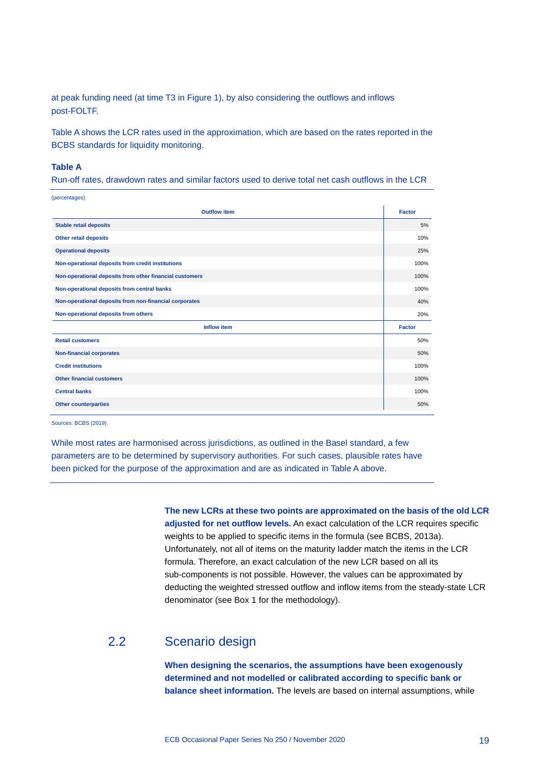at peak funding need (at time T3 in Figure 1), by also considering the outflows and inflows post-FOLTF.

Table A shows the LCR rates used in the approximation, which are based on the rates reported in the BCBS standards for liquidity monitoring.

**Table A**

Run-off rates, drawdown rates and similar factors used to derive total net cash outflows in the LCR

(percentages)

| Outflow item | Factor |
|---|---|
| Stable retail deposits | 5% |
| Other retail deposits | 10% |
| Operational deposits | 25% |
| Non-operational deposits from credit institutions | 100% |
| Non-operational deposits from other financial customers | 100% |
| Non-operational deposits from central banks | 100% |
| Non-operational deposits from non-financial corporates | 40% |
| Non-operational deposits from others | 20% |
| **Inflow item** | **Factor** |
| Retail customers | 50% |
| Non-financial corporates | 50% |
| Credit institutions | 100% |
| Other financial customers | 100% |
| Central banks | 100% |
| Other counterparties | 50% |

Sources: BCBS (2019).

While most rates are harmonised across jurisdictions, as outlined in the Basel standard, a few parameters are to be determined by supervisory authorities. For such cases, plausible rates have been picked for the purpose of the approximation and are as indicated in Table A above.

**The new LCRs at these two points are approximated on the basis of the old LCR adjusted for net outflow levels.** An exact calculation of the LCR requires specific weights to be applied to specific items in the formula (see BCBS, 2013a). Unfortunately, not all of items on the maturity ladder match the items in the LCR formula. Therefore, an exact calculation of the new LCR based on all its sub-components is not possible. However, the values can be approximated by deducting the weighted stressed outflow and inflow items from the steady-state LCR denominator (see Box 1 for the methodology).

## 2.2 Scenario design

**When designing the scenarios, the assumptions have been exogenously determined and not modelled or calibrated according to specific bank or balance sheet information.** The levels are based on internal assumptions, while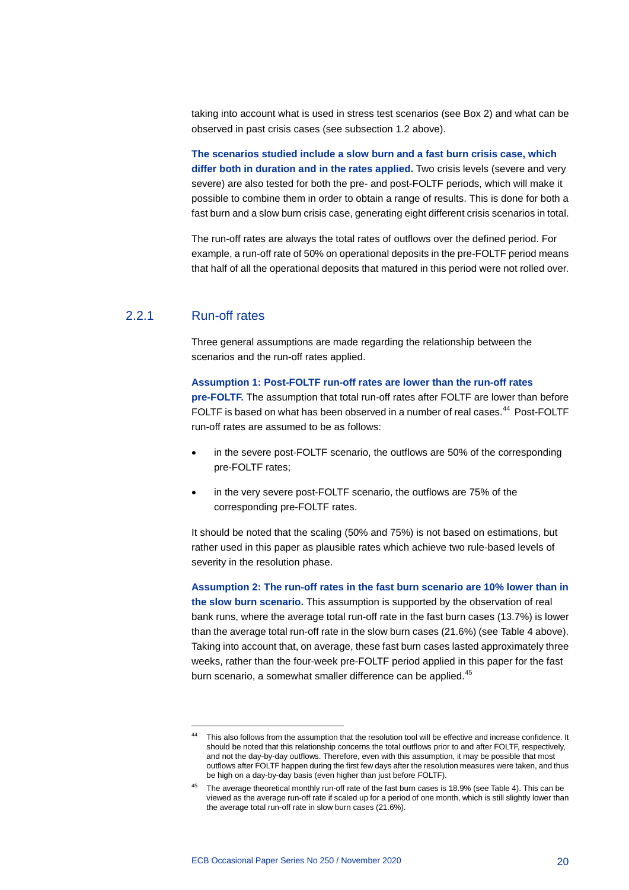taking into account what is used in stress test scenarios (see Box 2) and what can be observed in past crisis cases (see subsection 1.2 above).

**The scenarios studied include a slow burn and a fast burn crisis case, which differ both in duration and in the rates applied.** Two crisis levels (severe and very severe) are also tested for both the pre- and post-FOLTF periods, which will make it possible to combine them in order to obtain a range of results. This is done for both a fast burn and a slow burn crisis case, generating eight different crisis scenarios in total.

The run-off rates are always the total rates of outflows over the defined period. For example, a run-off rate of 50% on operational deposits in the pre-FOLTF period means that half of all the operational deposits that matured in this period were not rolled over.

### 2.2.1 Run-off rates

Three general assumptions are made regarding the relationship between the scenarios and the run-off rates applied.

**Assumption 1: Post-FOLTF run-off rates are lower than the run-off rates pre-FOLTF.** The assumption that total run-off rates after FOLTF are lower than before FOLTF is based on what has been observed in a number of real cases.[44] Post-FOLTF run-off rates are assumed to be as follows:

- in the severe post-FOLTF scenario, the outflows are 50% of the corresponding pre-FOLTF rates;
- in the very severe post-FOLTF scenario, the outflows are 75% of the corresponding pre-FOLTF rates.

It should be noted that the scaling (50% and 75%) is not based on estimations, but rather used in this paper as plausible rates which achieve two rule-based levels of severity in the resolution phase.

**Assumption 2: The run-off rates in the fast burn scenario are 10% lower than in the slow burn scenario.** This assumption is supported by the observation of real bank runs, where the average total run-off rate in the fast burn cases (13.7%) is lower than the average total run-off rate in the slow burn cases (21.6%) (see Table 4 above). Taking into account that, on average, these fast burn cases lasted approximately three weeks, rather than the four-week pre-FOLTF period applied in this paper for the fast burn scenario, a somewhat smaller difference can be applied.[45]

---

[44] This also follows from the assumption that the resolution tool will be effective and increase confidence. It should be noted that this relationship concerns the total outflows prior to and after FOLTF, respectively, and not the day-by-day outflows. Therefore, even with this assumption, it may be possible that most outflows after FOLTF happen during the first few days after the resolution measures were taken, and thus be high on a day-by-day basis (even higher than just before FOLTF).

[45] The average theoretical monthly run-off rate of the fast burn cases is 18.9% (see Table 4). This can be viewed as the average run-off rate if scaled up for a period of one month, which is still slightly lower than the average total run-off rate in slow burn cases (21.6%).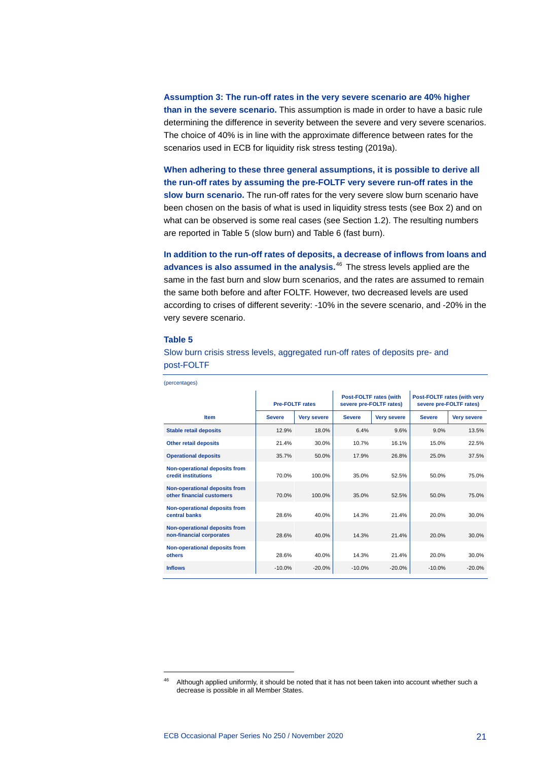**Assumption 3: The run-off rates in the very severe scenario are 40% higher than in the severe scenario.** This assumption is made in order to have a basic rule determining the difference in severity between the severe and very severe scenarios. The choice of 40% is in line with the approximate difference between rates for the scenarios used in ECB for liquidity risk stress testing (2019a).

**When adhering to these three general assumptions, it is possible to derive all the run-off rates by assuming the pre-FOLTF very severe run-off rates in the slow burn scenario.** The run-off rates for the very severe slow burn scenario have been chosen on the basis of what is used in liquidity stress tests (see Box 2) and on what can be observed is some real cases (see Section 1.2). The resulting numbers are reported in Table 5 (slow burn) and Table 6 (fast burn).

**In addition to the run-off rates of deposits, a decrease of inflows from loans and advances is also assumed in the analysis.**[46] The stress levels applied are the same in the fast burn and slow burn scenarios, and the rates are assumed to remain the same both before and after FOLTF. However, two decreased levels are used according to crises of different severity: -10% in the severe scenario, and -20% in the very severe scenario.

**Table 5**

Slow burn crisis stress levels, aggregated run-off rates of deposits pre- and post-FOLTF

(percentages)

| | Pre-FOLTF rates | | Post-FOLTF rates (with severe pre-FOLTF rates) | | Post-FOLTF rates (with very severe pre-FOLTF rates) | |
|---|---|---|---|---|---|---|
| **Item** | **Severe** | **Very severe** | **Severe** | **Very severe** | **Severe** | **Very severe** |
| **Stable retail deposits** | 12.9% | 18.0% | 6.4% | 9.6% | 9.0% | 13.5% |
| **Other retail deposits** | 21.4% | 30.0% | 10.7% | 16.1% | 15.0% | 22.5% |
| **Operational deposits** | 35.7% | 50.0% | 17.9% | 26.8% | 25.0% | 37.5% |
| **Non-operational deposits from credit institutions** | 70.0% | 100.0% | 35.0% | 52.5% | 50.0% | 75.0% |
| **Non-operational deposits from other financial customers** | 70.0% | 100.0% | 35.0% | 52.5% | 50.0% | 75.0% |
| **Non-operational deposits from central banks** | 28.6% | 40.0% | 14.3% | 21.4% | 20.0% | 30.0% |
| **Non-operational deposits from non-financial corporates** | 28.6% | 40.0% | 14.3% | 21.4% | 20.0% | 30.0% |
| **Non-operational deposits from others** | 28.6% | 40.0% | 14.3% | 21.4% | 20.0% | 30.0% |
| **Inflows** | -10.0% | -20.0% | -10.0% | -20.0% | -10.0% | -20.0% |

[46] Although applied uniformly, it should be noted that it has not been taken into account whether such a decrease is possible in all Member States.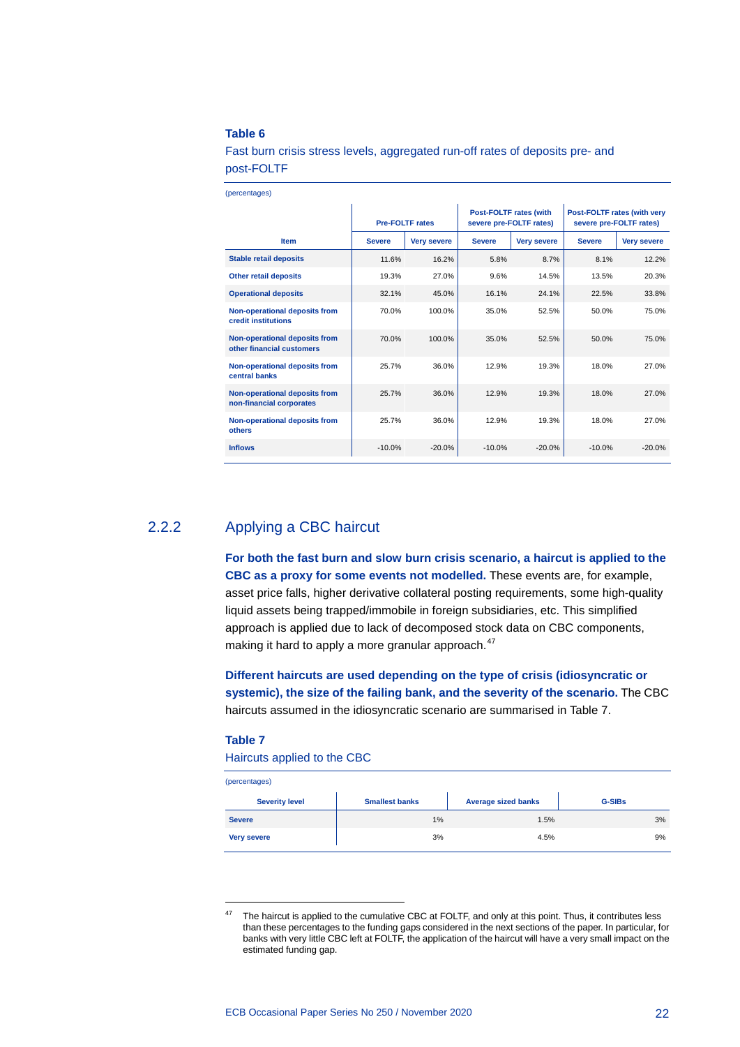**Table 6**

Fast burn crisis stress levels, aggregated run-off rates of deposits pre- and post-FOLTF

(percentages)

| Item | Pre-FOLTF rates | | Post-FOLTF rates (with severe pre-FOLTF rates) | | Post-FOLTF rates (with very severe pre-FOLTF rates) | |
|---|---|---|---|---|---|---|
| | Severe | Very severe | Severe | Very severe | Severe | Very severe |
| **Stable retail deposits** | 11.6% | 16.2% | 5.8% | 8.7% | 8.1% | 12.2% |
| **Other retail deposits** | 19.3% | 27.0% | 9.6% | 14.5% | 13.5% | 20.3% |
| **Operational deposits** | 32.1% | 45.0% | 16.1% | 24.1% | 22.5% | 33.8% |
| **Non-operational deposits from credit institutions** | 70.0% | 100.0% | 35.0% | 52.5% | 50.0% | 75.0% |
| **Non-operational deposits from other financial customers** | 70.0% | 100.0% | 35.0% | 52.5% | 50.0% | 75.0% |
| **Non-operational deposits from central banks** | 25.7% | 36.0% | 12.9% | 19.3% | 18.0% | 27.0% |
| **Non-operational deposits from non-financial corporates** | 25.7% | 36.0% | 12.9% | 19.3% | 18.0% | 27.0% |
| **Non-operational deposits from others** | 25.7% | 36.0% | 12.9% | 19.3% | 18.0% | 27.0% |
| **Inflows** | -10.0% | -20.0% | -10.0% | -20.0% | -10.0% | -20.0% |

### 2.2.2 Applying a CBC haircut

**For both the fast burn and slow burn crisis scenario, a haircut is applied to the CBC as a proxy for some events not modelled.** These events are, for example, asset price falls, higher derivative collateral posting requirements, some high-quality liquid assets being trapped/immobile in foreign subsidiaries, etc. This simplified approach is applied due to lack of decomposed stock data on CBC components, making it hard to apply a more granular approach.[47]

**Different haircuts are used depending on the type of crisis (idiosyncratic or systemic), the size of the failing bank, and the severity of the scenario.** The CBC haircuts assumed in the idiosyncratic scenario are summarised in Table 7.

**Table 7**

Haircuts applied to the CBC

(percentages)

| Severity level | Smallest banks | Average sized banks | G-SIBs |
|---|---|---|---|
| **Severe** | 1% | 1.5% | 3% |
| **Very severe** | 3% | 4.5% | 9% |

[47] The haircut is applied to the cumulative CBC at FOLTF, and only at this point. Thus, it contributes less than these percentages to the funding gaps considered in the next sections of the paper. In particular, for banks with very little CBC left at FOLTF, the application of the haircut will have a very small impact on the estimated funding gap.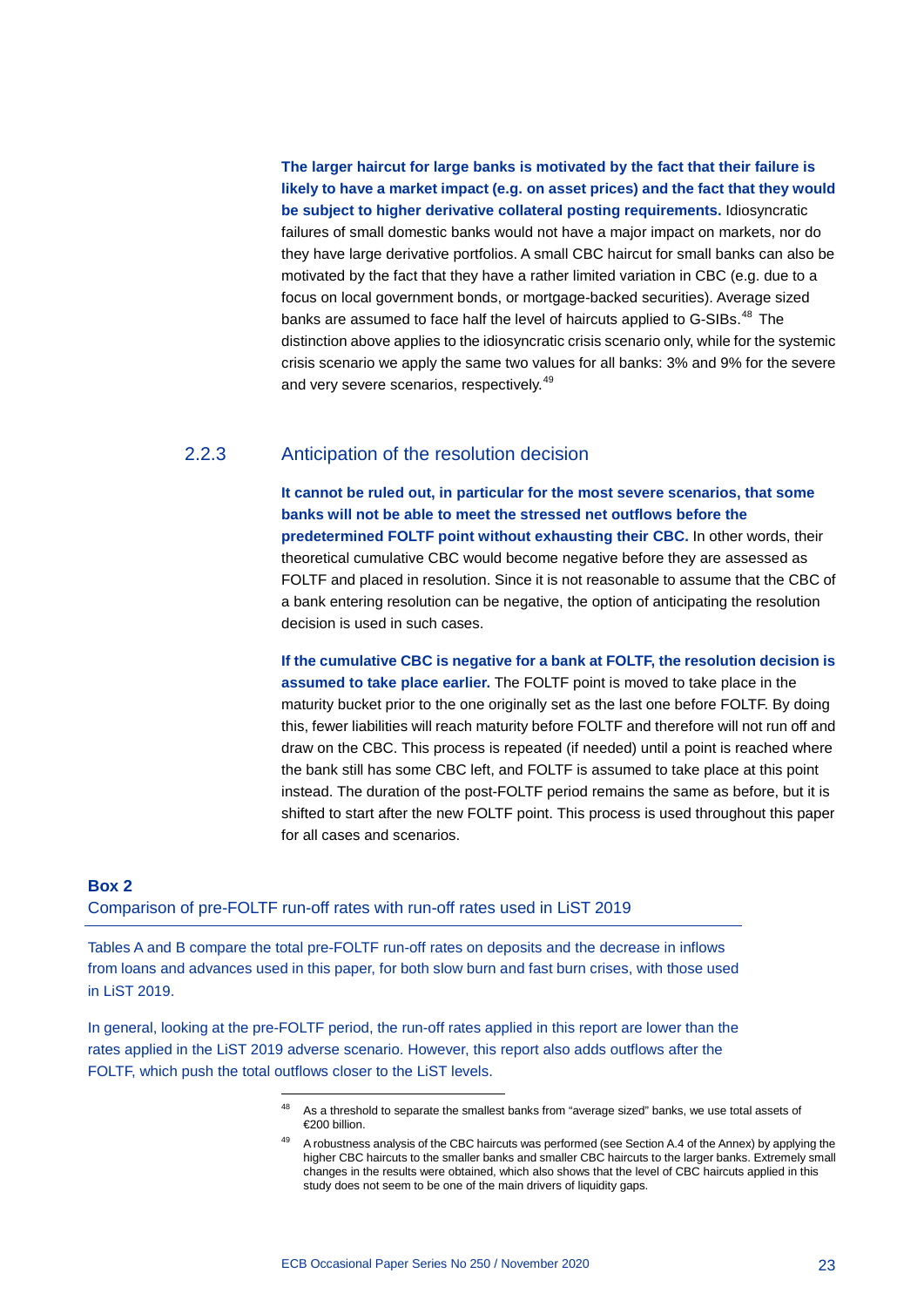**The larger haircut for large banks is motivated by the fact that their failure is likely to have a market impact (e.g. on asset prices) and the fact that they would be subject to higher derivative collateral posting requirements.** Idiosyncratic failures of small domestic banks would not have a major impact on markets, nor do they have large derivative portfolios. A small CBC haircut for small banks can also be motivated by the fact that they have a rather limited variation in CBC (e.g. due to a focus on local government bonds, or mortgage-backed securities). Average sized banks are assumed to face half the level of haircuts applied to G-SIBs.[48] The distinction above applies to the idiosyncratic crisis scenario only, while for the systemic crisis scenario we apply the same two values for all banks: 3% and 9% for the severe and very severe scenarios, respectively.[49]

### 2.2.3 Anticipation of the resolution decision

**It cannot be ruled out, in particular for the most severe scenarios, that some banks will not be able to meet the stressed net outflows before the predetermined FOLTF point without exhausting their CBC.** In other words, their theoretical cumulative CBC would become negative before they are assessed as FOLTF and placed in resolution. Since it is not reasonable to assume that the CBC of a bank entering resolution can be negative, the option of anticipating the resolution decision is used in such cases.

**If the cumulative CBC is negative for a bank at FOLTF, the resolution decision is assumed to take place earlier.** The FOLTF point is moved to take place in the maturity bucket prior to the one originally set as the last one before FOLTF. By doing this, fewer liabilities will reach maturity before FOLTF and therefore will not run off and draw on the CBC. This process is repeated (if needed) until a point is reached where the bank still has some CBC left, and FOLTF is assumed to take place at this point instead. The duration of the post-FOLTF period remains the same as before, but it is shifted to start after the new FOLTF point. This process is used throughout this paper for all cases and scenarios.

**Box 2**

Comparison of pre-FOLTF run-off rates with run-off rates used in LiST 2019

Tables A and B compare the total pre-FOLTF run-off rates on deposits and the decrease in inflows from loans and advances used in this paper, for both slow burn and fast burn crises, with those used in LiST 2019.

In general, looking at the pre-FOLTF period, the run-off rates applied in this report are lower than the rates applied in the LiST 2019 adverse scenario. However, this report also adds outflows after the FOLTF, which push the total outflows closer to the LiST levels.

---

[48] As a threshold to separate the smallest banks from "average sized" banks, we use total assets of €200 billion.

[49] A robustness analysis of the CBC haircuts was performed (see Section A.4 of the Annex) by applying the higher CBC haircuts to the smaller banks and smaller CBC haircuts to the larger banks. Extremely small changes in the results were obtained, which also shows that the level of CBC haircuts applied in this study does not seem to be one of the main drivers of liquidity gaps.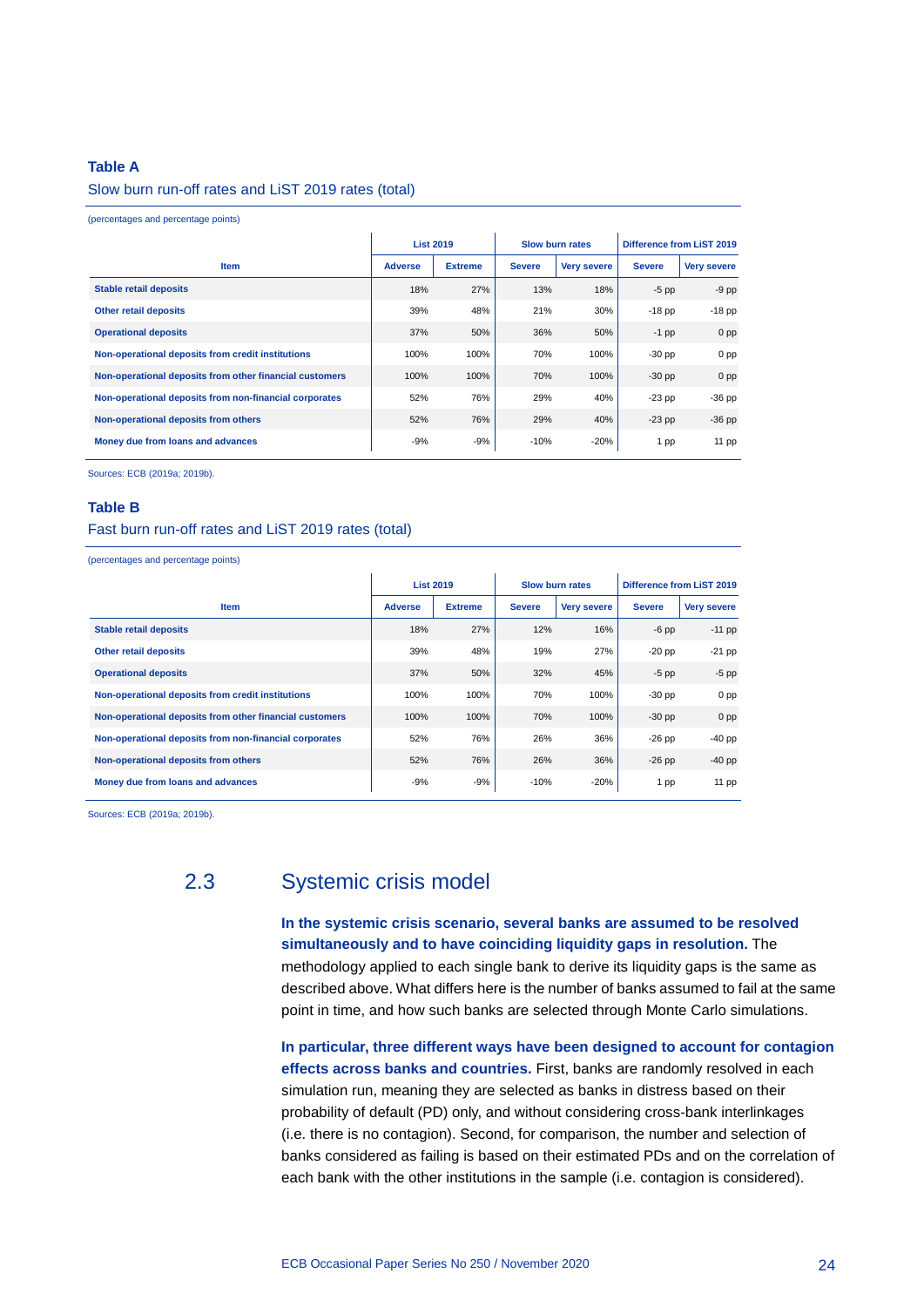**Table A**

Slow burn run-off rates and LiST 2019 rates (total)

(percentages and percentage points)

| Item | List 2019 | | Slow burn rates | | Difference from LiST 2019 | |
|---|---|---|---|---|---|---|
| | Adverse | Extreme | Severe | Very severe | Severe | Very severe |
| Stable retail deposits | 18% | 27% | 13% | 18% | -5 pp | -9 pp |
| Other retail deposits | 39% | 48% | 21% | 30% | -18 pp | -18 pp |
| Operational deposits | 37% | 50% | 36% | 50% | -1 pp | 0 pp |
| Non-operational deposits from credit institutions | 100% | 100% | 70% | 100% | -30 pp | 0 pp |
| Non-operational deposits from other financial customers | 100% | 100% | 70% | 100% | -30 pp | 0 pp |
| Non-operational deposits from non-financial corporates | 52% | 76% | 29% | 40% | -23 pp | -36 pp |
| Non-operational deposits from others | 52% | 76% | 29% | 40% | -23 pp | -36 pp |
| Money due from loans and advances | -9% | -9% | -10% | -20% | 1 pp | 11 pp |

Sources: ECB (2019a; 2019b).

**Table B**

Fast burn run-off rates and LiST 2019 rates (total)

(percentages and percentage points)

| Item | List 2019 | | Slow burn rates | | Difference from LiST 2019 | |
|---|---|---|---|---|---|---|
| | Adverse | Extreme | Severe | Very severe | Severe | Very severe |
| Stable retail deposits | 18% | 27% | 12% | 16% | -6 pp | -11 pp |
| Other retail deposits | 39% | 48% | 19% | 27% | -20 pp | -21 pp |
| Operational deposits | 37% | 50% | 32% | 45% | -5 pp | -5 pp |
| Non-operational deposits from credit institutions | 100% | 100% | 70% | 100% | -30 pp | 0 pp |
| Non-operational deposits from other financial customers | 100% | 100% | 70% | 100% | -30 pp | 0 pp |
| Non-operational deposits from non-financial corporates | 52% | 76% | 26% | 36% | -26 pp | -40 pp |
| Non-operational deposits from others | 52% | 76% | 26% | 36% | -26 pp | -40 pp |
| Money due from loans and advances | -9% | -9% | -10% | -20% | 1 pp | 11 pp |

Sources: ECB (2019a; 2019b).

## 2.3 Systemic crisis model

**In the systemic crisis scenario, several banks are assumed to be resolved simultaneously and to have coinciding liquidity gaps in resolution.** The methodology applied to each single bank to derive its liquidity gaps is the same as described above. What differs here is the number of banks assumed to fail at the same point in time, and how such banks are selected through Monte Carlo simulations.

**In particular, three different ways have been designed to account for contagion effects across banks and countries.** First, banks are randomly resolved in each simulation run, meaning they are selected as banks in distress based on their probability of default (PD) only, and without considering cross-bank interlinkages (i.e. there is no contagion). Second, for comparison, the number and selection of banks considered as failing is based on their estimated PDs and on the correlation of each bank with the other institutions in the sample (i.e. contagion is considered).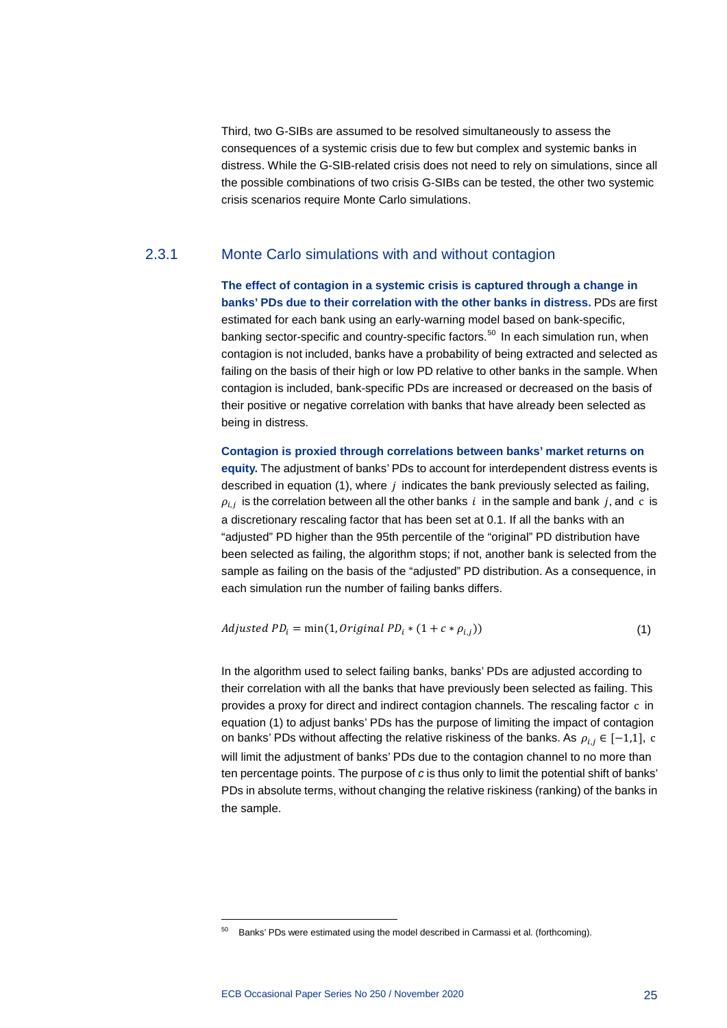Third, two G-SIBs are assumed to be resolved simultaneously to assess the consequences of a systemic crisis due to few but complex and systemic banks in distress. While the G-SIB-related crisis does not need to rely on simulations, since all the possible combinations of two crisis G-SIBs can be tested, the other two systemic crisis scenarios require Monte Carlo simulations.

### 2.3.1 Monte Carlo simulations with and without contagion

**The effect of contagion in a systemic crisis is captured through a change in banks' PDs due to their correlation with the other banks in distress.** PDs are first estimated for each bank using an early-warning model based on bank-specific, banking sector-specific and country-specific factors.[50] In each simulation run, when contagion is not included, banks have a probability of being extracted and selected as failing on the basis of their high or low PD relative to other banks in the sample. When contagion is included, bank-specific PDs are increased or decreased on the basis of their positive or negative correlation with banks that have already been selected as being in distress.

**Contagion is proxied through correlations between banks' market returns on equity.** The adjustment of banks' PDs to account for interdependent distress events is described in equation (1), where $j$ indicates the bank previously selected as failing, $\rho_{i,j}$ is the correlation between all the other banks $i$ in the sample and bank $j$, and $c$ is a discretionary rescaling factor that has been set at 0.1. If all the banks with an "adjusted" PD higher than the 95th percentile of the "original" PD distribution have been selected as failing, the algorithm stops; if not, another bank is selected from the sample as failing on the basis of the "adjusted" PD distribution. As a consequence, in each simulation run the number of failing banks differs.

$$Adjusted\ PD_i = \min(1, Original\ PD_i * (1 + c * \rho_{i,j})) \tag{1}$$

In the algorithm used to select failing banks, banks' PDs are adjusted according to their correlation with all the banks that have previously been selected as failing. This provides a proxy for direct and indirect contagion channels. The rescaling factor $c$ in equation (1) to adjust banks' PDs has the purpose of limiting the impact of contagion on banks' PDs without affecting the relative riskiness of the banks. As $\rho_{i,j} \in [-1,1]$, $c$ will limit the adjustment of banks' PDs due to the contagion channel to no more than ten percentage points. The purpose of *c* is thus only to limit the potential shift of banks' PDs in absolute terms, without changing the relative riskiness (ranking) of the banks in the sample.

---

[50] Banks' PDs were estimated using the model described in Carmassi et al. (forthcoming).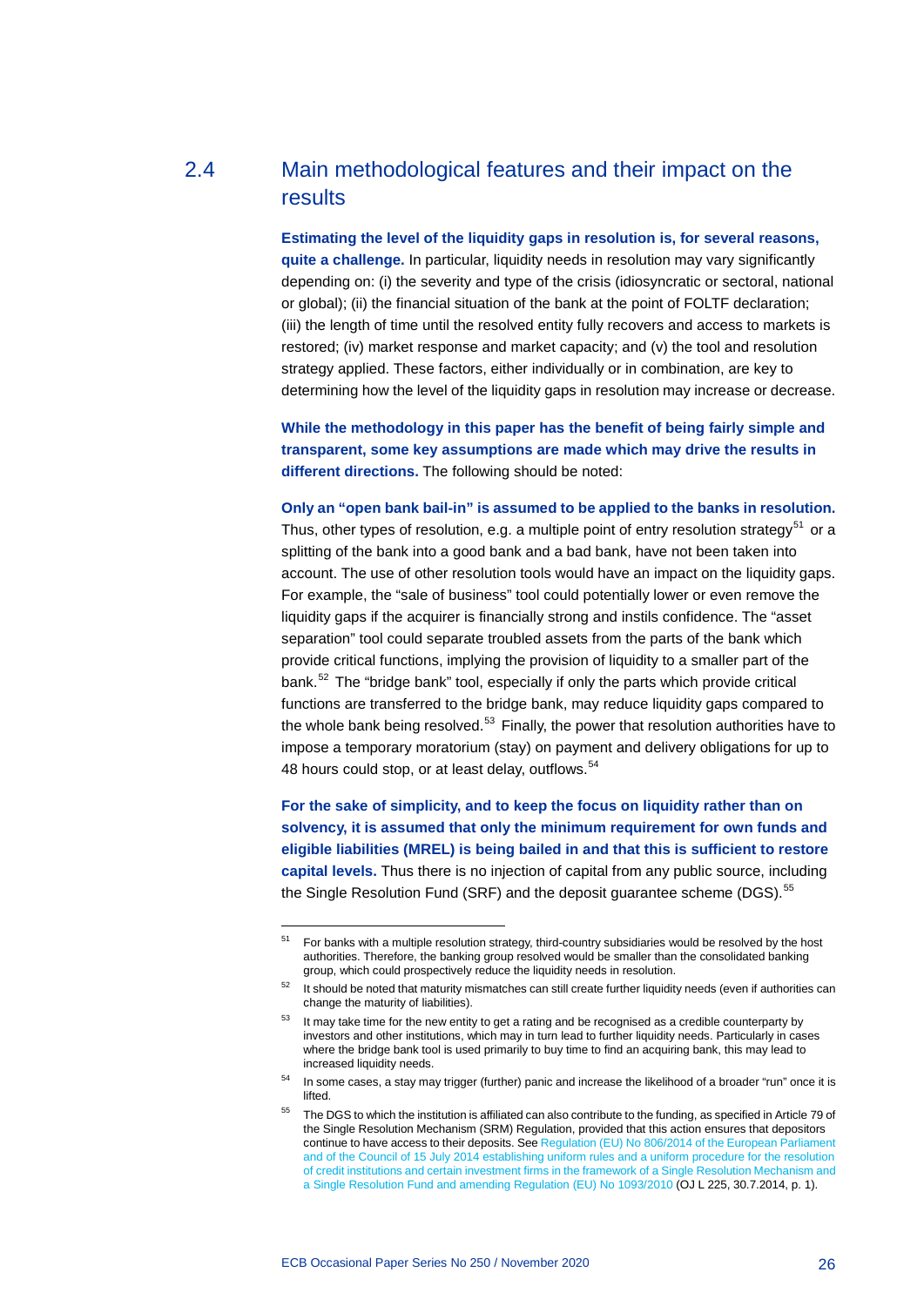## 2.4 Main methodological features and their impact on the results

**Estimating the level of the liquidity gaps in resolution is, for several reasons, quite a challenge.** In particular, liquidity needs in resolution may vary significantly depending on: (i) the severity and type of the crisis (idiosyncratic or sectoral, national or global); (ii) the financial situation of the bank at the point of FOLTF declaration; (iii) the length of time until the resolved entity fully recovers and access to markets is restored; (iv) market response and market capacity; and (v) the tool and resolution strategy applied. These factors, either individually or in combination, are key to determining how the level of the liquidity gaps in resolution may increase or decrease.

**While the methodology in this paper has the benefit of being fairly simple and transparent, some key assumptions are made which may drive the results in different directions.** The following should be noted:

**Only an "open bank bail-in" is assumed to be applied to the banks in resolution.** Thus, other types of resolution, e.g. a multiple point of entry resolution strategy[51] or a splitting of the bank into a good bank and a bad bank, have not been taken into account. The use of other resolution tools would have an impact on the liquidity gaps. For example, the "sale of business" tool could potentially lower or even remove the liquidity gaps if the acquirer is financially strong and instils confidence. The "asset separation" tool could separate troubled assets from the parts of the bank which provide critical functions, implying the provision of liquidity to a smaller part of the bank.[52] The "bridge bank" tool, especially if only the parts which provide critical functions are transferred to the bridge bank, may reduce liquidity gaps compared to the whole bank being resolved.[53] Finally, the power that resolution authorities have to impose a temporary moratorium (stay) on payment and delivery obligations for up to 48 hours could stop, or at least delay, outflows.[54]

**For the sake of simplicity, and to keep the focus on liquidity rather than on solvency, it is assumed that only the minimum requirement for own funds and eligible liabilities (MREL) is being bailed in and that this is sufficient to restore capital levels.** Thus there is no injection of capital from any public source, including the Single Resolution Fund (SRF) and the deposit guarantee scheme (DGS).[55]

---

[51] For banks with a multiple resolution strategy, third-country subsidiaries would be resolved by the host authorities. Therefore, the banking group resolved would be smaller than the consolidated banking group, which could prospectively reduce the liquidity needs in resolution.

[52] It should be noted that maturity mismatches can still create further liquidity needs (even if authorities can change the maturity of liabilities).

[53] It may take time for the new entity to get a rating and be recognised as a credible counterparty by investors and other institutions, which may in turn lead to further liquidity needs. Particularly in cases where the bridge bank tool is used primarily to buy time to find an acquiring bank, this may lead to increased liquidity needs.

[54] In some cases, a stay may trigger (further) panic and increase the likelihood of a broader "run" once it is lifted.

[55] The DGS to which the institution is affiliated can also contribute to the funding, as specified in Article 79 of the Single Resolution Mechanism (SRM) Regulation, provided that this action ensures that depositors continue to have access to their deposits. See Regulation (EU) No 806/2014 of the European Parliament and of the Council of 15 July 2014 establishing uniform rules and a uniform procedure for the resolution of credit institutions and certain investment firms in the framework of a Single Resolution Mechanism and a Single Resolution Fund and amending Regulation (EU) No 1093/2010 (OJ L 225, 30.7.2014, p. 1).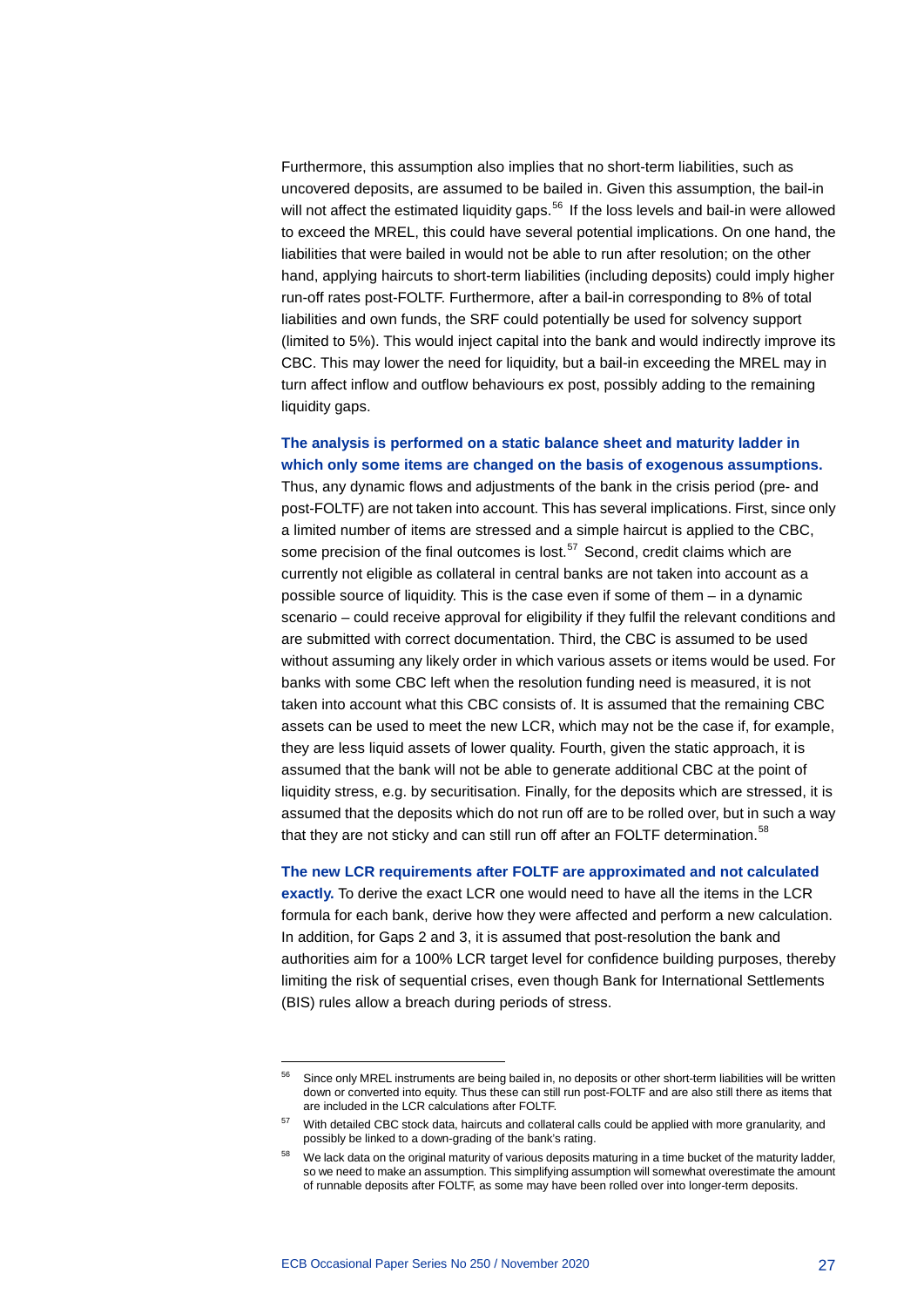Furthermore, this assumption also implies that no short-term liabilities, such as uncovered deposits, are assumed to be bailed in. Given this assumption, the bail-in will not affect the estimated liquidity gaps.[56] If the loss levels and bail-in were allowed to exceed the MREL, this could have several potential implications. On one hand, the liabilities that were bailed in would not be able to run after resolution; on the other hand, applying haircuts to short-term liabilities (including deposits) could imply higher run-off rates post-FOLTF. Furthermore, after a bail-in corresponding to 8% of total liabilities and own funds, the SRF could potentially be used for solvency support (limited to 5%). This would inject capital into the bank and would indirectly improve its CBC. This may lower the need for liquidity, but a bail-in exceeding the MREL may in turn affect inflow and outflow behaviours ex post, possibly adding to the remaining liquidity gaps.

**The analysis is performed on a static balance sheet and maturity ladder in which only some items are changed on the basis of exogenous assumptions.** Thus, any dynamic flows and adjustments of the bank in the crisis period (pre- and post-FOLTF) are not taken into account. This has several implications. First, since only a limited number of items are stressed and a simple haircut is applied to the CBC, some precision of the final outcomes is lost.[57] Second, credit claims which are currently not eligible as collateral in central banks are not taken into account as a possible source of liquidity. This is the case even if some of them – in a dynamic scenario – could receive approval for eligibility if they fulfil the relevant conditions and are submitted with correct documentation. Third, the CBC is assumed to be used without assuming any likely order in which various assets or items would be used. For banks with some CBC left when the resolution funding need is measured, it is not taken into account what this CBC consists of. It is assumed that the remaining CBC assets can be used to meet the new LCR, which may not be the case if, for example, they are less liquid assets of lower quality. Fourth, given the static approach, it is assumed that the bank will not be able to generate additional CBC at the point of liquidity stress, e.g. by securitisation. Finally, for the deposits which are stressed, it is assumed that the deposits which do not run off are to be rolled over, but in such a way that they are not sticky and can still run off after an FOLTF determination.[58]

**The new LCR requirements after FOLTF are approximated and not calculated exactly.** To derive the exact LCR one would need to have all the items in the LCR formula for each bank, derive how they were affected and perform a new calculation. In addition, for Gaps 2 and 3, it is assumed that post-resolution the bank and authorities aim for a 100% LCR target level for confidence building purposes, thereby limiting the risk of sequential crises, even though Bank for International Settlements (BIS) rules allow a breach during periods of stress.

[56] Since only MREL instruments are being bailed in, no deposits or other short-term liabilities will be written down or converted into equity. Thus these can still run post-FOLTF and are also still there as items that are included in the LCR calculations after FOLTF.

[57] With detailed CBC stock data, haircuts and collateral calls could be applied with more granularity, and possibly be linked to a down-grading of the bank's rating.

[58] We lack data on the original maturity of various deposits maturing in a time bucket of the maturity ladder, so we need to make an assumption. This simplifying assumption will somewhat overestimate the amount of runnable deposits after FOLTF, as some may have been rolled over into longer-term deposits.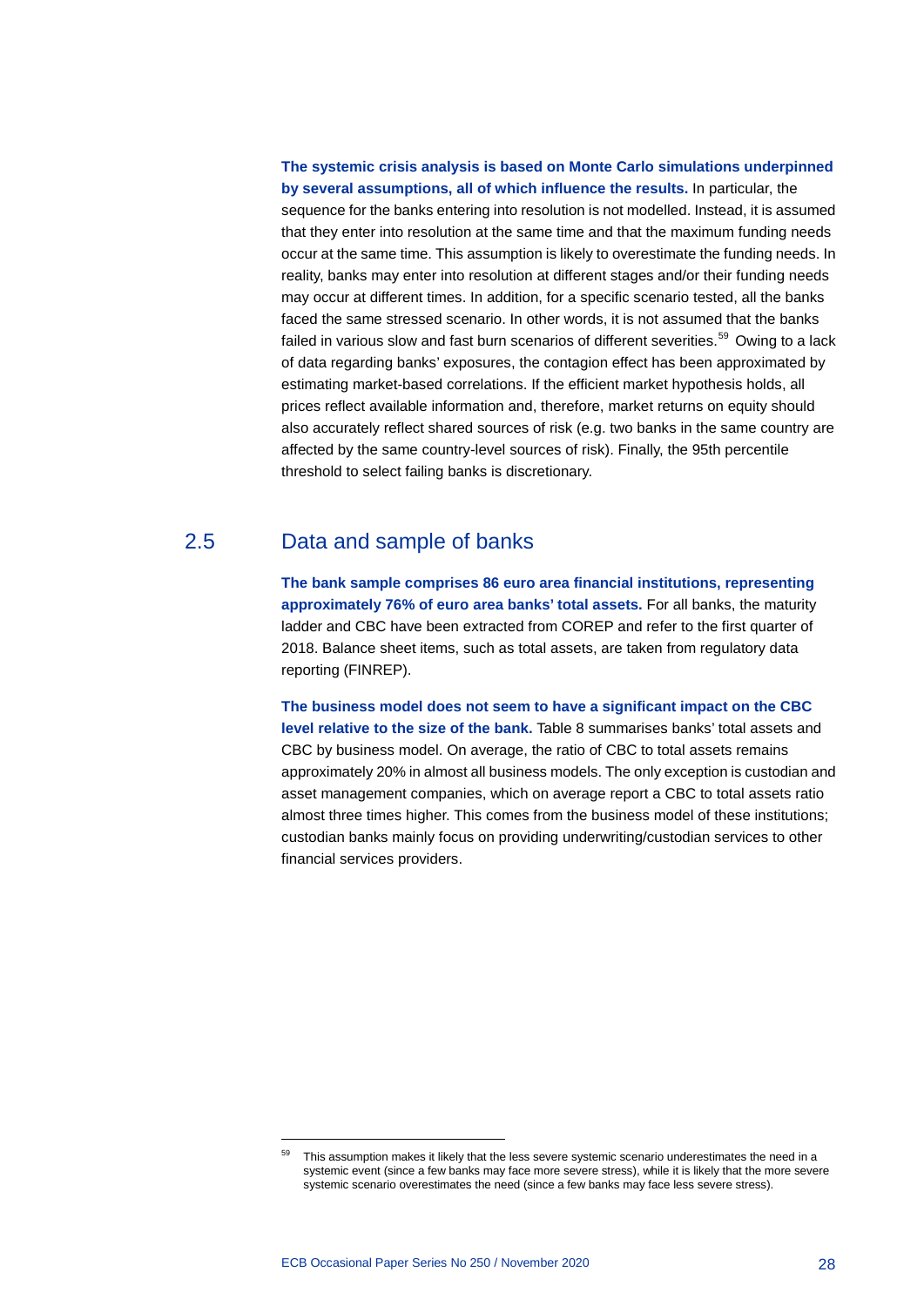**The systemic crisis analysis is based on Monte Carlo simulations underpinned by several assumptions, all of which influence the results.** In particular, the sequence for the banks entering into resolution is not modelled. Instead, it is assumed that they enter into resolution at the same time and that the maximum funding needs occur at the same time. This assumption is likely to overestimate the funding needs. In reality, banks may enter into resolution at different stages and/or their funding needs may occur at different times. In addition, for a specific scenario tested, all the banks faced the same stressed scenario. In other words, it is not assumed that the banks failed in various slow and fast burn scenarios of different severities.[59] Owing to a lack of data regarding banks' exposures, the contagion effect has been approximated by estimating market-based correlations. If the efficient market hypothesis holds, all prices reflect available information and, therefore, market returns on equity should also accurately reflect shared sources of risk (e.g. two banks in the same country are affected by the same country-level sources of risk). Finally, the 95th percentile threshold to select failing banks is discretionary.

## 2.5 Data and sample of banks

**The bank sample comprises 86 euro area financial institutions, representing approximately 76% of euro area banks' total assets.** For all banks, the maturity ladder and CBC have been extracted from COREP and refer to the first quarter of 2018. Balance sheet items, such as total assets, are taken from regulatory data reporting (FINREP).

**The business model does not seem to have a significant impact on the CBC level relative to the size of the bank.** Table 8 summarises banks' total assets and CBC by business model. On average, the ratio of CBC to total assets remains approximately 20% in almost all business models. The only exception is custodian and asset management companies, which on average report a CBC to total assets ratio almost three times higher. This comes from the business model of these institutions; custodian banks mainly focus on providing underwriting/custodian services to other financial services providers.

---

[59] This assumption makes it likely that the less severe systemic scenario underestimates the need in a systemic event (since a few banks may face more severe stress), while it is likely that the more severe systemic scenario overestimates the need (since a few banks may face less severe stress).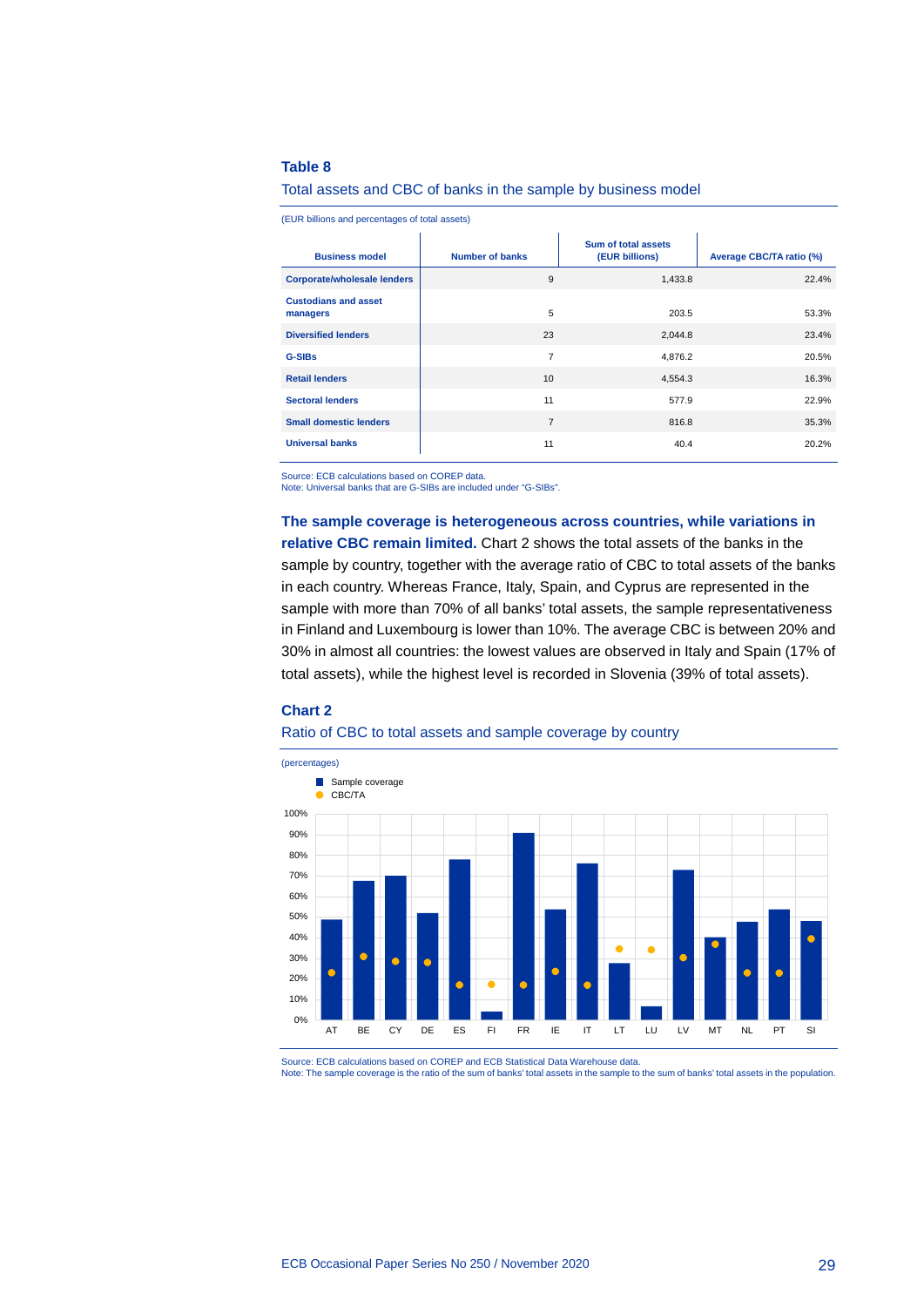**Table 8**

Total assets and CBC of banks in the sample by business model

(EUR billions and percentages of total assets)

| Business model | Number of banks | Sum of total assets (EUR billions) | Average CBC/TA ratio (%) |
|---|---|---|---|
| Corporate/wholesale lenders | 9 | 1,433.8 | 22.4% |
| Custodians and asset managers | 5 | 203.5 | 53.3% |
| Diversified lenders | 23 | 2,044.8 | 23.4% |
| G-SIBs | 7 | 4,876.2 | 20.5% |
| Retail lenders | 10 | 4,554.3 | 16.3% |
| Sectoral lenders | 11 | 577.9 | 22.9% |
| Small domestic lenders | 7 | 816.8 | 35.3% |
| Universal banks | 11 | 40.4 | 20.2% |

Source: ECB calculations based on COREP data.
Note: Universal banks that are G-SIBs are included under "G-SIBs".

**The sample coverage is heterogeneous across countries, while variations in relative CBC remain limited.** Chart 2 shows the total assets of the banks in the sample by country, together with the average ratio of CBC to total assets of the banks in each country. Whereas France, Italy, Spain, and Cyprus are represented in the sample with more than 70% of all banks' total assets, the sample representativeness in Finland and Luxembourg is lower than 10%. The average CBC is between 20% and 30% in almost all countries: the lowest values are observed in Italy and Spain (17% of total assets), while the highest level is recorded in Slovenia (39% of total assets).

**Chart 2**

Ratio of CBC to total assets and sample coverage by country

(percentages)

Source: ECB calculations based on COREP and ECB Statistical Data Warehouse data.
Note: The sample coverage is the ratio of the sum of banks' total assets in the sample to the sum of banks' total assets in the population.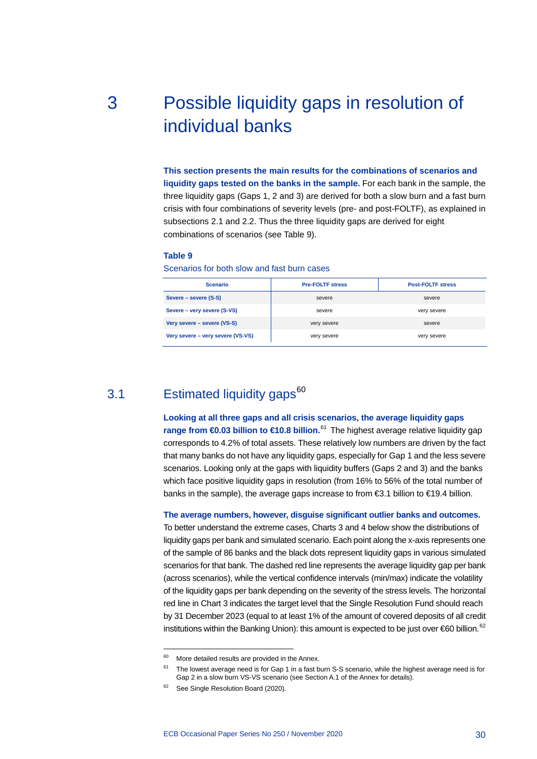# 3 Possible liquidity gaps in resolution of individual banks

**This section presents the main results for the combinations of scenarios and liquidity gaps tested on the banks in the sample.** For each bank in the sample, the three liquidity gaps (Gaps 1, 2 and 3) are derived for both a slow burn and a fast burn crisis with four combinations of severity levels (pre- and post-FOLTF), as explained in subsections 2.1 and 2.2. Thus the three liquidity gaps are derived for eight combinations of scenarios (see Table 9).

**Table 9**

Scenarios for both slow and fast burn cases

| Scenario | Pre-FOLTF stress | Post-FOLTF stress |
| --- | --- | --- |
| Severe – severe (S-S) | severe | severe |
| Severe – very severe (S-VS) | severe | very severe |
| Very severe – severe (VS-S) | very severe | severe |
| Very severe – very severe (VS-VS) | very severe | very severe |

## 3.1 Estimated liquidity gaps[60]

**Looking at all three gaps and all crisis scenarios, the average liquidity gaps range from €0.03 billion to €10.8 billion.**[61] The highest average relative liquidity gap corresponds to 4.2% of total assets. These relatively low numbers are driven by the fact that many banks do not have any liquidity gaps, especially for Gap 1 and the less severe scenarios. Looking only at the gaps with liquidity buffers (Gaps 2 and 3) and the banks which face positive liquidity gaps in resolution (from 16% to 56% of the total number of banks in the sample), the average gaps increase to from €3.1 billion to €19.4 billion.

**The average numbers, however, disguise significant outlier banks and outcomes.** To better understand the extreme cases, Charts 3 and 4 below show the distributions of liquidity gaps per bank and simulated scenario. Each point along the x-axis represents one of the sample of 86 banks and the black dots represent liquidity gaps in various simulated scenarios for that bank. The dashed red line represents the average liquidity gap per bank (across scenarios), while the vertical confidence intervals (min/max) indicate the volatility of the liquidity gaps per bank depending on the severity of the stress levels. The horizontal red line in Chart 3 indicates the target level that the Single Resolution Fund should reach by 31 December 2023 (equal to at least 1% of the amount of covered deposits of all credit institutions within the Banking Union): this amount is expected to be just over €60 billion.[62]

[60] More detailed results are provided in the Annex.

[61] The lowest average need is for Gap 1 in a fast burn S-S scenario, while the highest average need is for Gap 2 in a slow burn VS-VS scenario (see Section A.1 of the Annex for details).

[62] See Single Resolution Board (2020).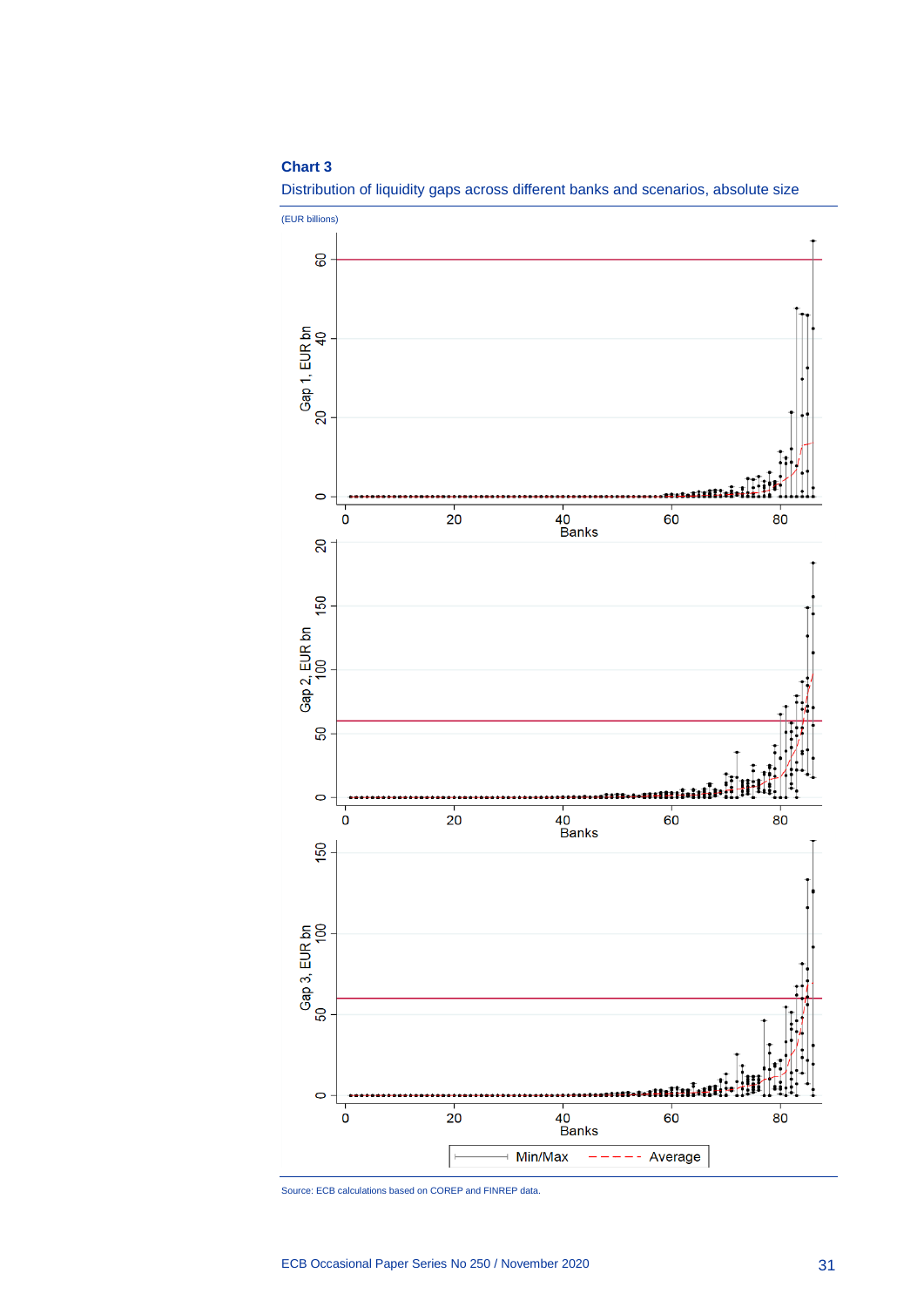**Chart 3**

Distribution of liquidity gaps across different banks and scenarios, absolute size

(EUR billions)

Source: ECB calculations based on COREP and FINREP data.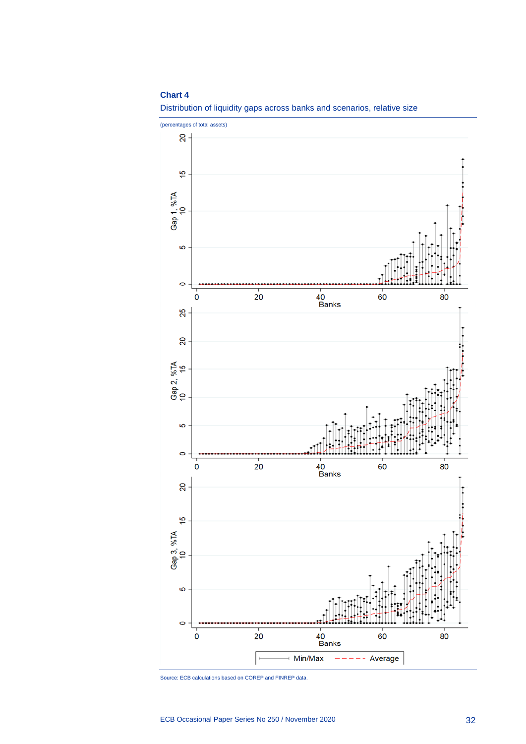**Chart 4**

Distribution of liquidity gaps across banks and scenarios, relative size

(percentages of total assets)

Source: ECB calculations based on COREP and FINREP data.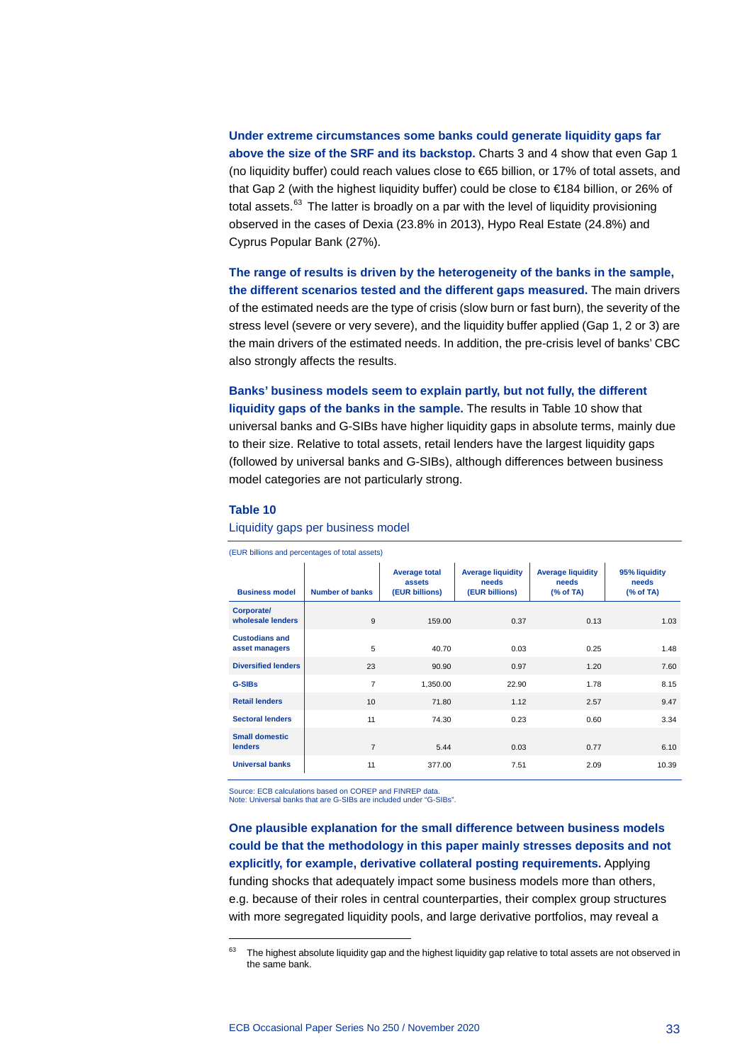**Under extreme circumstances some banks could generate liquidity gaps far above the size of the SRF and its backstop.** Charts 3 and 4 show that even Gap 1 (no liquidity buffer) could reach values close to €65 billion, or 17% of total assets, and that Gap 2 (with the highest liquidity buffer) could be close to €184 billion, or 26% of total assets.[63] The latter is broadly on a par with the level of liquidity provisioning observed in the cases of Dexia (23.8% in 2013), Hypo Real Estate (24.8%) and Cyprus Popular Bank (27%).

**The range of results is driven by the heterogeneity of the banks in the sample, the different scenarios tested and the different gaps measured.** The main drivers of the estimated needs are the type of crisis (slow burn or fast burn), the severity of the stress level (severe or very severe), and the liquidity buffer applied (Gap 1, 2 or 3) are the main drivers of the estimated needs. In addition, the pre-crisis level of banks' CBC also strongly affects the results.

**Banks' business models seem to explain partly, but not fully, the different liquidity gaps of the banks in the sample.** The results in Table 10 show that universal banks and G-SIBs have higher liquidity gaps in absolute terms, mainly due to their size. Relative to total assets, retail lenders have the largest liquidity gaps (followed by universal banks and G-SIBs), although differences between business model categories are not particularly strong.

**Table 10**

Liquidity gaps per business model

(EUR billions and percentages of total assets)

| Business model | Number of banks | Average total assets (EUR billions) | Average liquidity needs (EUR billions) | Average liquidity needs (% of TA) | 95% liquidity needs (% of TA) |
|---|---|---|---|---|---|
| Corporate/ wholesale lenders | 9 | 159.00 | 0.37 | 0.13 | 1.03 |
| Custodians and asset managers | 5 | 40.70 | 0.03 | 0.25 | 1.48 |
| Diversified lenders | 23 | 90.90 | 0.97 | 1.20 | 7.60 |
| G-SIBs | 7 | 1,350.00 | 22.90 | 1.78 | 8.15 |
| Retail lenders | 10 | 71.80 | 1.12 | 2.57 | 9.47 |
| Sectoral lenders | 11 | 74.30 | 0.23 | 0.60 | 3.34 |
| Small domestic lenders | 7 | 5.44 | 0.03 | 0.77 | 6.10 |
| Universal banks | 11 | 377.00 | 7.51 | 2.09 | 10.39 |

Source: ECB calculations based on COREP and FINREP data.
Note: Universal banks that are G-SIBs are included under "G-SIBs".

**One plausible explanation for the small difference between business models could be that the methodology in this paper mainly stresses deposits and not explicitly, for example, derivative collateral posting requirements.** Applying funding shocks that adequately impact some business models more than others, e.g. because of their roles in central counterparties, their complex group structures with more segregated liquidity pools, and large derivative portfolios, may reveal a

[63] The highest absolute liquidity gap and the highest liquidity gap relative to total assets are not observed in the same bank.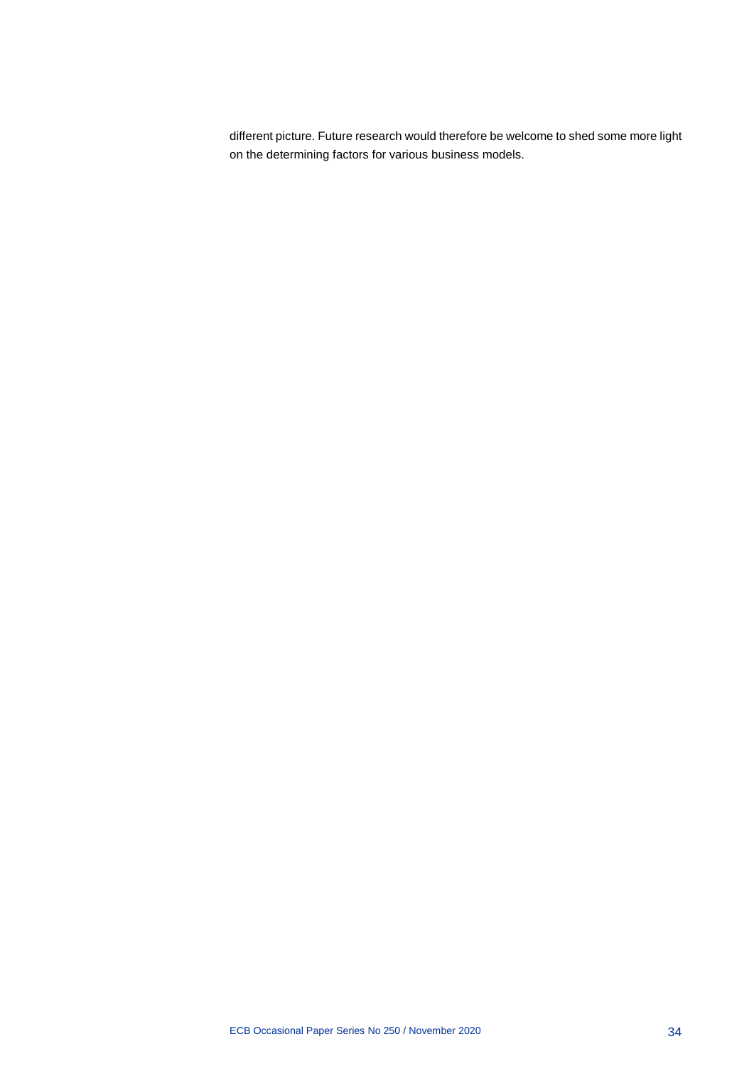different picture. Future research would therefore be welcome to shed some more light on the determining factors for various business models.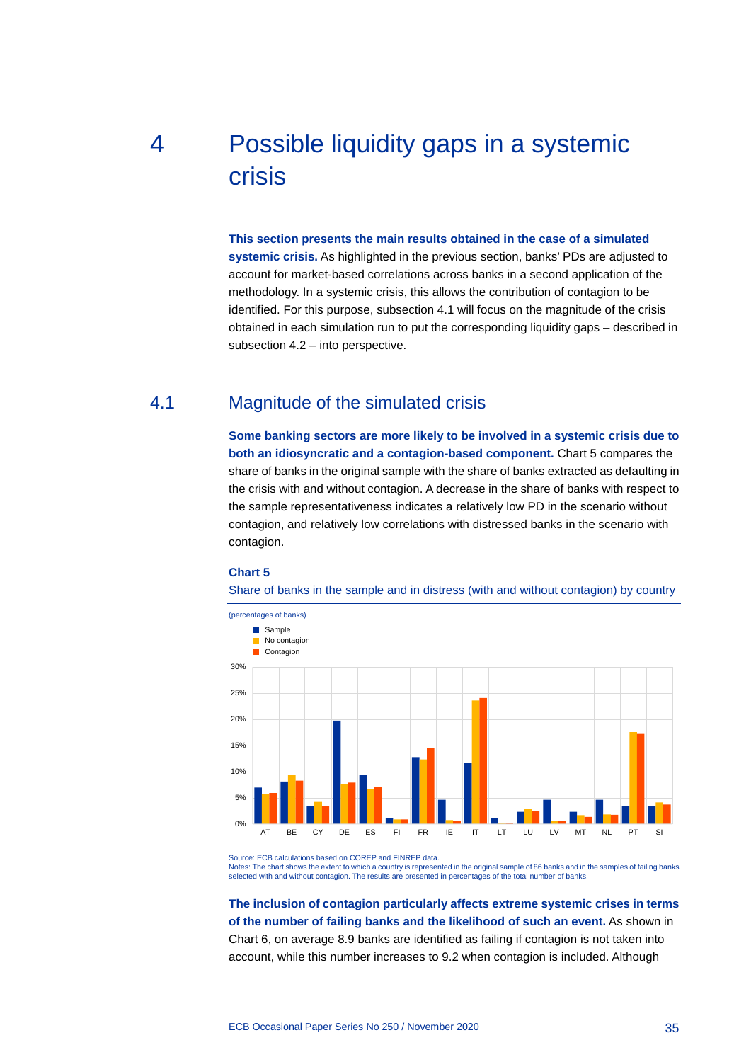# 4 Possible liquidity gaps in a systemic crisis

**This section presents the main results obtained in the case of a simulated systemic crisis.** As highlighted in the previous section, banks' PDs are adjusted to account for market-based correlations across banks in a second application of the methodology. In a systemic crisis, this allows the contribution of contagion to be identified. For this purpose, subsection 4.1 will focus on the magnitude of the crisis obtained in each simulation run to put the corresponding liquidity gaps – described in subsection 4.2 – into perspective.

## 4.1 Magnitude of the simulated crisis

**Some banking sectors are more likely to be involved in a systemic crisis due to both an idiosyncratic and a contagion-based component.** Chart 5 compares the share of banks in the original sample with the share of banks extracted as defaulting in the crisis with and without contagion. A decrease in the share of banks with respect to the sample representativeness indicates a relatively low PD in the scenario without contagion, and relatively low correlations with distressed banks in the scenario with contagion.

**Chart 5**

Share of banks in the sample and in distress (with and without contagion) by country

(percentages of banks)

Legend: Sample; No contagion; Contagion

Countries: AT, BE, CY, DE, ES, FI, FR, IE, IT, LT, LU, LV, MT, NL, PT, SI

Source: ECB calculations based on COREP and FINREP data.
Notes: The chart shows the extent to which a country is represented in the original sample of 86 banks and in the samples of failing banks selected with and without contagion. The results are presented in percentages of the total number of banks.

**The inclusion of contagion particularly affects extreme systemic crises in terms of the number of failing banks and the likelihood of such an event.** As shown in Chart 6, on average 8.9 banks are identified as failing if contagion is not taken into account, while this number increases to 9.2 when contagion is included. Although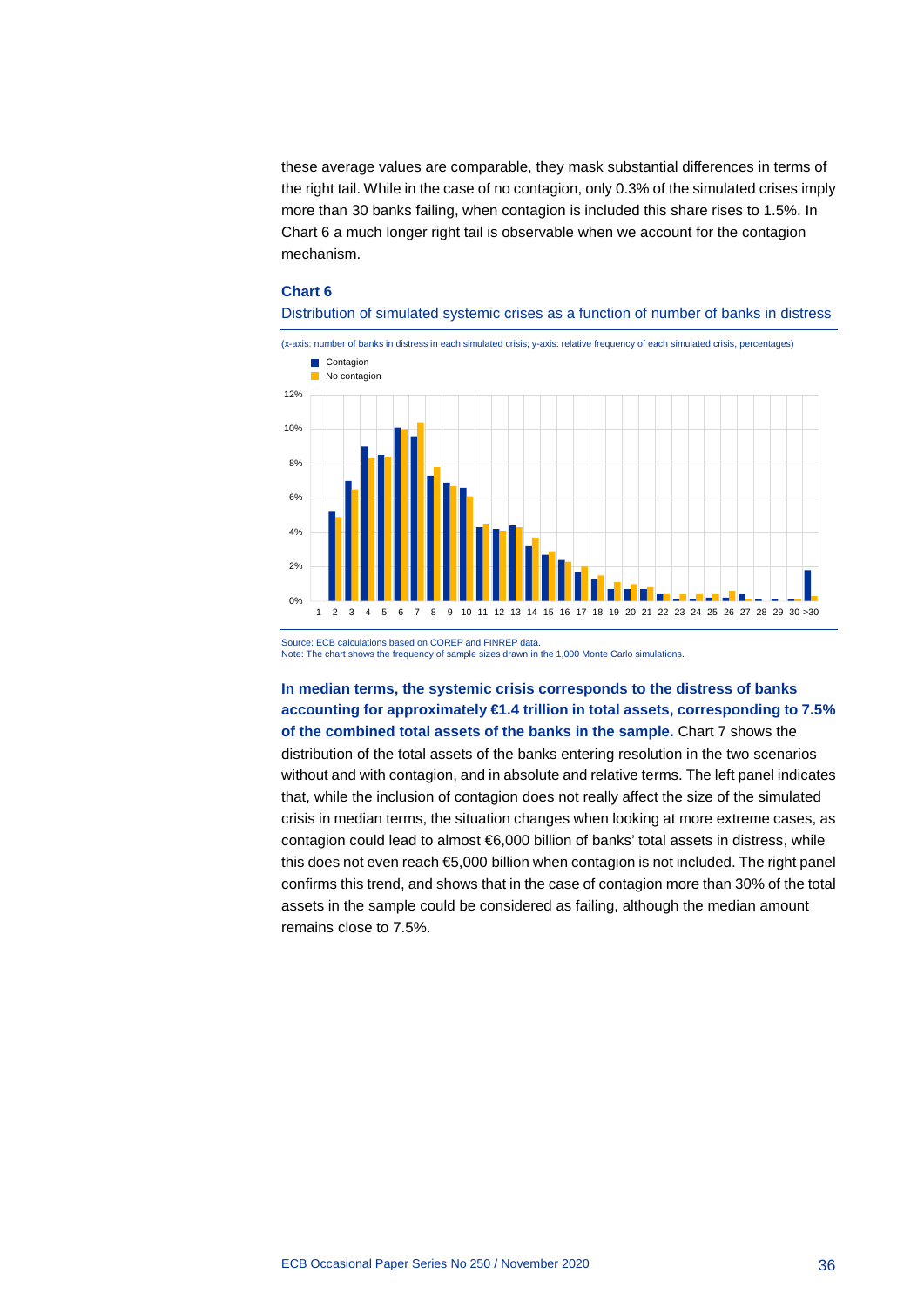these average values are comparable, they mask substantial differences in terms of the right tail. While in the case of no contagion, only 0.3% of the simulated crises imply more than 30 banks failing, when contagion is included this share rises to 1.5%. In Chart 6 a much longer right tail is observable when we account for the contagion mechanism.

**Chart 6**

Distribution of simulated systemic crises as a function of number of banks in distress

(x-axis: number of banks in distress in each simulated crisis; y-axis: relative frequency of each simulated crisis, percentages)

Source: ECB calculations based on COREP and FINREP data.
Note: The chart shows the frequency of sample sizes drawn in the 1,000 Monte Carlo simulations.

**In median terms, the systemic crisis corresponds to the distress of banks accounting for approximately €1.4 trillion in total assets, corresponding to 7.5% of the combined total assets of the banks in the sample.** Chart 7 shows the distribution of the total assets of the banks entering resolution in the two scenarios without and with contagion, and in absolute and relative terms. The left panel indicates that, while the inclusion of contagion does not really affect the size of the simulated crisis in median terms, the situation changes when looking at more extreme cases, as contagion could lead to almost €6,000 billion of banks' total assets in distress, while this does not even reach €5,000 billion when contagion is not included. The right panel confirms this trend, and shows that in the case of contagion more than 30% of the total assets in the sample could be considered as failing, although the median amount remains close to 7.5%.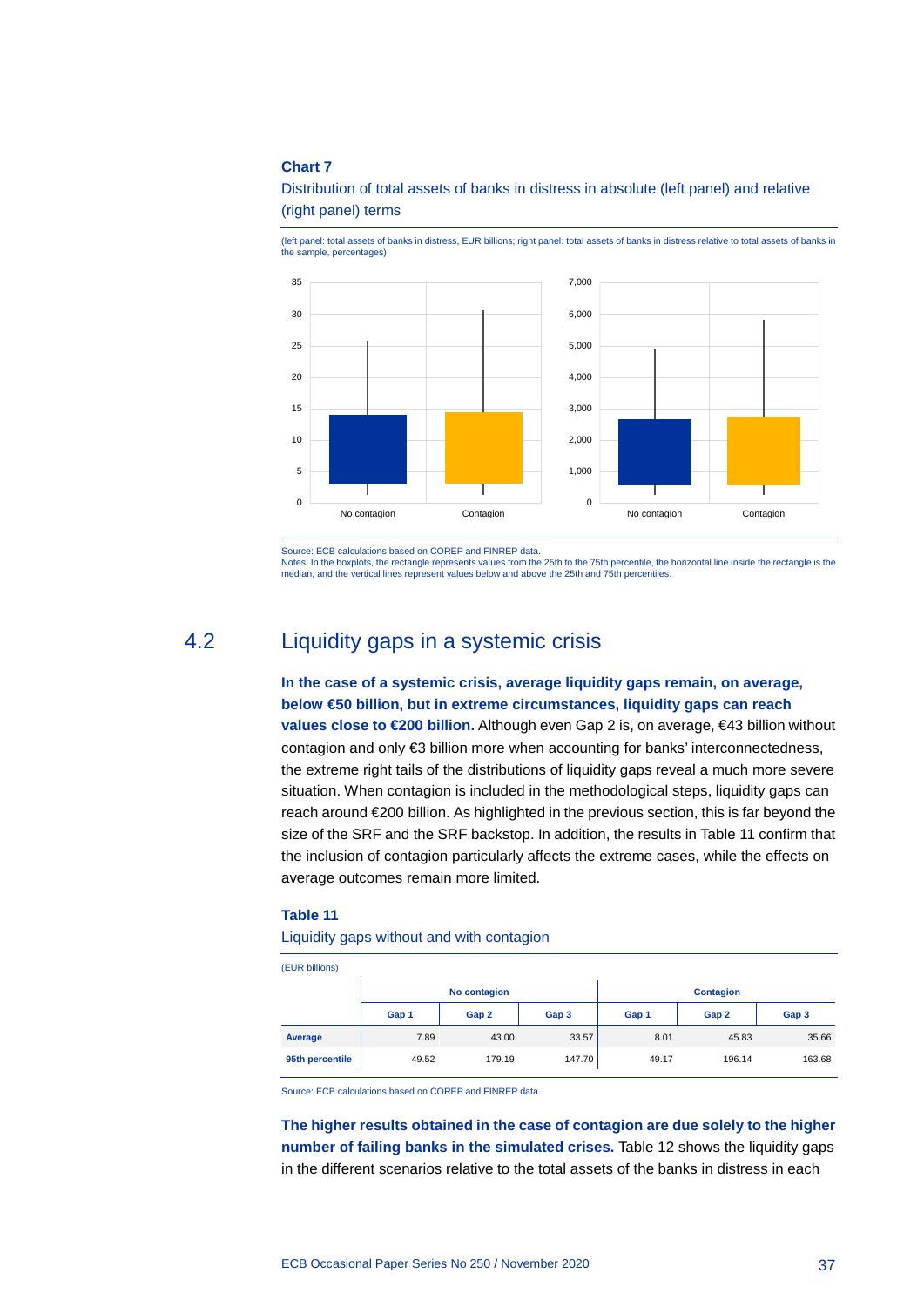**Chart 7**

Distribution of total assets of banks in distress in absolute (left panel) and relative (right panel) terms

(left panel: total assets of banks in distress, EUR billions; right panel: total assets of banks in distress relative to total assets of banks in the sample, percentages)

Source: ECB calculations based on COREP and FINREP data.
Notes: In the boxplots, the rectangle represents values from the 25th to the 75th percentile, the horizontal line inside the rectangle is the median, and the vertical lines represent values below and above the 25th and 75th percentiles.

## 4.2 Liquidity gaps in a systemic crisis

**In the case of a systemic crisis, average liquidity gaps remain, on average, below €50 billion, but in extreme circumstances, liquidity gaps can reach values close to €200 billion.** Although even Gap 2 is, on average, €43 billion without contagion and only €3 billion more when accounting for banks' interconnectedness, the extreme right tails of the distributions of liquidity gaps reveal a much more severe situation. When contagion is included in the methodological steps, liquidity gaps can reach around €200 billion. As highlighted in the previous section, this is far beyond the size of the SRF and the SRF backstop. In addition, the results in Table 11 confirm that the inclusion of contagion particularly affects the extreme cases, while the effects on average outcomes remain more limited.

**Table 11**

Liquidity gaps without and with contagion

(EUR billions)

| | No contagion | | | Contagion | | |
|---|---|---|---|---|---|---|
| | Gap 1 | Gap 2 | Gap 3 | Gap 1 | Gap 2 | Gap 3 |
| **Average** | 7.89 | 43.00 | 33.57 | 8.01 | 45.83 | 35.66 |
| **95th percentile** | 49.52 | 179.19 | 147.70 | 49.17 | 196.14 | 163.68 |

Source: ECB calculations based on COREP and FINREP data.

**The higher results obtained in the case of contagion are due solely to the higher number of failing banks in the simulated crises.** Table 12 shows the liquidity gaps in the different scenarios relative to the total assets of the banks in distress in each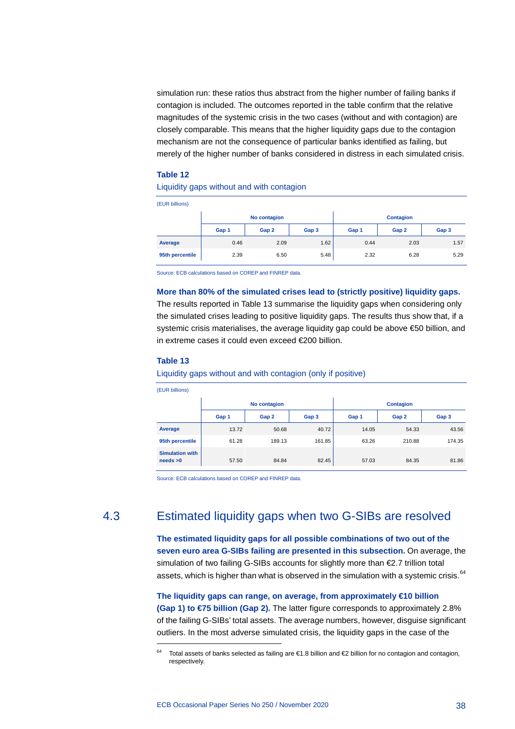simulation run: these ratios thus abstract from the higher number of failing banks if contagion is included. The outcomes reported in the table confirm that the relative magnitudes of the systemic crisis in the two cases (without and with contagion) are closely comparable. This means that the higher liquidity gaps due to the contagion mechanism are not the consequence of particular banks identified as failing, but merely of the higher number of banks considered in distress in each simulated crisis.

**Table 12**

Liquidity gaps without and with contagion

(EUR billions)

| | No contagion | | | Contagion | | |
|---|---|---|---|---|---|---|
| | Gap 1 | Gap 2 | Gap 3 | Gap 1 | Gap 2 | Gap 3 |
| **Average** | 0.46 | 2.09 | 1.62 | 0.44 | 2.03 | 1.57 |
| **95th percentile** | 2.39 | 6.50 | 5.48 | 2.32 | 6.28 | 5.29 |

Source: ECB calculations based on COREP and FINREP data.

**More than 80% of the simulated crises lead to (strictly positive) liquidity gaps.** The results reported in Table 13 summarise the liquidity gaps when considering only the simulated crises leading to positive liquidity gaps. The results thus show that, if a systemic crisis materialises, the average liquidity gap could be above €50 billion, and in extreme cases it could even exceed €200 billion.

**Table 13**

Liquidity gaps without and with contagion (only if positive)

(EUR billions)

| | No contagion | | | Contagion | | |
|---|---|---|---|---|---|---|
| | Gap 1 | Gap 2 | Gap 3 | Gap 1 | Gap 2 | Gap 3 |
| **Average** | 13.72 | 50.68 | 40.72 | 14.05 | 54.33 | 43.56 |
| **95th percentile** | 61.28 | 189.13 | 161.85 | 63.26 | 210.88 | 174.35 |
| **Simulation with needs >0** | 57.50 | 84.84 | 82.45 | 57.03 | 84.35 | 81.86 |

Source: ECB calculations based on COREP and FINREP data.

## 4.3 Estimated liquidity gaps when two G-SIBs are resolved

**The estimated liquidity gaps for all possible combinations of two out of the seven euro area G-SIBs failing are presented in this subsection.** On average, the simulation of two failing G-SIBs accounts for slightly more than €2.7 trillion total assets, which is higher than what is observed in the simulation with a systemic crisis.[64]

**The liquidity gaps can range, on average, from approximately €10 billion (Gap 1) to €75 billion (Gap 2).** The latter figure corresponds to approximately 2.8% of the failing G-SIBs' total assets. The average numbers, however, disguise significant outliers. In the most adverse simulated crisis, the liquidity gaps in the case of the

[64] Total assets of banks selected as failing are €1.8 billion and €2 billion for no contagion and contagion, respectively.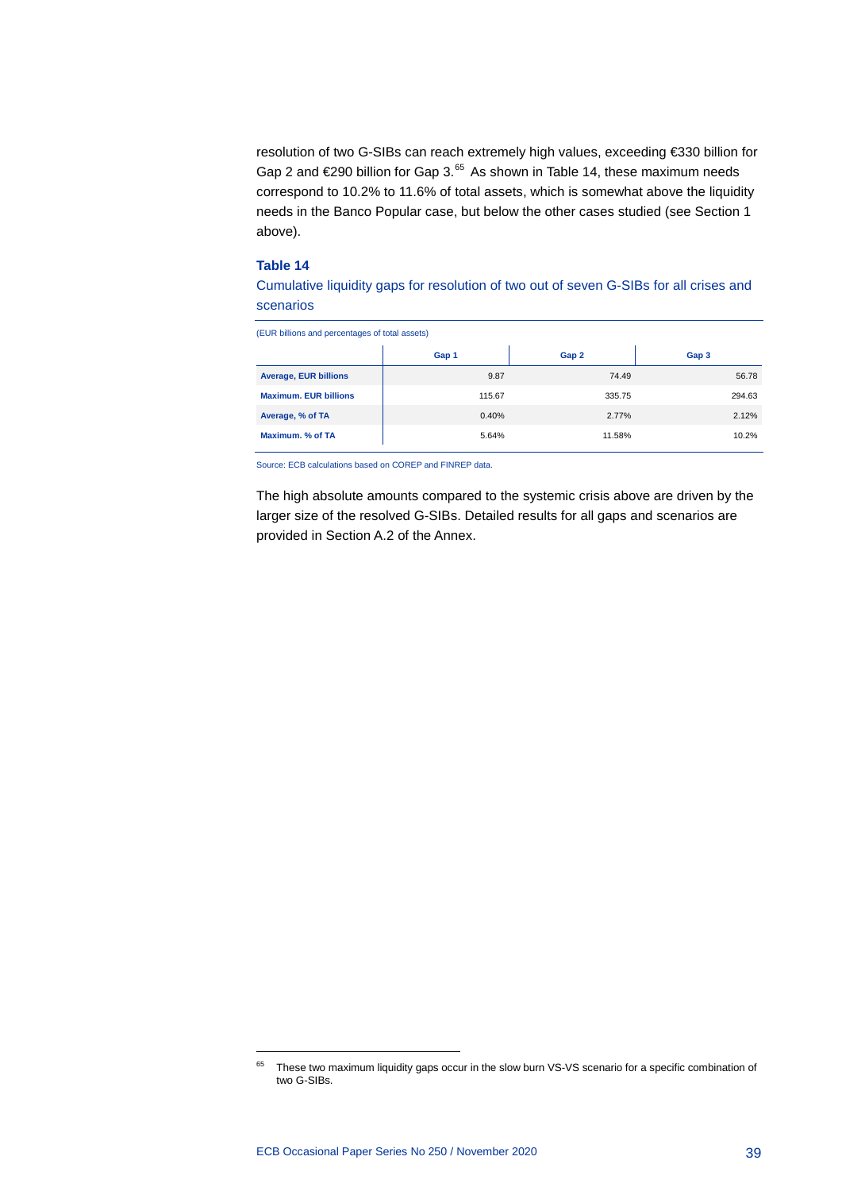resolution of two G-SIBs can reach extremely high values, exceeding €330 billion for Gap 2 and €290 billion for Gap 3.[65] As shown in Table 14, these maximum needs correspond to 10.2% to 11.6% of total assets, which is somewhat above the liquidity needs in the Banco Popular case, but below the other cases studied (see Section 1 above).

### Table 14

Cumulative liquidity gaps for resolution of two out of seven G-SIBs for all crises and scenarios

(EUR billions and percentages of total assets)

| | Gap 1 | Gap 2 | Gap 3 |
|---|---|---|---|
| **Average, EUR billions** | 9.87 | 74.49 | 56.78 |
| **Maximum. EUR billions** | 115.67 | 335.75 | 294.63 |
| **Average, % of TA** | 0.40% | 2.77% | 2.12% |
| **Maximum. % of TA** | 5.64% | 11.58% | 10.2% |

Source: ECB calculations based on COREP and FINREP data.

The high absolute amounts compared to the systemic crisis above are driven by the larger size of the resolved G-SIBs. Detailed results for all gaps and scenarios are provided in Section A.2 of the Annex.

[65] These two maximum liquidity gaps occur in the slow burn VS-VS scenario for a specific combination of two G-SIBs.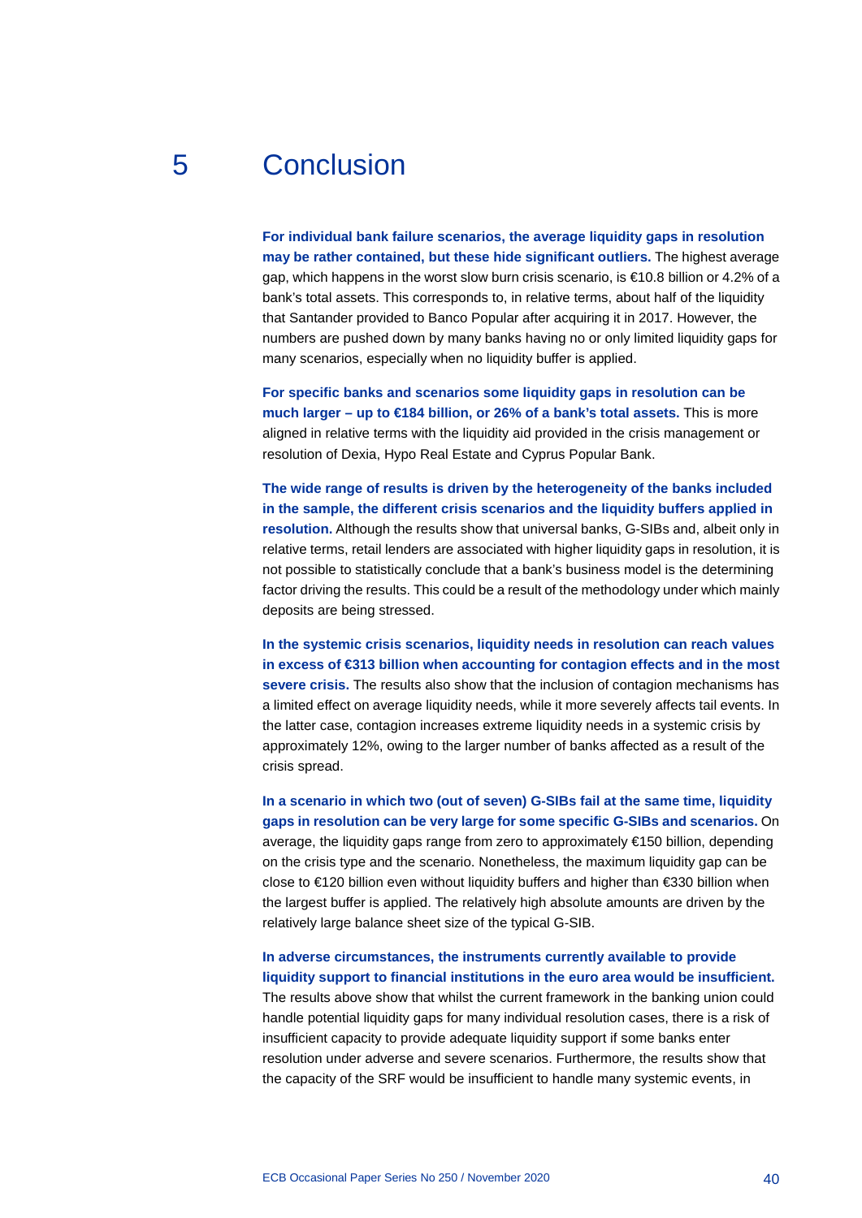# 5 Conclusion

**For individual bank failure scenarios, the average liquidity gaps in resolution may be rather contained, but these hide significant outliers.** The highest average gap, which happens in the worst slow burn crisis scenario, is €10.8 billion or 4.2% of a bank's total assets. This corresponds to, in relative terms, about half of the liquidity that Santander provided to Banco Popular after acquiring it in 2017. However, the numbers are pushed down by many banks having no or only limited liquidity gaps for many scenarios, especially when no liquidity buffer is applied.

**For specific banks and scenarios some liquidity gaps in resolution can be much larger – up to €184 billion, or 26% of a bank's total assets.** This is more aligned in relative terms with the liquidity aid provided in the crisis management or resolution of Dexia, Hypo Real Estate and Cyprus Popular Bank.

**The wide range of results is driven by the heterogeneity of the banks included in the sample, the different crisis scenarios and the liquidity buffers applied in resolution.** Although the results show that universal banks, G-SIBs and, albeit only in relative terms, retail lenders are associated with higher liquidity gaps in resolution, it is not possible to statistically conclude that a bank's business model is the determining factor driving the results. This could be a result of the methodology under which mainly deposits are being stressed.

**In the systemic crisis scenarios, liquidity needs in resolution can reach values in excess of €313 billion when accounting for contagion effects and in the most severe crisis.** The results also show that the inclusion of contagion mechanisms has a limited effect on average liquidity needs, while it more severely affects tail events. In the latter case, contagion increases extreme liquidity needs in a systemic crisis by approximately 12%, owing to the larger number of banks affected as a result of the crisis spread.

**In a scenario in which two (out of seven) G-SIBs fail at the same time, liquidity gaps in resolution can be very large for some specific G-SIBs and scenarios.** On average, the liquidity gaps range from zero to approximately €150 billion, depending on the crisis type and the scenario. Nonetheless, the maximum liquidity gap can be close to €120 billion even without liquidity buffers and higher than €330 billion when the largest buffer is applied. The relatively high absolute amounts are driven by the relatively large balance sheet size of the typical G-SIB.

**In adverse circumstances, the instruments currently available to provide liquidity support to financial institutions in the euro area would be insufficient.** The results above show that whilst the current framework in the banking union could handle potential liquidity gaps for many individual resolution cases, there is a risk of insufficient capacity to provide adequate liquidity support if some banks enter resolution under adverse and severe scenarios. Furthermore, the results show that the capacity of the SRF would be insufficient to handle many systemic events, in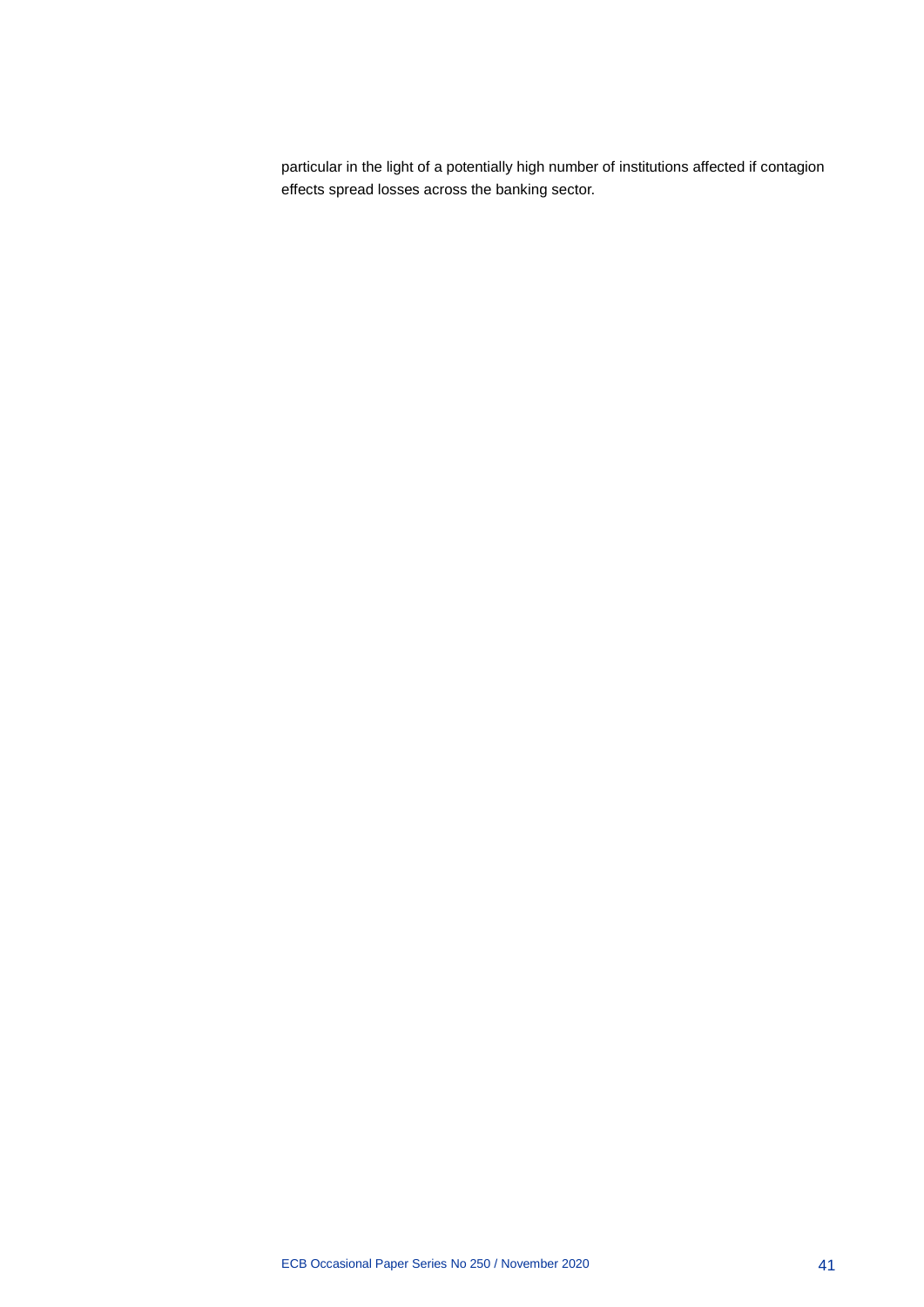particular in the light of a potentially high number of institutions affected if contagion effects spread losses across the banking sector.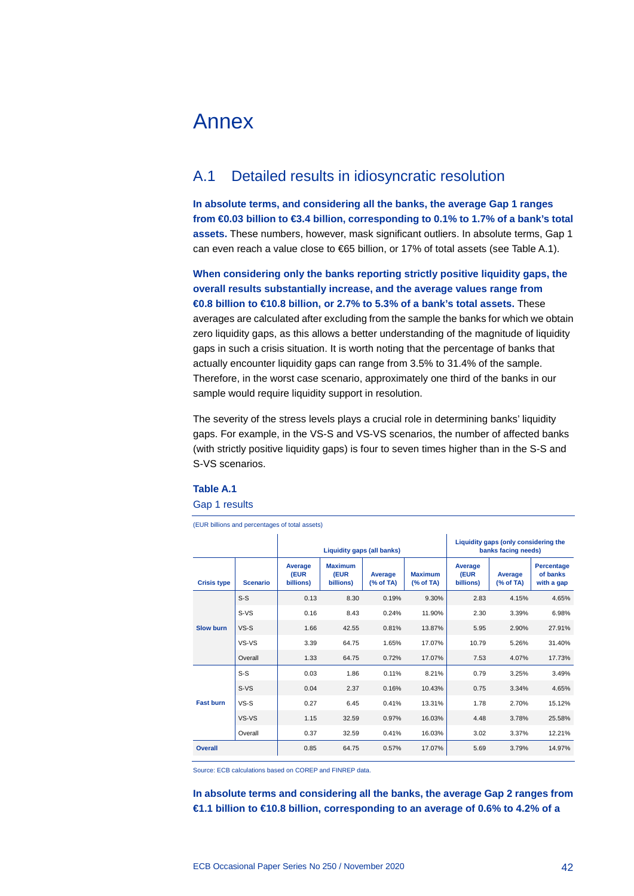# Annex

## A.1 Detailed results in idiosyncratic resolution

**In absolute terms, and considering all the banks, the average Gap 1 ranges from €0.03 billion to €3.4 billion, corresponding to 0.1% to 1.7% of a bank's total assets.** These numbers, however, mask significant outliers. In absolute terms, Gap 1 can even reach a value close to €65 billion, or 17% of total assets (see Table A.1).

**When considering only the banks reporting strictly positive liquidity gaps, the overall results substantially increase, and the average values range from €0.8 billion to €10.8 billion, or 2.7% to 5.3% of a bank's total assets.** These averages are calculated after excluding from the sample the banks for which we obtain zero liquidity gaps, as this allows a better understanding of the magnitude of liquidity gaps in such a crisis situation. It is worth noting that the percentage of banks that actually encounter liquidity gaps can range from 3.5% to 31.4% of the sample. Therefore, in the worst case scenario, approximately one third of the banks in our sample would require liquidity support in resolution.

The severity of the stress levels plays a crucial role in determining banks' liquidity gaps. For example, in the VS-S and VS-VS scenarios, the number of affected banks (with strictly positive liquidity gaps) is four to seven times higher than in the S-S and S-VS scenarios.

**Table A.1**

Gap 1 results

(EUR billions and percentages of total assets)

| | | Liquidity gaps (all banks) | | | | Liquidity gaps (only considering the banks facing needs) | | |
|---|---|---|---|---|---|---|---|---|
| **Crisis type** | **Scenario** | **Average (EUR billions)** | **Maximum (EUR billions)** | **Average (% of TA)** | **Maximum (% of TA)** | **Average (EUR billions)** | **Average (% of TA)** | **Percentage of banks with a gap** |
| **Slow burn** | S-S | 0.13 | 8.30 | 0.19% | 9.30% | 2.83 | 4.15% | 4.65% |
| | S-VS | 0.16 | 8.43 | 0.24% | 11.90% | 2.30 | 3.39% | 6.98% |
| | VS-S | 1.66 | 42.55 | 0.81% | 13.87% | 5.95 | 2.90% | 27.91% |
| | VS-VS | 3.39 | 64.75 | 1.65% | 17.07% | 10.79 | 5.26% | 31.40% |
| | Overall | 1.33 | 64.75 | 0.72% | 17.07% | 7.53 | 4.07% | 17.73% |
| **Fast burn** | S-S | 0.03 | 1.86 | 0.11% | 8.21% | 0.79 | 3.25% | 3.49% |
| | S-VS | 0.04 | 2.37 | 0.16% | 10.43% | 0.75 | 3.34% | 4.65% |
| | VS-S | 0.27 | 6.45 | 0.41% | 13.31% | 1.78 | 2.70% | 15.12% |
| | VS-VS | 1.15 | 32.59 | 0.97% | 16.03% | 4.48 | 3.78% | 25.58% |
| | Overall | 0.37 | 32.59 | 0.41% | 16.03% | 3.02 | 3.37% | 12.21% |
| **Overall** | | 0.85 | 64.75 | 0.57% | 17.07% | 5.69 | 3.79% | 14.97% |

Source: ECB calculations based on COREP and FINREP data.

**In absolute terms and considering all the banks, the average Gap 2 ranges from €1.1 billion to €10.8 billion, corresponding to an average of 0.6% to 4.2% of a**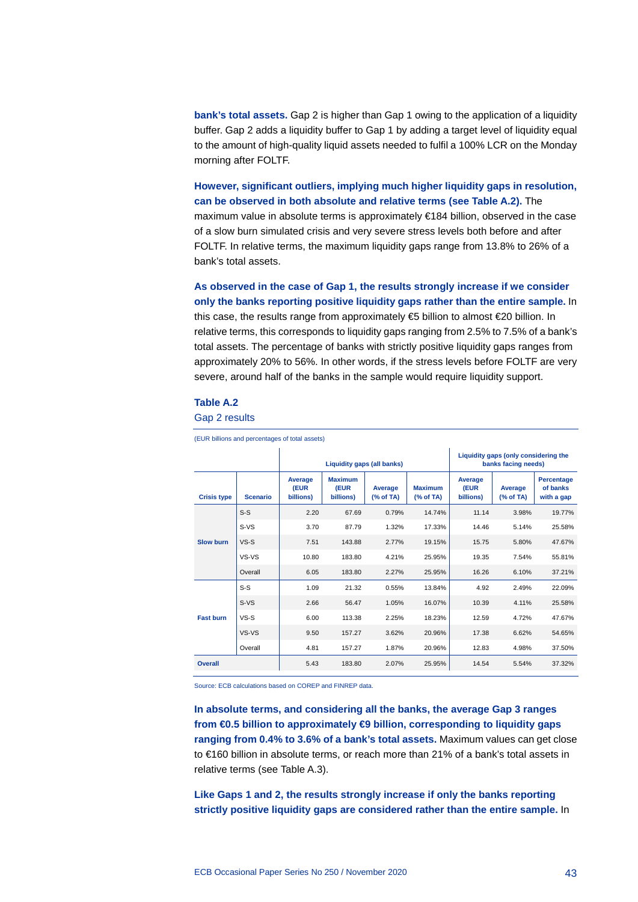**bank's total assets.** Gap 2 is higher than Gap 1 owing to the application of a liquidity buffer. Gap 2 adds a liquidity buffer to Gap 1 by adding a target level of liquidity equal to the amount of high-quality liquid assets needed to fulfil a 100% LCR on the Monday morning after FOLTF.

**However, significant outliers, implying much higher liquidity gaps in resolution, can be observed in both absolute and relative terms (see Table A.2).** The maximum value in absolute terms is approximately €184 billion, observed in the case of a slow burn simulated crisis and very severe stress levels both before and after FOLTF. In relative terms, the maximum liquidity gaps range from 13.8% to 26% of a bank's total assets.

**As observed in the case of Gap 1, the results strongly increase if we consider only the banks reporting positive liquidity gaps rather than the entire sample.** In this case, the results range from approximately €5 billion to almost €20 billion. In relative terms, this corresponds to liquidity gaps ranging from 2.5% to 7.5% of a bank's total assets. The percentage of banks with strictly positive liquidity gaps ranges from approximately 20% to 56%. In other words, if the stress levels before FOLTF are very severe, around half of the banks in the sample would require liquidity support.

**Table A.2**

Gap 2 results

(EUR billions and percentages of total assets)

| | | Liquidity gaps (all banks) | | | | Liquidity gaps (only considering the banks facing needs) | | |
|---|---|---|---|---|---|---|---|---|
| Crisis type | Scenario | Average (EUR billions) | Maximum (EUR billions) | Average (% of TA) | Maximum (% of TA) | Average (EUR billions) | Average (% of TA) | Percentage of banks with a gap |
| Slow burn | S-S | 2.20 | 67.69 | 0.79% | 14.74% | 11.14 | 3.98% | 19.77% |
| | S-VS | 3.70 | 87.79 | 1.32% | 17.33% | 14.46 | 5.14% | 25.58% |
| | VS-S | 7.51 | 143.88 | 2.77% | 19.15% | 15.75 | 5.80% | 47.67% |
| | VS-VS | 10.80 | 183.80 | 4.21% | 25.95% | 19.35 | 7.54% | 55.81% |
| | Overall | 6.05 | 183.80 | 2.27% | 25.95% | 16.26 | 6.10% | 37.21% |
| Fast burn | S-S | 1.09 | 21.32 | 0.55% | 13.84% | 4.92 | 2.49% | 22.09% |
| | S-VS | 2.66 | 56.47 | 1.05% | 16.07% | 10.39 | 4.11% | 25.58% |
| | VS-S | 6.00 | 113.38 | 2.25% | 18.23% | 12.59 | 4.72% | 47.67% |
| | VS-VS | 9.50 | 157.27 | 3.62% | 20.96% | 17.38 | 6.62% | 54.65% |
| | Overall | 4.81 | 157.27 | 1.87% | 20.96% | 12.83 | 4.98% | 37.50% |
| Overall | | 5.43 | 183.80 | 2.07% | 25.95% | 14.54 | 5.54% | 37.32% |

Source: ECB calculations based on COREP and FINREP data.

**In absolute terms, and considering all the banks, the average Gap 3 ranges from €0.5 billion to approximately €9 billion, corresponding to liquidity gaps ranging from 0.4% to 3.6% of a bank's total assets.** Maximum values can get close to €160 billion in absolute terms, or reach more than 21% of a bank's total assets in relative terms (see Table A.3).

**Like Gaps 1 and 2, the results strongly increase if only the banks reporting strictly positive liquidity gaps are considered rather than the entire sample.** In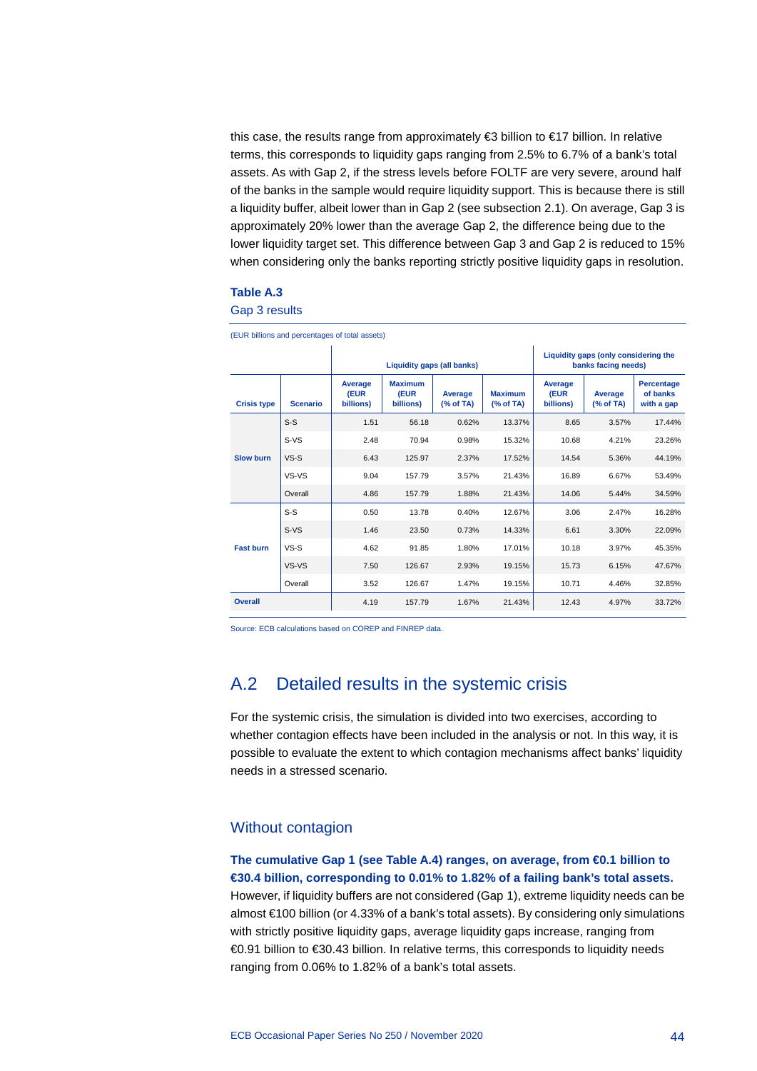this case, the results range from approximately €3 billion to €17 billion. In relative terms, this corresponds to liquidity gaps ranging from 2.5% to 6.7% of a bank's total assets. As with Gap 2, if the stress levels before FOLTF are very severe, around half of the banks in the sample would require liquidity support. This is because there is still a liquidity buffer, albeit lower than in Gap 2 (see subsection 2.1). On average, Gap 3 is approximately 20% lower than the average Gap 2, the difference being due to the lower liquidity target set. This difference between Gap 3 and Gap 2 is reduced to 15% when considering only the banks reporting strictly positive liquidity gaps in resolution.

**Table A.3**

Gap 3 results

(EUR billions and percentages of total assets)

| | | Liquidity gaps (all banks) | | | | Liquidity gaps (only considering the banks facing needs) | | |
|---|---|---|---|---|---|---|---|---|
| Crisis type | Scenario | Average (EUR billions) | Maximum (EUR billions) | Average (% of TA) | Maximum (% of TA) | Average (EUR billions) | Average (% of TA) | Percentage of banks with a gap |
| Slow burn | S-S | 1.51 | 56.18 | 0.62% | 13.37% | 8.65 | 3.57% | 17.44% |
| | S-VS | 2.48 | 70.94 | 0.98% | 15.32% | 10.68 | 4.21% | 23.26% |
| | VS-S | 6.43 | 125.97 | 2.37% | 17.52% | 14.54 | 5.36% | 44.19% |
| | VS-VS | 9.04 | 157.79 | 3.57% | 21.43% | 16.89 | 6.67% | 53.49% |
| | Overall | 4.86 | 157.79 | 1.88% | 21.43% | 14.06 | 5.44% | 34.59% |
| Fast burn | S-S | 0.50 | 13.78 | 0.40% | 12.67% | 3.06 | 2.47% | 16.28% |
| | S-VS | 1.46 | 23.50 | 0.73% | 14.33% | 6.61 | 3.30% | 22.09% |
| | VS-S | 4.62 | 91.85 | 1.80% | 17.01% | 10.18 | 3.97% | 45.35% |
| | VS-VS | 7.50 | 126.67 | 2.93% | 19.15% | 15.73 | 6.15% | 47.67% |
| | Overall | 3.52 | 126.67 | 1.47% | 19.15% | 10.71 | 4.46% | 32.85% |
| Overall | | 4.19 | 157.79 | 1.67% | 21.43% | 12.43 | 4.97% | 33.72% |

Source: ECB calculations based on COREP and FINREP data.

## A.2 Detailed results in the systemic crisis

For the systemic crisis, the simulation is divided into two exercises, according to whether contagion effects have been included in the analysis or not. In this way, it is possible to evaluate the extent to which contagion mechanisms affect banks' liquidity needs in a stressed scenario.

### Without contagion

**The cumulative Gap 1 (see Table A.4) ranges, on average, from €0.1 billion to €30.4 billion, corresponding to 0.01% to 1.82% of a failing bank's total assets.** However, if liquidity buffers are not considered (Gap 1), extreme liquidity needs can be almost €100 billion (or 4.33% of a bank's total assets). By considering only simulations with strictly positive liquidity gaps, average liquidity gaps increase, ranging from €0.91 billion to €30.43 billion. In relative terms, this corresponds to liquidity needs ranging from 0.06% to 1.82% of a bank's total assets.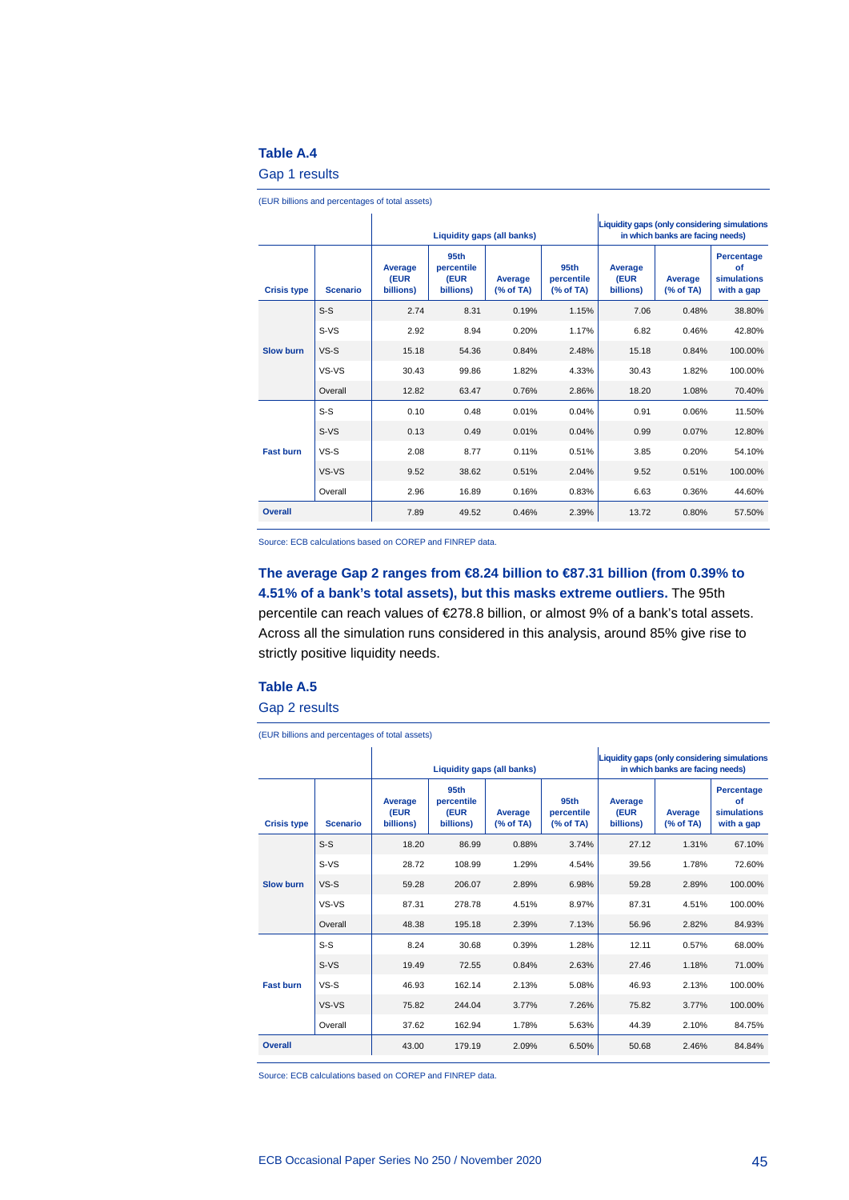**Table A.4**

Gap 1 results

(EUR billions and percentages of total assets)

| | | Liquidity gaps (all banks) | | | | Liquidity gaps (only considering simulations in which banks are facing needs) | | |
|---|---|---|---|---|---|---|---|---|
| Crisis type | Scenario | Average (EUR billions) | 95th percentile (EUR billions) | Average (% of TA) | 95th percentile (% of TA) | Average (EUR billions) | Average (% of TA) | Percentage of simulations with a gap |
| Slow burn | S-S | 2.74 | 8.31 | 0.19% | 1.15% | 7.06 | 0.48% | 38.80% |
| | S-VS | 2.92 | 8.94 | 0.20% | 1.17% | 6.82 | 0.46% | 42.80% |
| | VS-S | 15.18 | 54.36 | 0.84% | 2.48% | 15.18 | 0.84% | 100.00% |
| | VS-VS | 30.43 | 99.86 | 1.82% | 4.33% | 30.43 | 1.82% | 100.00% |
| | Overall | 12.82 | 63.47 | 0.76% | 2.86% | 18.20 | 1.08% | 70.40% |
| Fast burn | S-S | 0.10 | 0.48 | 0.01% | 0.04% | 0.91 | 0.06% | 11.50% |
| | S-VS | 0.13 | 0.49 | 0.01% | 0.04% | 0.99 | 0.07% | 12.80% |
| | VS-S | 2.08 | 8.77 | 0.11% | 0.51% | 3.85 | 0.20% | 54.10% |
| | VS-VS | 9.52 | 38.62 | 0.51% | 2.04% | 9.52 | 0.51% | 100.00% |
| | Overall | 2.96 | 16.89 | 0.16% | 0.83% | 6.63 | 0.36% | 44.60% |
| Overall | | 7.89 | 49.52 | 0.46% | 2.39% | 13.72 | 0.80% | 57.50% |

Source: ECB calculations based on COREP and FINREP data.

**The average Gap 2 ranges from €8.24 billion to €87.31 billion (from 0.39% to 4.51% of a bank's total assets), but this masks extreme outliers.** The 95th percentile can reach values of €278.8 billion, or almost 9% of a bank's total assets. Across all the simulation runs considered in this analysis, around 85% give rise to strictly positive liquidity needs.

**Table A.5**

Gap 2 results

(EUR billions and percentages of total assets)

| | | Liquidity gaps (all banks) | | | | Liquidity gaps (only considering simulations in which banks are facing needs) | | |
|---|---|---|---|---|---|---|---|---|
| Crisis type | Scenario | Average (EUR billions) | 95th percentile (EUR billions) | Average (% of TA) | 95th percentile (% of TA) | Average (EUR billions) | Average (% of TA) | Percentage of simulations with a gap |
| Slow burn | S-S | 18.20 | 86.99 | 0.88% | 3.74% | 27.12 | 1.31% | 67.10% |
| | S-VS | 28.72 | 108.99 | 1.29% | 4.54% | 39.56 | 1.78% | 72.60% |
| | VS-S | 59.28 | 206.07 | 2.89% | 6.98% | 59.28 | 2.89% | 100.00% |
| | VS-VS | 87.31 | 278.78 | 4.51% | 8.97% | 87.31 | 4.51% | 100.00% |
| | Overall | 48.38 | 195.18 | 2.39% | 7.13% | 56.96 | 2.82% | 84.93% |
| Fast burn | S-S | 8.24 | 30.68 | 0.39% | 1.28% | 12.11 | 0.57% | 68.00% |
| | S-VS | 19.49 | 72.55 | 0.84% | 2.63% | 27.46 | 1.18% | 71.00% |
| | VS-S | 46.93 | 162.14 | 2.13% | 5.08% | 46.93 | 2.13% | 100.00% |
| | VS-VS | 75.82 | 244.04 | 3.77% | 7.26% | 75.82 | 3.77% | 100.00% |
| | Overall | 37.62 | 162.94 | 1.78% | 5.63% | 44.39 | 2.10% | 84.75% |
| Overall | | 43.00 | 179.19 | 2.09% | 6.50% | 50.68 | 2.46% | 84.84% |

Source: ECB calculations based on COREP and FINREP data.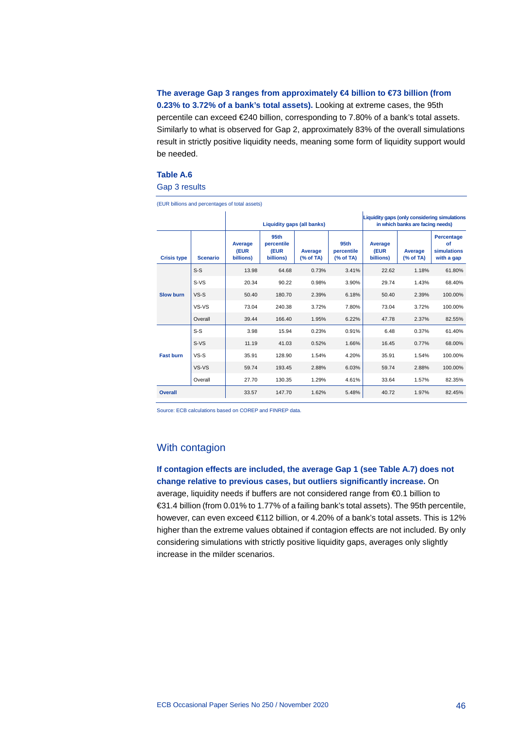**The average Gap 3 ranges from approximately €4 billion to €73 billion (from 0.23% to 3.72% of a bank's total assets).** Looking at extreme cases, the 95th percentile can exceed €240 billion, corresponding to 7.80% of a bank's total assets. Similarly to what is observed for Gap 2, approximately 83% of the overall simulations result in strictly positive liquidity needs, meaning some form of liquidity support would be needed.

**Table A.6**

Gap 3 results

(EUR billions and percentages of total assets)

| | | Liquidity gaps (all banks) | | | | Liquidity gaps (only considering simulations in which banks are facing needs) | | |
|---|---|---|---|---|---|---|---|---|
| Crisis type | Scenario | Average (EUR billions) | 95th percentile (EUR billions) | Average (% of TA) | 95th percentile (% of TA) | Average (EUR billions) | Average (% of TA) | Percentage of simulations with a gap |
| Slow burn | S-S | 13.98 | 64.68 | 0.73% | 3.41% | 22.62 | 1.18% | 61.80% |
| | S-VS | 20.34 | 90.22 | 0.98% | 3.90% | 29.74 | 1.43% | 68.40% |
| | VS-S | 50.40 | 180.70 | 2.39% | 6.18% | 50.40 | 2.39% | 100.00% |
| | VS-VS | 73.04 | 240.38 | 3.72% | 7.80% | 73.04 | 3.72% | 100.00% |
| | Overall | 39.44 | 166.40 | 1.95% | 6.22% | 47.78 | 2.37% | 82.55% |
| Fast burn | S-S | 3.98 | 15.94 | 0.23% | 0.91% | 6.48 | 0.37% | 61.40% |
| | S-VS | 11.19 | 41.03 | 0.52% | 1.66% | 16.45 | 0.77% | 68.00% |
| | VS-S | 35.91 | 128.90 | 1.54% | 4.20% | 35.91 | 1.54% | 100.00% |
| | VS-VS | 59.74 | 193.45 | 2.88% | 6.03% | 59.74 | 2.88% | 100.00% |
| | Overall | 27.70 | 130.35 | 1.29% | 4.61% | 33.64 | 1.57% | 82.35% |
| Overall | | 33.57 | 147.70 | 1.62% | 5.48% | 40.72 | 1.97% | 82.45% |

Source: ECB calculations based on COREP and FINREP data.

## With contagion

**If contagion effects are included, the average Gap 1 (see Table A.7) does not change relative to previous cases, but outliers significantly increase.** On average, liquidity needs if buffers are not considered range from €0.1 billion to €31.4 billion (from 0.01% to 1.77% of a failing bank's total assets). The 95th percentile, however, can even exceed €112 billion, or 4.20% of a bank's total assets. This is 12% higher than the extreme values obtained if contagion effects are not included. By only considering simulations with strictly positive liquidity gaps, averages only slightly increase in the milder scenarios.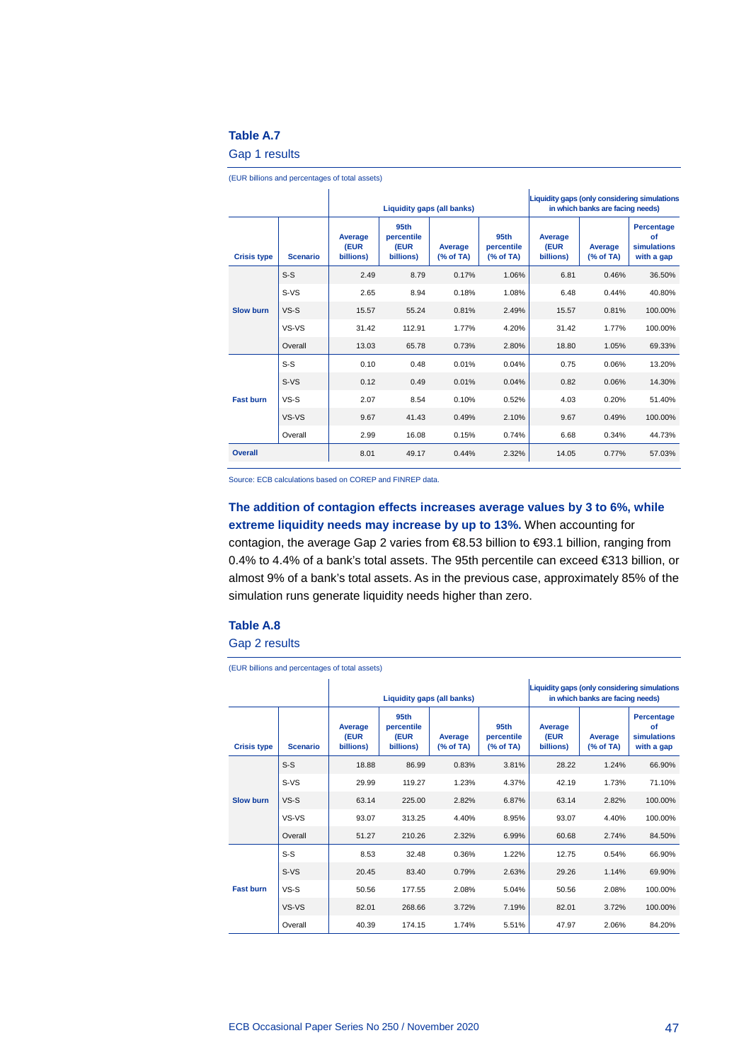### Table A.7

Gap 1 results

(EUR billions and percentages of total assets)

| | | Liquidity gaps (all banks) | | | | Liquidity gaps (only considering simulations in which banks are facing needs) | | |
|---|---|---|---|---|---|---|---|---|
| Crisis type | Scenario | Average (EUR billions) | 95th percentile (EUR billions) | Average (% of TA) | 95th percentile (% of TA) | Average (EUR billions) | Average (% of TA) | Percentage of simulations with a gap |
| Slow burn | S-S | 2.49 | 8.79 | 0.17% | 1.06% | 6.81 | 0.46% | 36.50% |
| | S-VS | 2.65 | 8.94 | 0.18% | 1.08% | 6.48 | 0.44% | 40.80% |
| | VS-S | 15.57 | 55.24 | 0.81% | 2.49% | 15.57 | 0.81% | 100.00% |
| | VS-VS | 31.42 | 112.91 | 1.77% | 4.20% | 31.42 | 1.77% | 100.00% |
| | Overall | 13.03 | 65.78 | 0.73% | 2.80% | 18.80 | 1.05% | 69.33% |
| Fast burn | S-S | 0.10 | 0.48 | 0.01% | 0.04% | 0.75 | 0.06% | 13.20% |
| | S-VS | 0.12 | 0.49 | 0.01% | 0.04% | 0.82 | 0.06% | 14.30% |
| | VS-S | 2.07 | 8.54 | 0.10% | 0.52% | 4.03 | 0.20% | 51.40% |
| | VS-VS | 9.67 | 41.43 | 0.49% | 2.10% | 9.67 | 0.49% | 100.00% |
| | Overall | 2.99 | 16.08 | 0.15% | 0.74% | 6.68 | 0.34% | 44.73% |
| Overall | | 8.01 | 49.17 | 0.44% | 2.32% | 14.05 | 0.77% | 57.03% |

Source: ECB calculations based on COREP and FINREP data.

**The addition of contagion effects increases average values by 3 to 6%, while extreme liquidity needs may increase by up to 13%.** When accounting for contagion, the average Gap 2 varies from €8.53 billion to €93.1 billion, ranging from 0.4% to 4.4% of a bank's total assets. The 95th percentile can exceed €313 billion, or almost 9% of a bank's total assets. As in the previous case, approximately 85% of the simulation runs generate liquidity needs higher than zero.

### Table A.8

Gap 2 results

(EUR billions and percentages of total assets)

| | | Liquidity gaps (all banks) | | | | Liquidity gaps (only considering simulations in which banks are facing needs) | | |
|---|---|---|---|---|---|---|---|---|
| Crisis type | Scenario | Average (EUR billions) | 95th percentile (EUR billions) | Average (% of TA) | 95th percentile (% of TA) | Average (EUR billions) | Average (% of TA) | Percentage of simulations with a gap |
| Slow burn | S-S | 18.88 | 86.99 | 0.83% | 3.81% | 28.22 | 1.24% | 66.90% |
| | S-VS | 29.99 | 119.27 | 1.23% | 4.37% | 42.19 | 1.73% | 71.10% |
| | VS-S | 63.14 | 225.00 | 2.82% | 6.87% | 63.14 | 2.82% | 100.00% |
| | VS-VS | 93.07 | 313.25 | 4.40% | 8.95% | 93.07 | 4.40% | 100.00% |
| | Overall | 51.27 | 210.26 | 2.32% | 6.99% | 60.68 | 2.74% | 84.50% |
| Fast burn | S-S | 8.53 | 32.48 | 0.36% | 1.22% | 12.75 | 0.54% | 66.90% |
| | S-VS | 20.45 | 83.40 | 0.79% | 2.63% | 29.26 | 1.14% | 69.90% |
| | VS-S | 50.56 | 177.55 | 2.08% | 5.04% | 50.56 | 2.08% | 100.00% |
| | VS-VS | 82.01 | 268.66 | 3.72% | 7.19% | 82.01 | 3.72% | 100.00% |
| | Overall | 40.39 | 174.15 | 1.74% | 5.51% | 47.97 | 2.06% | 84.20% |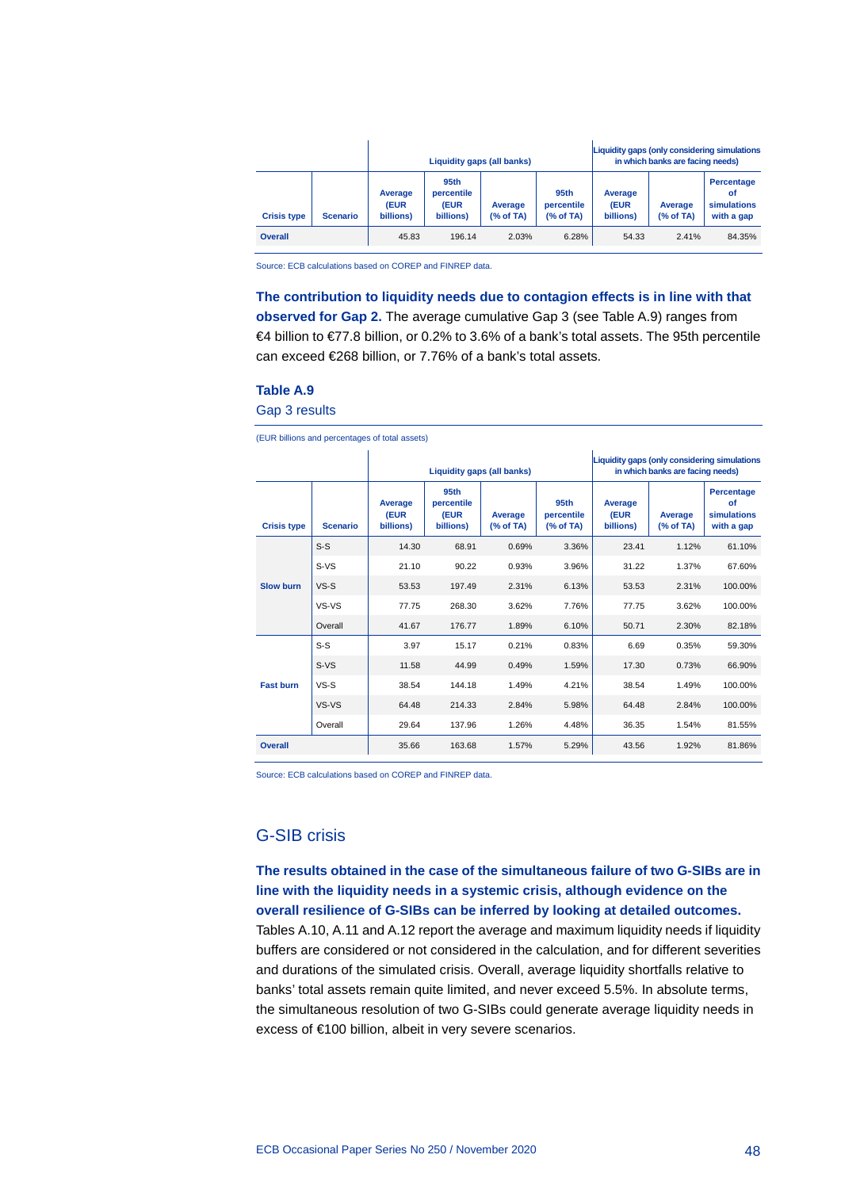| Crisis type | Scenario | Liquidity gaps (all banks) | | | | Liquidity gaps (only considering simulations in which banks are facing needs) | | |
|---|---|---|---|---|---|---|---|---|
| | | Average (EUR billions) | 95th percentile (EUR billions) | Average (% of TA) | 95th percentile (% of TA) | Average (EUR billions) | Average (% of TA) | Percentage of simulations with a gap |
| Overall | | 45.83 | 196.14 | 2.03% | 6.28% | 54.33 | 2.41% | 84.35% |

Source: ECB calculations based on COREP and FINREP data.

**The contribution to liquidity needs due to contagion effects is in line with that observed for Gap 2.** The average cumulative Gap 3 (see Table A.9) ranges from €4 billion to €77.8 billion, or 0.2% to 3.6% of a bank's total assets. The 95th percentile can exceed €268 billion, or 7.76% of a bank's total assets.

**Table A.9**

Gap 3 results

(EUR billions and percentages of total assets)

| Crisis type | Scenario | Liquidity gaps (all banks) | | | | Liquidity gaps (only considering simulations in which banks are facing needs) | | |
|---|---|---|---|---|---|---|---|---|
| | | Average (EUR billions) | 95th percentile (EUR billions) | Average (% of TA) | 95th percentile (% of TA) | Average (EUR billions) | Average (% of TA) | Percentage of simulations with a gap |
| Slow burn | S-S | 14.30 | 68.91 | 0.69% | 3.36% | 23.41 | 1.12% | 61.10% |
| | S-VS | 21.10 | 90.22 | 0.93% | 3.96% | 31.22 | 1.37% | 67.60% |
| | VS-S | 53.53 | 197.49 | 2.31% | 6.13% | 53.53 | 2.31% | 100.00% |
| | VS-VS | 77.75 | 268.30 | 3.62% | 7.76% | 77.75 | 3.62% | 100.00% |
| | Overall | 41.67 | 176.77 | 1.89% | 6.10% | 50.71 | 2.30% | 82.18% |
| Fast burn | S-S | 3.97 | 15.17 | 0.21% | 0.83% | 6.69 | 0.35% | 59.30% |
| | S-VS | 11.58 | 44.99 | 0.49% | 1.59% | 17.30 | 0.73% | 66.90% |
| | VS-S | 38.54 | 144.18 | 1.49% | 4.21% | 38.54 | 1.49% | 100.00% |
| | VS-VS | 64.48 | 214.33 | 2.84% | 5.98% | 64.48 | 2.84% | 100.00% |
| | Overall | 29.64 | 137.96 | 1.26% | 4.48% | 36.35 | 1.54% | 81.55% |
| Overall | | 35.66 | 163.68 | 1.57% | 5.29% | 43.56 | 1.92% | 81.86% |

Source: ECB calculations based on COREP and FINREP data.

## G-SIB crisis

**The results obtained in the case of the simultaneous failure of two G-SIBs are in line with the liquidity needs in a systemic crisis, although evidence on the overall resilience of G-SIBs can be inferred by looking at detailed outcomes.** Tables A.10, A.11 and A.12 report the average and maximum liquidity needs if liquidity buffers are considered or not considered in the calculation, and for different severities and durations of the simulated crisis. Overall, average liquidity shortfalls relative to banks' total assets remain quite limited, and never exceed 5.5%. In absolute terms, the simultaneous resolution of two G-SIBs could generate average liquidity needs in excess of €100 billion, albeit in very severe scenarios.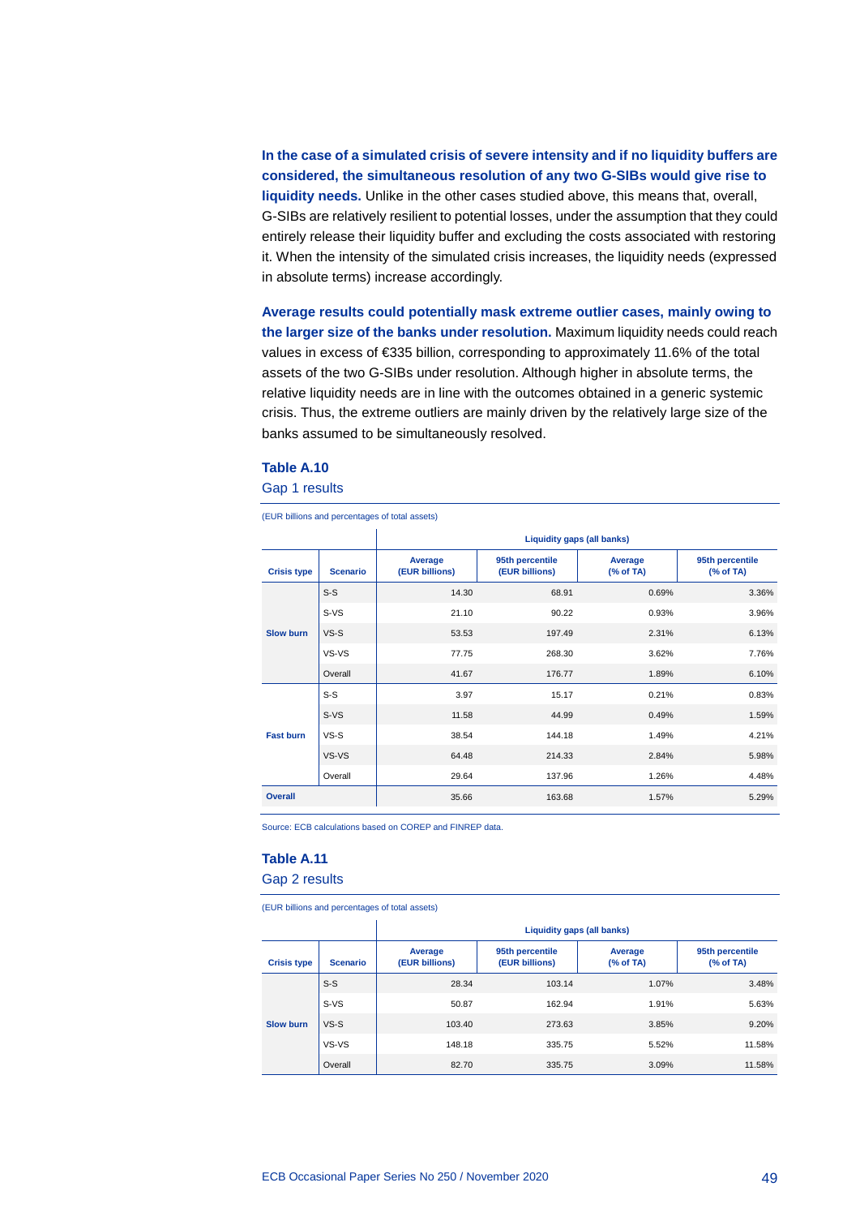**In the case of a simulated crisis of severe intensity and if no liquidity buffers are considered, the simultaneous resolution of any two G-SIBs would give rise to liquidity needs.** Unlike in the other cases studied above, this means that, overall, G-SIBs are relatively resilient to potential losses, under the assumption that they could entirely release their liquidity buffer and excluding the costs associated with restoring it. When the intensity of the simulated crisis increases, the liquidity needs (expressed in absolute terms) increase accordingly.

**Average results could potentially mask extreme outlier cases, mainly owing to the larger size of the banks under resolution.** Maximum liquidity needs could reach values in excess of €335 billion, corresponding to approximately 11.6% of the total assets of the two G-SIBs under resolution. Although higher in absolute terms, the relative liquidity needs are in line with the outcomes obtained in a generic systemic crisis. Thus, the extreme outliers are mainly driven by the relatively large size of the banks assumed to be simultaneously resolved.

**Table A.10**

Gap 1 results

(EUR billions and percentages of total assets)

| | | Liquidity gaps (all banks) | | | |
|---|---|---|---|---|---|
| **Crisis type** | **Scenario** | **Average (EUR billions)** | **95th percentile (EUR billions)** | **Average (% of TA)** | **95th percentile (% of TA)** |
| **Slow burn** | S-S | 14.30 | 68.91 | 0.69% | 3.36% |
| | S-VS | 21.10 | 90.22 | 0.93% | 3.96% |
| | VS-S | 53.53 | 197.49 | 2.31% | 6.13% |
| | VS-VS | 77.75 | 268.30 | 3.62% | 7.76% |
| | Overall | 41.67 | 176.77 | 1.89% | 6.10% |
| **Fast burn** | S-S | 3.97 | 15.17 | 0.21% | 0.83% |
| | S-VS | 11.58 | 44.99 | 0.49% | 1.59% |
| | VS-S | 38.54 | 144.18 | 1.49% | 4.21% |
| | VS-VS | 64.48 | 214.33 | 2.84% | 5.98% |
| | Overall | 29.64 | 137.96 | 1.26% | 4.48% |
| **Overall** | | 35.66 | 163.68 | 1.57% | 5.29% |

Source: ECB calculations based on COREP and FINREP data.

**Table A.11**

Gap 2 results

(EUR billions and percentages of total assets)

| | | Liquidity gaps (all banks) | | | |
|---|---|---|---|---|---|
| **Crisis type** | **Scenario** | **Average (EUR billions)** | **95th percentile (EUR billions)** | **Average (% of TA)** | **95th percentile (% of TA)** |
| **Slow burn** | S-S | 28.34 | 103.14 | 1.07% | 3.48% |
| | S-VS | 50.87 | 162.94 | 1.91% | 5.63% |
| | VS-S | 103.40 | 273.63 | 3.85% | 9.20% |
| | VS-VS | 148.18 | 335.75 | 5.52% | 11.58% |
| | Overall | 82.70 | 335.75 | 3.09% | 11.58% |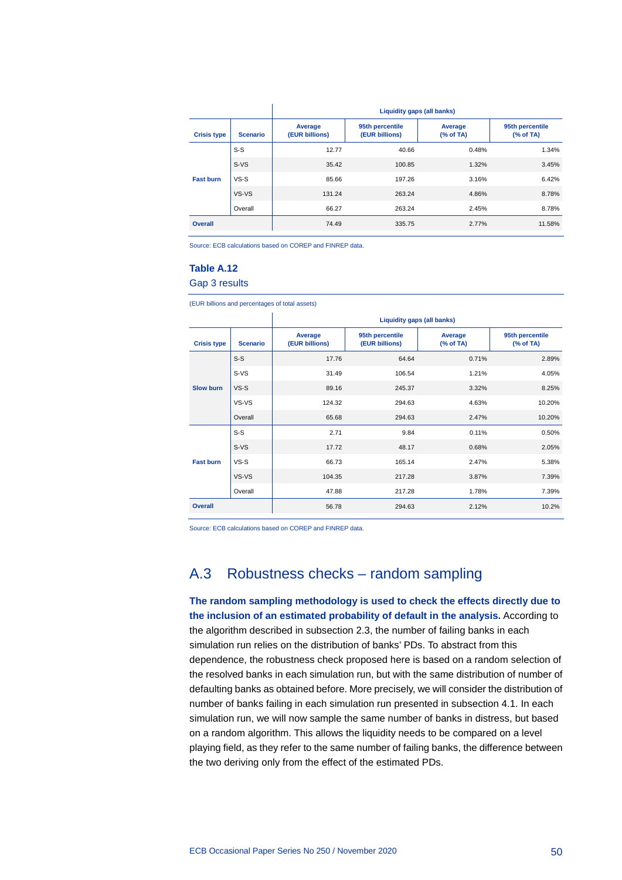| Crisis type | Scenario | Liquidity gaps (all banks) | | | |
|---|---|---|---|---|---|
| | | Average (EUR billions) | 95th percentile (EUR billions) | Average (% of TA) | 95th percentile (% of TA) |
| Fast burn | S-S | 12.77 | 40.66 | 0.48% | 1.34% |
| | S-VS | 35.42 | 100.85 | 1.32% | 3.45% |
| | VS-S | 85.66 | 197.26 | 3.16% | 6.42% |
| | VS-VS | 131.24 | 263.24 | 4.86% | 8.78% |
| | Overall | 66.27 | 263.24 | 2.45% | 8.78% |
| Overall | | 74.49 | 335.75 | 2.77% | 11.58% |

Source: ECB calculations based on COREP and FINREP data.

**Table A.12**

Gap 3 results

(EUR billions and percentages of total assets)

| Crisis type | Scenario | Liquidity gaps (all banks) | | | |
|---|---|---|---|---|---|
| | | Average (EUR billions) | 95th percentile (EUR billions) | Average (% of TA) | 95th percentile (% of TA) |
| Slow burn | S-S | 17.76 | 64.64 | 0.71% | 2.89% |
| | S-VS | 31.49 | 106.54 | 1.21% | 4.05% |
| | VS-S | 89.16 | 245.37 | 3.32% | 8.25% |
| | VS-VS | 124.32 | 294.63 | 4.63% | 10.20% |
| | Overall | 65.68 | 294.63 | 2.47% | 10.20% |
| Fast burn | S-S | 2.71 | 9.84 | 0.11% | 0.50% |
| | S-VS | 17.72 | 48.17 | 0.68% | 2.05% |
| | VS-S | 66.73 | 165.14 | 2.47% | 5.38% |
| | VS-VS | 104.35 | 217.28 | 3.87% | 7.39% |
| | Overall | 47.88 | 217.28 | 1.78% | 7.39% |
| Overall | | 56.78 | 294.63 | 2.12% | 10.2% |

Source: ECB calculations based on COREP and FINREP data.

## A.3 Robustness checks – random sampling

**The random sampling methodology is used to check the effects directly due to the inclusion of an estimated probability of default in the analysis.** According to the algorithm described in subsection 2.3, the number of failing banks in each simulation run relies on the distribution of banks' PDs. To abstract from this dependence, the robustness check proposed here is based on a random selection of the resolved banks in each simulation run, but with the same distribution of number of defaulting banks as obtained before. More precisely, we will consider the distribution of number of banks failing in each simulation run presented in subsection 4.1. In each simulation run, we will now sample the same number of banks in distress, but based on a random algorithm. This allows the liquidity needs to be compared on a level playing field, as they refer to the same number of failing banks, the difference between the two deriving only from the effect of the estimated PDs.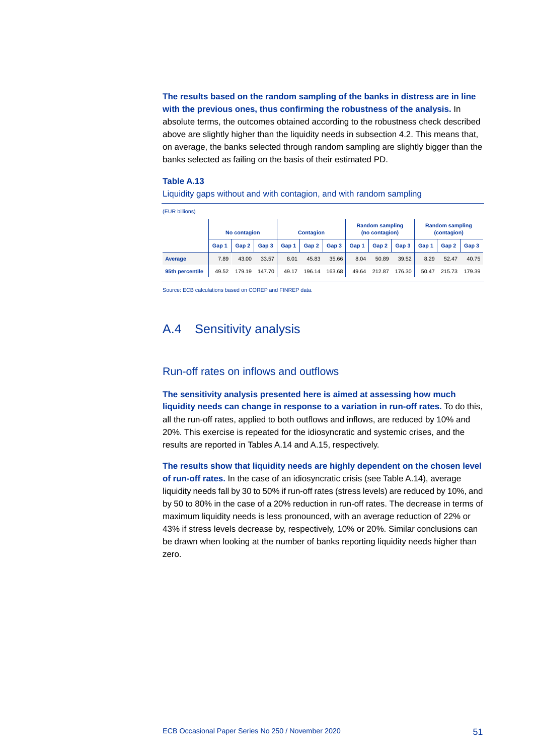**The results based on the random sampling of the banks in distress are in line with the previous ones, thus confirming the robustness of the analysis.** In absolute terms, the outcomes obtained according to the robustness check described above are slightly higher than the liquidity needs in subsection 4.2. This means that, on average, the banks selected through random sampling are slightly bigger than the banks selected as failing on the basis of their estimated PD.

**Table A.13**

Liquidity gaps without and with contagion, and with random sampling

(EUR billions)

| | No contagion | | | Contagion | | | Random sampling (no contagion) | | | Random sampling (contagion) | | |
|---|---|---|---|---|---|---|---|---|---|---|---|---|
| | Gap 1 | Gap 2 | Gap 3 | Gap 1 | Gap 2 | Gap 3 | Gap 1 | Gap 2 | Gap 3 | Gap 1 | Gap 2 | Gap 3 |
| **Average** | 7.89 | 43.00 | 33.57 | 8.01 | 45.83 | 35.66 | 8.04 | 50.89 | 39.52 | 8.29 | 52.47 | 40.75 |
| **95th percentile** | 49.52 | 179.19 | 147.70 | 49.17 | 196.14 | 163.68 | 49.64 | 212.87 | 176.30 | 50.47 | 215.73 | 179.39 |

Source: ECB calculations based on COREP and FINREP data.

## A.4 Sensitivity analysis

### Run-off rates on inflows and outflows

**The sensitivity analysis presented here is aimed at assessing how much liquidity needs can change in response to a variation in run-off rates.** To do this, all the run-off rates, applied to both outflows and inflows, are reduced by 10% and 20%. This exercise is repeated for the idiosyncratic and systemic crises, and the results are reported in Tables A.14 and A.15, respectively.

**The results show that liquidity needs are highly dependent on the chosen level of run-off rates.** In the case of an idiosyncratic crisis (see Table A.14), average liquidity needs fall by 30 to 50% if run-off rates (stress levels) are reduced by 10%, and by 50 to 80% in the case of a 20% reduction in run-off rates. The decrease in terms of maximum liquidity needs is less pronounced, with an average reduction of 22% or 43% if stress levels decrease by, respectively, 10% or 20%. Similar conclusions can be drawn when looking at the number of banks reporting liquidity needs higher than zero.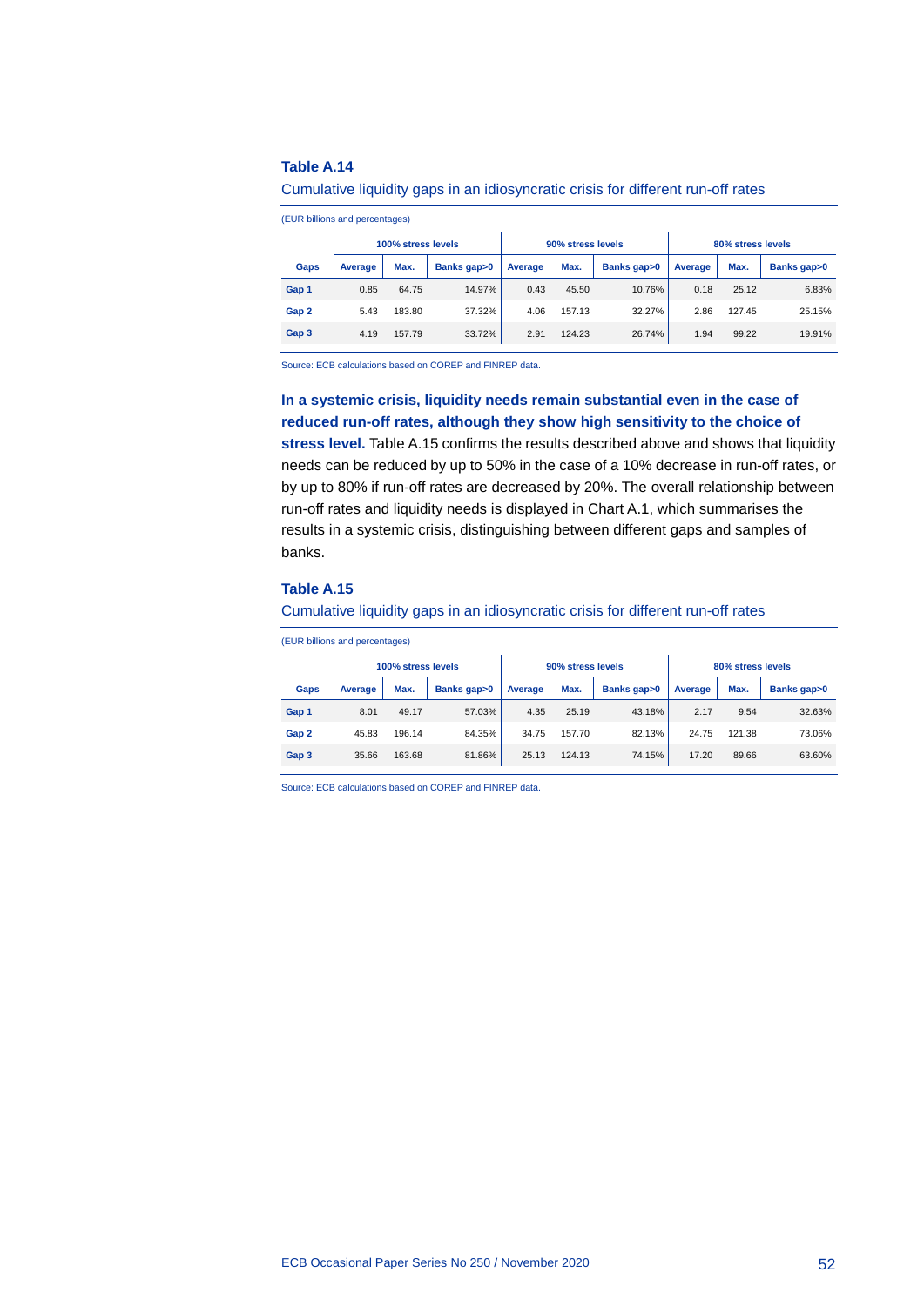### Table A.14

Cumulative liquidity gaps in an idiosyncratic crisis for different run-off rates

(EUR billions and percentages)

| | 100% stress levels | | | 90% stress levels | | | 80% stress levels | | |
|---|---|---|---|---|---|---|---|---|---|
| Gaps | Average | Max. | Banks gap>0 | Average | Max. | Banks gap>0 | Average | Max. | Banks gap>0 |
| Gap 1 | 0.85 | 64.75 | 14.97% | 0.43 | 45.50 | 10.76% | 0.18 | 25.12 | 6.83% |
| Gap 2 | 5.43 | 183.80 | 37.32% | 4.06 | 157.13 | 32.27% | 2.86 | 127.45 | 25.15% |
| Gap 3 | 4.19 | 157.79 | 33.72% | 2.91 | 124.23 | 26.74% | 1.94 | 99.22 | 19.91% |

Source: ECB calculations based on COREP and FINREP data.

**In a systemic crisis, liquidity needs remain substantial even in the case of reduced run-off rates, although they show high sensitivity to the choice of stress level.** Table A.15 confirms the results described above and shows that liquidity needs can be reduced by up to 50% in the case of a 10% decrease in run-off rates, or by up to 80% if run-off rates are decreased by 20%. The overall relationship between run-off rates and liquidity needs is displayed in Chart A.1, which summarises the results in a systemic crisis, distinguishing between different gaps and samples of banks.

### Table A.15

Cumulative liquidity gaps in an idiosyncratic crisis for different run-off rates

(EUR billions and percentages)

| | 100% stress levels | | | 90% stress levels | | | 80% stress levels | | |
|---|---|---|---|---|---|---|---|---|---|
| Gaps | Average | Max. | Banks gap>0 | Average | Max. | Banks gap>0 | Average | Max. | Banks gap>0 |
| Gap 1 | 8.01 | 49.17 | 57.03% | 4.35 | 25.19 | 43.18% | 2.17 | 9.54 | 32.63% |
| Gap 2 | 45.83 | 196.14 | 84.35% | 34.75 | 157.70 | 82.13% | 24.75 | 121.38 | 73.06% |
| Gap 3 | 35.66 | 163.68 | 81.86% | 25.13 | 124.13 | 74.15% | 17.20 | 89.66 | 63.60% |

Source: ECB calculations based on COREP and FINREP data.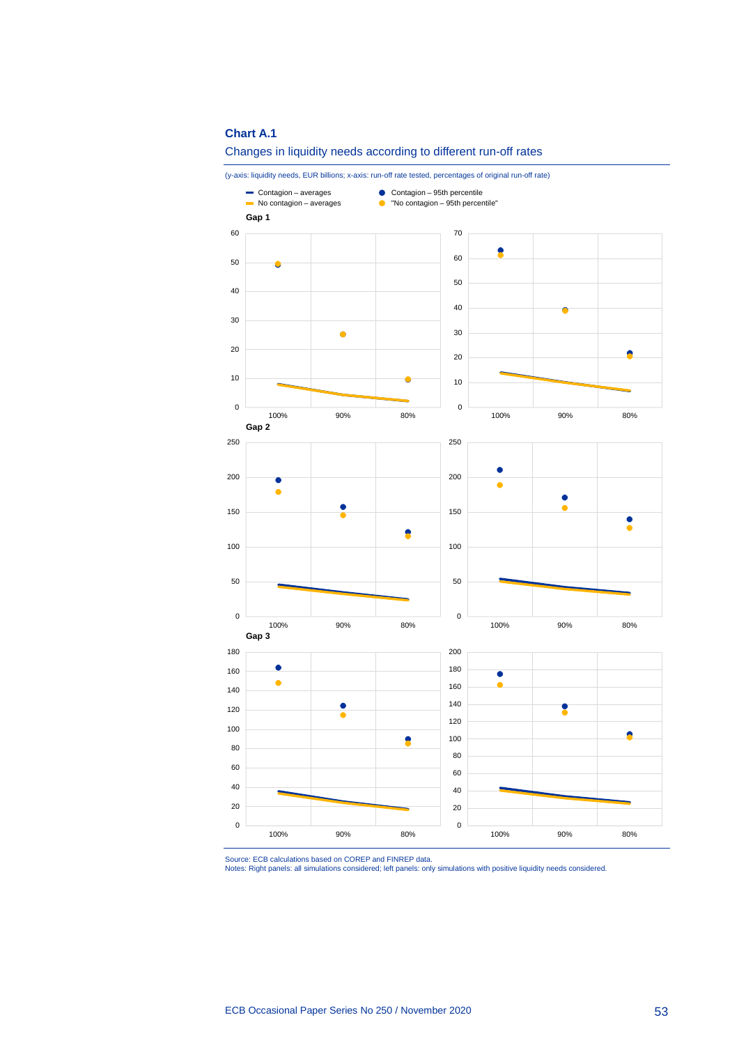**Chart A.1**

Changes in liquidity needs according to different run-off rates

(y-axis: liquidity needs, EUR billions; x-axis: run-off rate tested, percentages of original run-off rate)

- Contagion – averages
- No contagion – averages
- Contagion – 95th percentile
- "No contagion – 95th percentile"

**Gap 1**

**Gap 2**

**Gap 3**

Source: ECB calculations based on COREP and FINREP data.
Notes: Right panels: all simulations considered; left panels: only simulations with positive liquidity needs considered.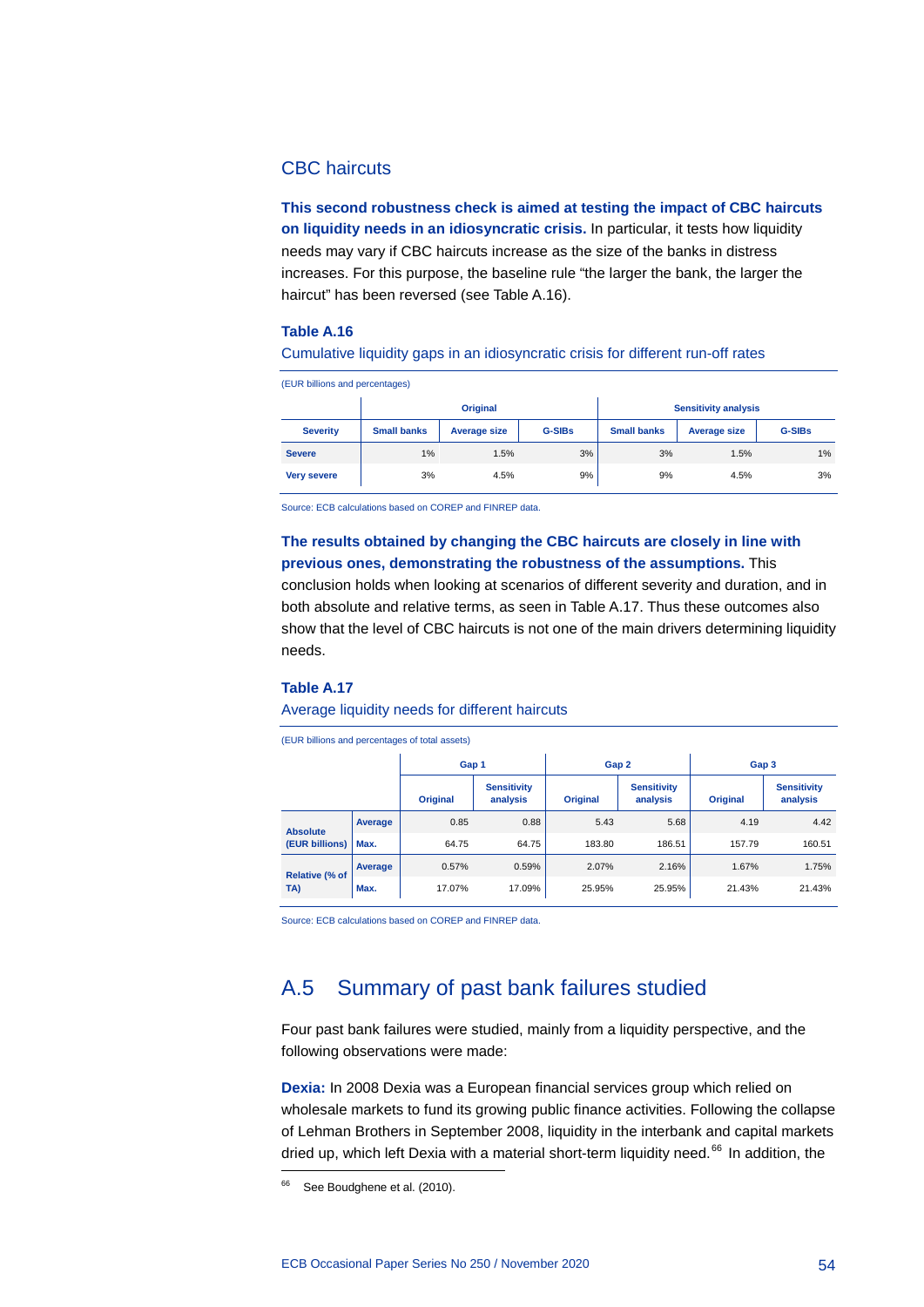### CBC haircuts

**This second robustness check is aimed at testing the impact of CBC haircuts on liquidity needs in an idiosyncratic crisis.** In particular, it tests how liquidity needs may vary if CBC haircuts increase as the size of the banks in distress increases. For this purpose, the baseline rule "the larger the bank, the larger the haircut" has been reversed (see Table A.16).

**Table A.16**

Cumulative liquidity gaps in an idiosyncratic crisis for different run-off rates

(EUR billions and percentages)

| | Original | | | Sensitivity analysis | | |
|---|---|---|---|---|---|---|
| **Severity** | **Small banks** | **Average size** | **G-SIBs** | **Small banks** | **Average size** | **G-SIBs** |
| **Severe** | 1% | 1.5% | 3% | 3% | 1.5% | 1% |
| **Very severe** | 3% | 4.5% | 9% | 9% | 4.5% | 3% |

Source: ECB calculations based on COREP and FINREP data.

**The results obtained by changing the CBC haircuts are closely in line with previous ones, demonstrating the robustness of the assumptions.** This conclusion holds when looking at scenarios of different severity and duration, and in both absolute and relative terms, as seen in Table A.17. Thus these outcomes also show that the level of CBC haircuts is not one of the main drivers determining liquidity needs.

**Table A.17**

Average liquidity needs for different haircuts

(EUR billions and percentages of total assets)

| | | Gap 1 | | Gap 2 | | Gap 3 | |
|---|---|---|---|---|---|---|---|
| | | **Original** | **Sensitivity analysis** | **Original** | **Sensitivity analysis** | **Original** | **Sensitivity analysis** |
| **Absolute (EUR billions)** | **Average** | 0.85 | 0.88 | 5.43 | 5.68 | 4.19 | 4.42 |
| | **Max.** | 64.75 | 64.75 | 183.80 | 186.51 | 157.79 | 160.51 |
| **Relative (% of TA)** | **Average** | 0.57% | 0.59% | 2.07% | 2.16% | 1.67% | 1.75% |
| | **Max.** | 17.07% | 17.09% | 25.95% | 25.95% | 21.43% | 21.43% |

Source: ECB calculations based on COREP and FINREP data.

## A.5 Summary of past bank failures studied

Four past bank failures were studied, mainly from a liquidity perspective, and the following observations were made:

**Dexia:** In 2008 Dexia was a European financial services group which relied on wholesale markets to fund its growing public finance activities. Following the collapse of Lehman Brothers in September 2008, liquidity in the interbank and capital markets dried up, which left Dexia with a material short-term liquidity need.[66] In addition, the

[66] See Boudghene et al. (2010).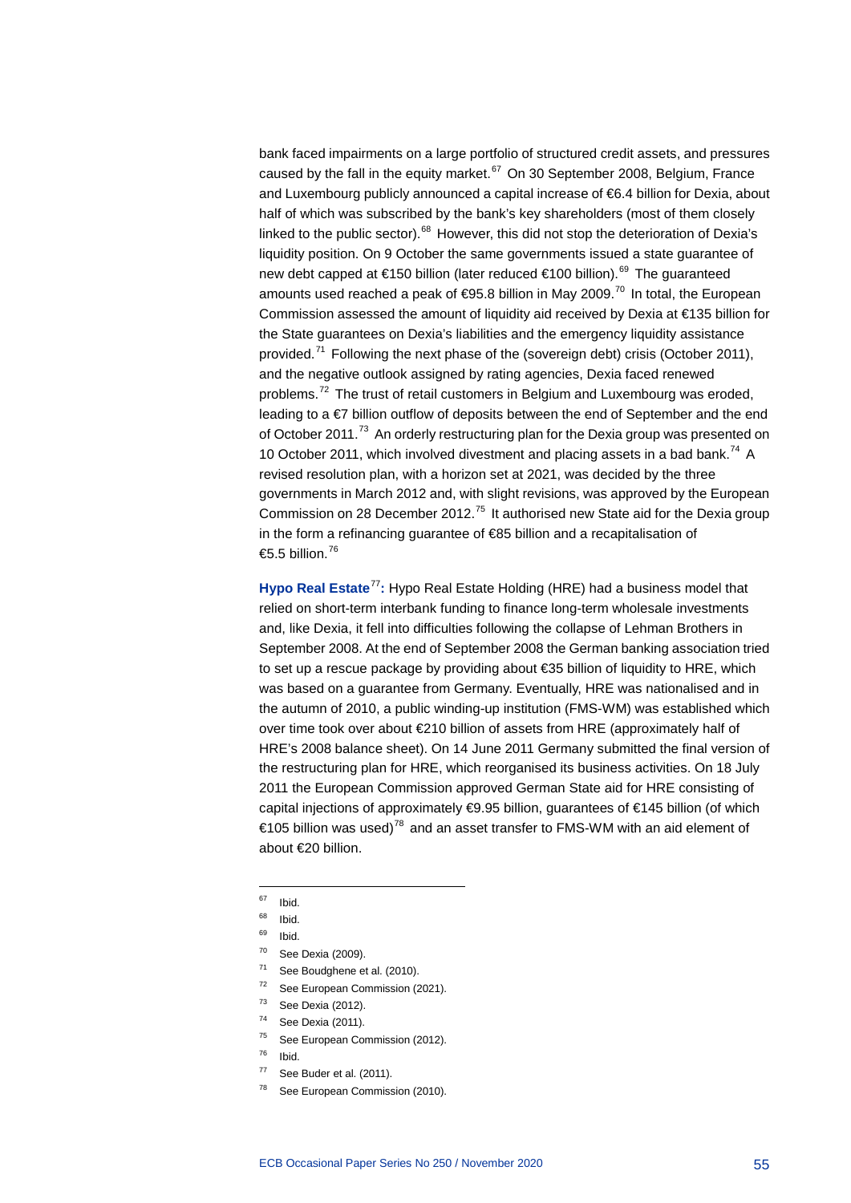bank faced impairments on a large portfolio of structured credit assets, and pressures caused by the fall in the equity market.[67] On 30 September 2008, Belgium, France and Luxembourg publicly announced a capital increase of €6.4 billion for Dexia, about half of which was subscribed by the bank's key shareholders (most of them closely linked to the public sector).[68] However, this did not stop the deterioration of Dexia's liquidity position. On 9 October the same governments issued a state guarantee of new debt capped at €150 billion (later reduced €100 billion).[69] The guaranteed amounts used reached a peak of €95.8 billion in May 2009.[70] In total, the European Commission assessed the amount of liquidity aid received by Dexia at €135 billion for the State guarantees on Dexia's liabilities and the emergency liquidity assistance provided.[71] Following the next phase of the (sovereign debt) crisis (October 2011), and the negative outlook assigned by rating agencies, Dexia faced renewed problems.[72] The trust of retail customers in Belgium and Luxembourg was eroded, leading to a €7 billion outflow of deposits between the end of September and the end of October 2011.[73] An orderly restructuring plan for the Dexia group was presented on 10 October 2011, which involved divestment and placing assets in a bad bank.[74] A revised resolution plan, with a horizon set at 2021, was decided by the three governments in March 2012 and, with slight revisions, was approved by the European Commission on 28 December 2012.[75] It authorised new State aid for the Dexia group in the form a refinancing guarantee of €85 billion and a recapitalisation of €5.5 billion.[76]

**Hypo Real Estate**[77]**:** Hypo Real Estate Holding (HRE) had a business model that relied on short-term interbank funding to finance long-term wholesale investments and, like Dexia, it fell into difficulties following the collapse of Lehman Brothers in September 2008. At the end of September 2008 the German banking association tried to set up a rescue package by providing about €35 billion of liquidity to HRE, which was based on a guarantee from Germany. Eventually, HRE was nationalised and in the autumn of 2010, a public winding-up institution (FMS-WM) was established which over time took over about €210 billion of assets from HRE (approximately half of HRE's 2008 balance sheet). On 14 June 2011 Germany submitted the final version of the restructuring plan for HRE, which reorganised its business activities. On 18 July 2011 the European Commission approved German State aid for HRE consisting of capital injections of approximately €9.95 billion, guarantees of €145 billion (of which €105 billion was used)[78] and an asset transfer to FMS-WM with an aid element of about €20 billion.

---

[67] Ibid.

[68] Ibid.

[69] Ibid.

[70] See Dexia (2009).

[71] See Boudghene et al. (2010).

[72] See European Commission (2021).

[73] See Dexia (2012).

[74] See Dexia (2011).

[75] See European Commission (2012).

[76] Ibid.

[77] See Buder et al. (2011).

[78] See European Commission (2010).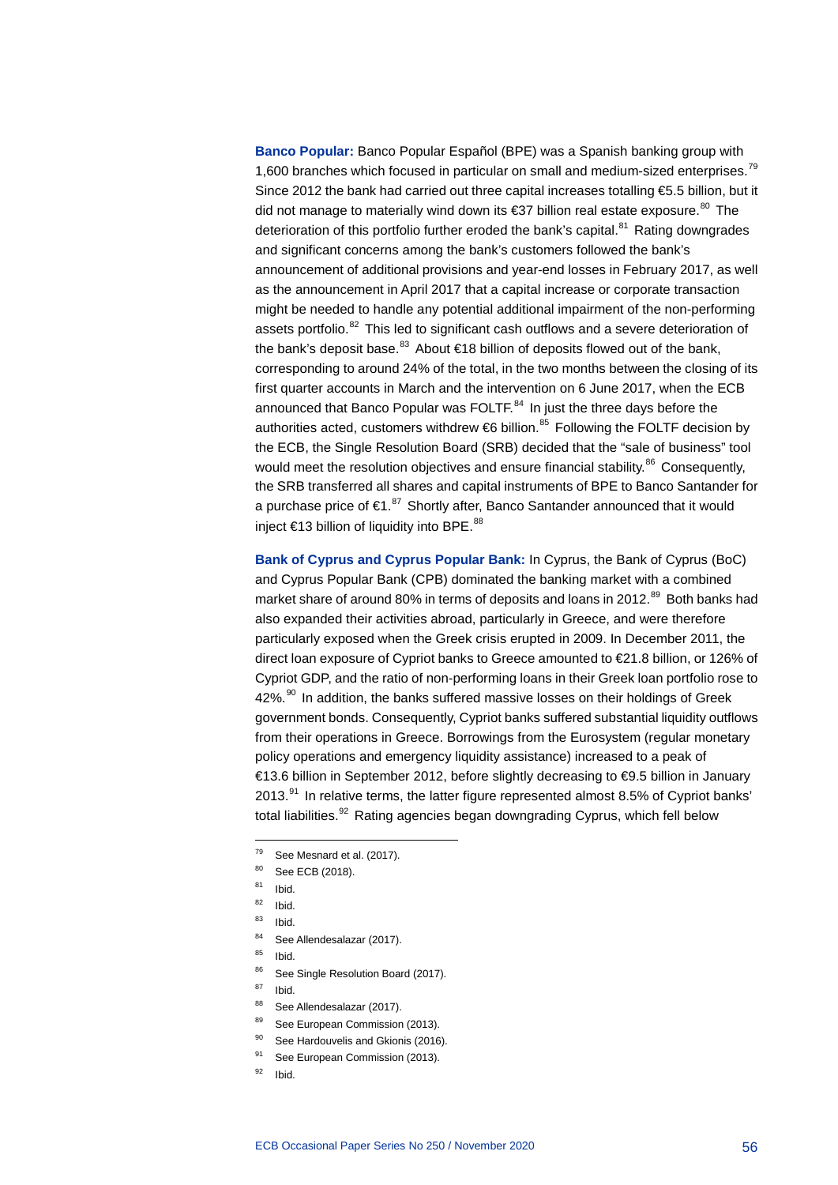**Banco Popular:** Banco Popular Español (BPE) was a Spanish banking group with 1,600 branches which focused in particular on small and medium-sized enterprises.[79] Since 2012 the bank had carried out three capital increases totalling €5.5 billion, but it did not manage to materially wind down its €37 billion real estate exposure.[80] The deterioration of this portfolio further eroded the bank's capital.[81] Rating downgrades and significant concerns among the bank's customers followed the bank's announcement of additional provisions and year-end losses in February 2017, as well as the announcement in April 2017 that a capital increase or corporate transaction might be needed to handle any potential additional impairment of the non-performing assets portfolio.[82] This led to significant cash outflows and a severe deterioration of the bank's deposit base.[83] About €18 billion of deposits flowed out of the bank, corresponding to around 24% of the total, in the two months between the closing of its first quarter accounts in March and the intervention on 6 June 2017, when the ECB announced that Banco Popular was FOLTF.[84] In just the three days before the authorities acted, customers withdrew €6 billion.[85] Following the FOLTF decision by the ECB, the Single Resolution Board (SRB) decided that the "sale of business" tool would meet the resolution objectives and ensure financial stability.[86] Consequently, the SRB transferred all shares and capital instruments of BPE to Banco Santander for a purchase price of €1.[87] Shortly after, Banco Santander announced that it would inject €13 billion of liquidity into BPE.[88]

**Bank of Cyprus and Cyprus Popular Bank:** In Cyprus, the Bank of Cyprus (BoC) and Cyprus Popular Bank (CPB) dominated the banking market with a combined market share of around 80% in terms of deposits and loans in 2012.[89] Both banks had also expanded their activities abroad, particularly in Greece, and were therefore particularly exposed when the Greek crisis erupted in 2009. In December 2011, the direct loan exposure of Cypriot banks to Greece amounted to €21.8 billion, or 126% of Cypriot GDP, and the ratio of non-performing loans in their Greek loan portfolio rose to 42%.[90] In addition, the banks suffered massive losses on their holdings of Greek government bonds. Consequently, Cypriot banks suffered substantial liquidity outflows from their operations in Greece. Borrowings from the Eurosystem (regular monetary policy operations and emergency liquidity assistance) increased to a peak of €13.6 billion in September 2012, before slightly decreasing to €9.5 billion in January 2013.[91] In relative terms, the latter figure represented almost 8.5% of Cypriot banks' total liabilities.[92] Rating agencies began downgrading Cyprus, which fell below

---

[79] See Mesnard et al. (2017).

[80] See ECB (2018).

[81] Ibid.

[82] Ibid.

[83] Ibid.

[84] See Allendesalazar (2017).

[85] Ibid.

[86] See Single Resolution Board (2017).

[87] Ibid.

[88] See Allendesalazar (2017).

[89] See European Commission (2013).

[90] See Hardouvelis and Gkionis (2016).

[91] See European Commission (2013).

[92] Ibid.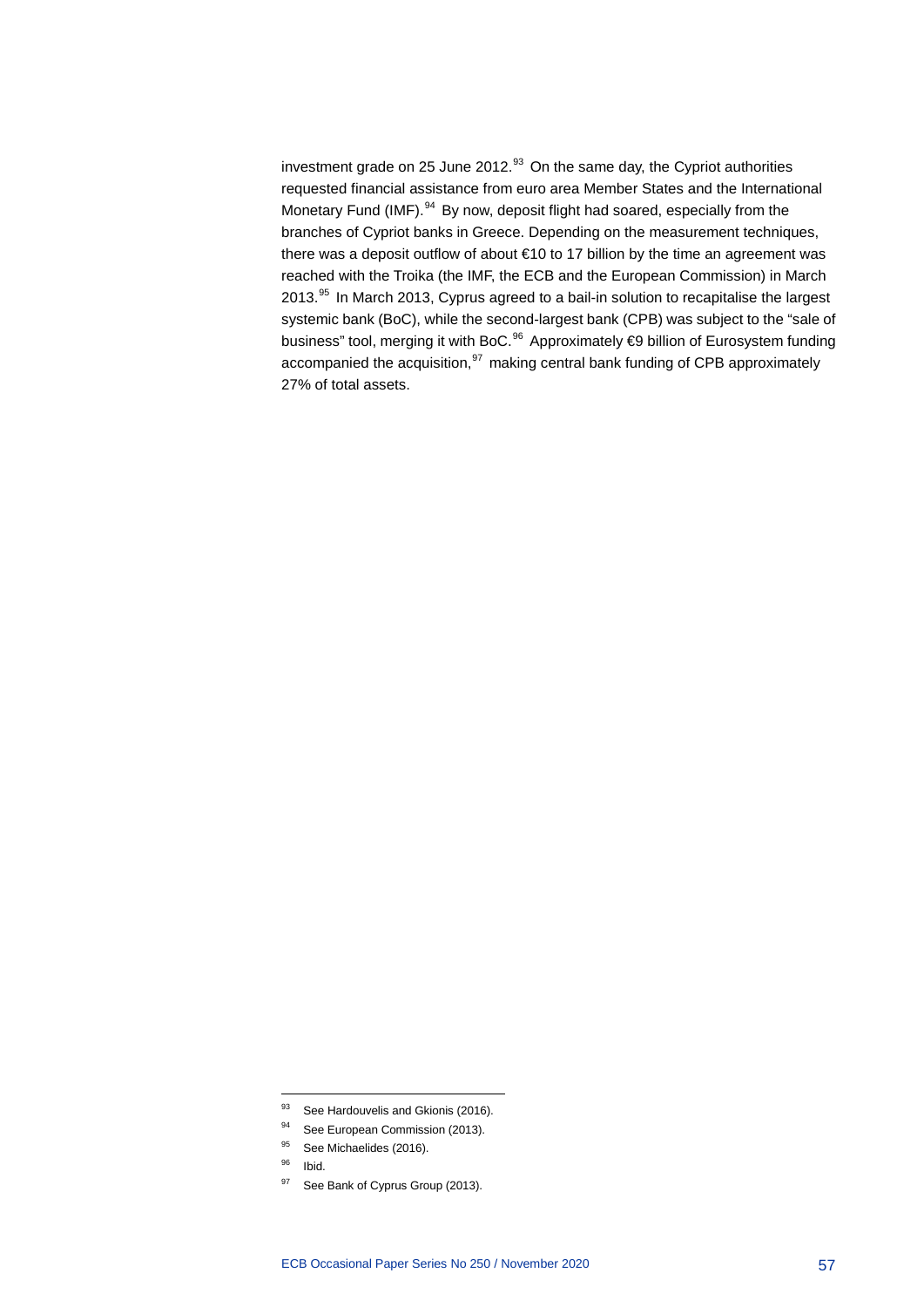investment grade on 25 June 2012.[93] On the same day, the Cypriot authorities requested financial assistance from euro area Member States and the International Monetary Fund (IMF).[94] By now, deposit flight had soared, especially from the branches of Cypriot banks in Greece. Depending on the measurement techniques, there was a deposit outflow of about €10 to 17 billion by the time an agreement was reached with the Troika (the IMF, the ECB and the European Commission) in March 2013.[95] In March 2013, Cyprus agreed to a bail-in solution to recapitalise the largest systemic bank (BoC), while the second-largest bank (CPB) was subject to the "sale of business" tool, merging it with BoC.[96] Approximately €9 billion of Eurosystem funding accompanied the acquisition,[97] making central bank funding of CPB approximately 27% of total assets.

---

[93] See Hardouvelis and Gkionis (2016).

[94] See European Commission (2013).

[95] See Michaelides (2016).

[96] Ibid.

[97] See Bank of Cyprus Group (2013).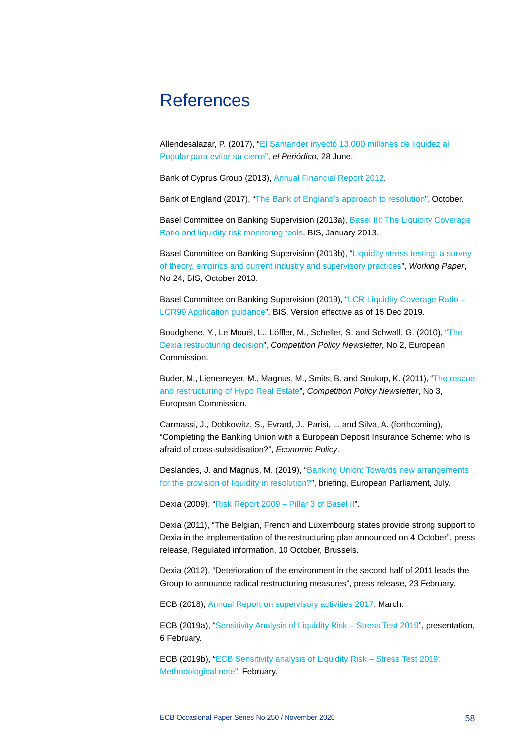# References

Allendesalazar, P. (2017), "El Santander inyectó 13.000 millones de liquidez al Popular para evitar su cierre", *el Periódico*, 28 June.

Bank of Cyprus Group (2013), Annual Financial Report 2012.

Bank of England (2017), "The Bank of England's approach to resolution", October.

Basel Committee on Banking Supervision (2013a), Basel III: The Liquidity Coverage Ratio and liquidity risk monitoring tools, BIS, January 2013.

Basel Committee on Banking Supervision (2013b), "Liquidity stress testing: a survey of theory, empirics and current industry and supervisory practices", *Working Paper*, No 24, BIS, October 2013.

Basel Committee on Banking Supervision (2019), "LCR Liquidity Coverage Ratio – LCR99 Application guidance", BIS, Version effective as of 15 Dec 2019.

Boudghene, Y., Le Mouël, L., Löffler, M., Scheller, S. and Schwall, G. (2010), "The Dexia restructuring decision", *Competition Policy Newsletter*, No 2, European Commission.

Buder, M., Lienemeyer, M., Magnus, M., Smits, B. and Soukup, K. (2011), "The rescue and restructuring of Hypo Real Estate", *Competition Policy Newsletter*, No 3, European Commission.

Carmassi, J., Dobkowitz, S., Evrard, J., Parisi, L. and Silva, A. (forthcoming), "Completing the Banking Union with a European Deposit Insurance Scheme: who is afraid of cross-subsidisation?", *Economic Policy*.

Deslandes, J. and Magnus, M. (2019), "Banking Union: Towards new arrangements for the provision of liquidity in resolution?", briefing, European Parliament, July.

Dexia (2009), "Risk Report 2009 – Pillar 3 of Basel II".

Dexia (2011), "The Belgian, French and Luxembourg states provide strong support to Dexia in the implementation of the restructuring plan announced on 4 October", press release, Regulated information, 10 October, Brussels.

Dexia (2012), "Deterioration of the environment in the second half of 2011 leads the Group to announce radical restructuring measures", press release, 23 February.

ECB (2018), Annual Report on supervisory activities 2017, March.

ECB (2019a), "Sensitivity Analysis of Liquidity Risk – Stress Test 2019", presentation, 6 February.

ECB (2019b), "ECB Sensitivity analysis of Liquidity Risk – Stress Test 2019: Methodological note", February.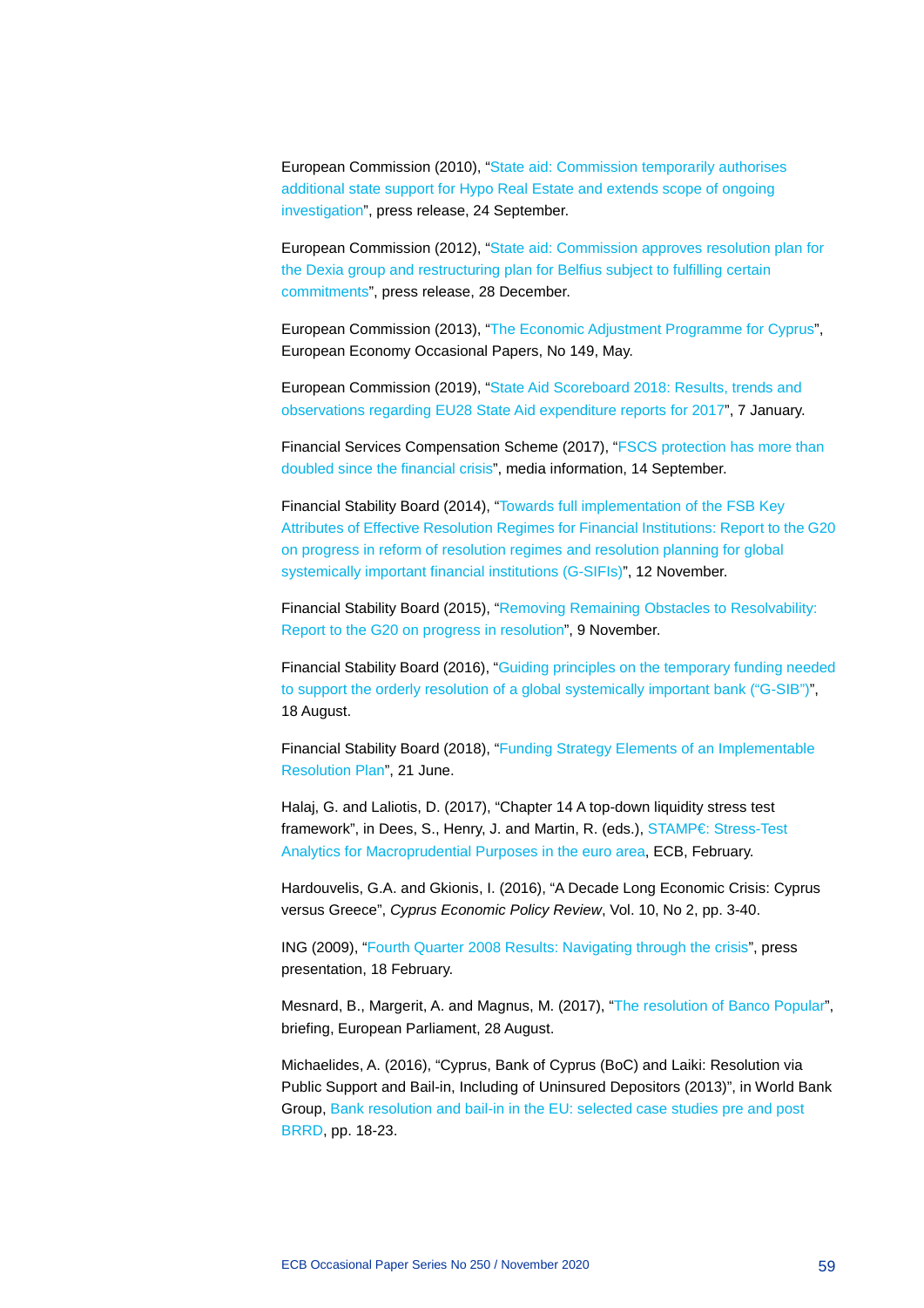European Commission (2010), "State aid: Commission temporarily authorises additional state support for Hypo Real Estate and extends scope of ongoing investigation", press release, 24 September.

European Commission (2012), "State aid: Commission approves resolution plan for the Dexia group and restructuring plan for Belfius subject to fulfilling certain commitments", press release, 28 December.

European Commission (2013), "The Economic Adjustment Programme for Cyprus", European Economy Occasional Papers, No 149, May.

European Commission (2019), "State Aid Scoreboard 2018: Results, trends and observations regarding EU28 State Aid expenditure reports for 2017", 7 January.

Financial Services Compensation Scheme (2017), "FSCS protection has more than doubled since the financial crisis", media information, 14 September.

Financial Stability Board (2014), "Towards full implementation of the FSB Key Attributes of Effective Resolution Regimes for Financial Institutions: Report to the G20 on progress in reform of resolution regimes and resolution planning for global systemically important financial institutions (G-SIFIs)", 12 November.

Financial Stability Board (2015), "Removing Remaining Obstacles to Resolvability: Report to the G20 on progress in resolution", 9 November.

Financial Stability Board (2016), "Guiding principles on the temporary funding needed to support the orderly resolution of a global systemically important bank ("G-SIB")", 18 August.

Financial Stability Board (2018), "Funding Strategy Elements of an Implementable Resolution Plan", 21 June.

Halaj, G. and Laliotis, D. (2017), "Chapter 14 A top-down liquidity stress test framework", in Dees, S., Henry, J. and Martin, R. (eds.), STAMP€: Stress-Test Analytics for Macroprudential Purposes in the euro area, ECB, February.

Hardouvelis, G.A. and Gkionis, I. (2016), "A Decade Long Economic Crisis: Cyprus versus Greece", *Cyprus Economic Policy Review*, Vol. 10, No 2, pp. 3-40.

ING (2009), "Fourth Quarter 2008 Results: Navigating through the crisis", press presentation, 18 February.

Mesnard, B., Margerit, A. and Magnus, M. (2017), "The resolution of Banco Popular", briefing, European Parliament, 28 August.

Michaelides, A. (2016), "Cyprus, Bank of Cyprus (BoC) and Laiki: Resolution via Public Support and Bail-in, Including of Uninsured Depositors (2013)", in World Bank Group, Bank resolution and bail-in in the EU: selected case studies pre and post BRRD, pp. 18-23.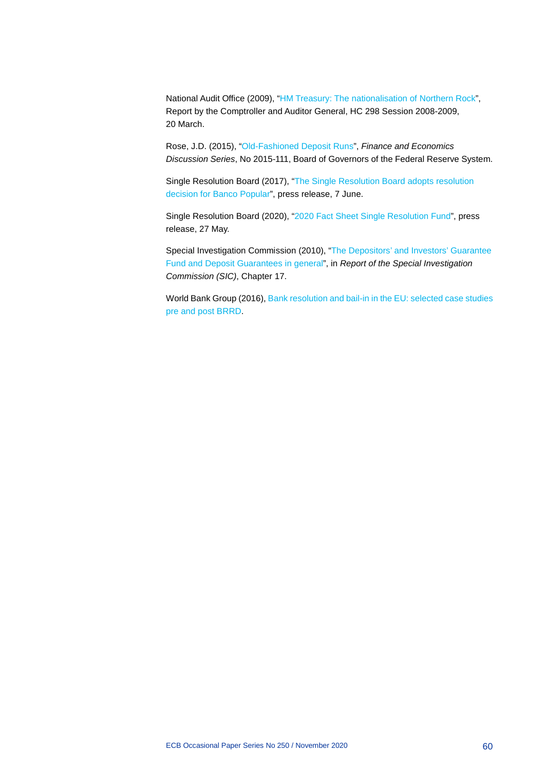National Audit Office (2009), "HM Treasury: The nationalisation of Northern Rock", Report by the Comptroller and Auditor General, HC 298 Session 2008-2009, 20 March.

Rose, J.D. (2015), "Old-Fashioned Deposit Runs", *Finance and Economics Discussion Series*, No 2015-111, Board of Governors of the Federal Reserve System.

Single Resolution Board (2017), "The Single Resolution Board adopts resolution decision for Banco Popular", press release, 7 June.

Single Resolution Board (2020), "2020 Fact Sheet Single Resolution Fund", press release, 27 May.

Special Investigation Commission (2010), "The Depositors' and Investors' Guarantee Fund and Deposit Guarantees in general", in *Report of the Special Investigation Commission (SIC)*, Chapter 17.

World Bank Group (2016), Bank resolution and bail-in in the EU: selected case studies pre and post BRRD.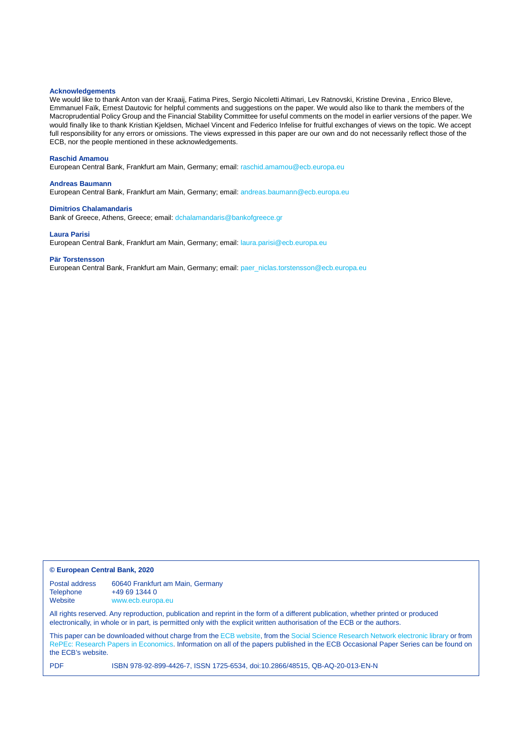**Acknowledgements**

We would like to thank Anton van der Kraaij, Fatima Pires, Sergio Nicoletti Altimari, Lev Ratnovski, Kristine Drevina , Enrico Bleve, Emmanuel Faïk, Ernest Dautovic for helpful comments and suggestions on the paper. We would also like to thank the members of the Macroprudential Policy Group and the Financial Stability Committee for useful comments on the model in earlier versions of the paper. We would finally like to thank Kristian Kjeldsen, Michael Vincent and Federico Infelise for fruitful exchanges of views on the topic. We accept full responsibility for any errors or omissions. The views expressed in this paper are our own and do not necessarily reflect those of the ECB, nor the people mentioned in these acknowledgements.

**Raschid Amamou**
European Central Bank, Frankfurt am Main, Germany; email: raschid.amamou@ecb.europa.eu

**Andreas Baumann**
European Central Bank, Frankfurt am Main, Germany; email: andreas.baumann@ecb.europa.eu

**Dimitrios Chalamandaris**
Bank of Greece, Athens, Greece; email: dchalamandaris@bankofgreece.gr

**Laura Parisi**
European Central Bank, Frankfurt am Main, Germany; email: laura.parisi@ecb.europa.eu

**Pär Torstensson**
European Central Bank, Frankfurt am Main, Germany; email: paer_niclas.torstensson@ecb.europa.eu

**© European Central Bank, 2020**

| | |
|---|---|
| Postal address | 60640 Frankfurt am Main, Germany |
| Telephone | +49 69 1344 0 |
| Website | www.ecb.europa.eu |

All rights reserved. Any reproduction, publication and reprint in the form of a different publication, whether printed or produced electronically, in whole or in part, is permitted only with the explicit written authorisation of the ECB or the authors.

This paper can be downloaded without charge from the ECB website, from the Social Science Research Network electronic library or from RePEc: Research Papers in Economics. Information on all of the papers published in the ECB Occasional Paper Series can be found on the ECB's website.

| | |
|---|---|
| PDF | ISBN 978-92-899-4426-7, ISSN 1725-6534, doi:10.2866/48515, QB-AQ-20-013-EN-N |